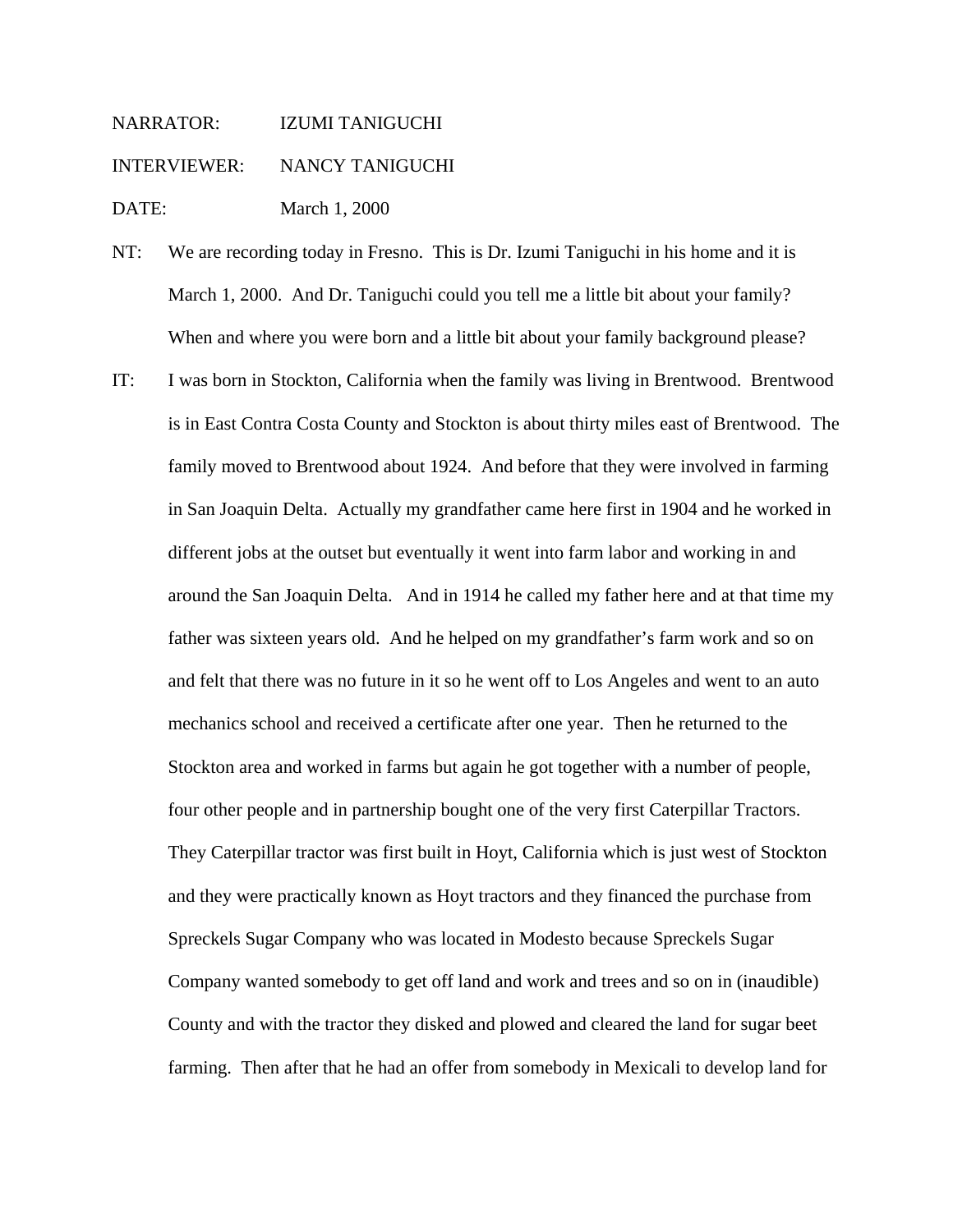NARRATOR: IZUMI TANIGUCHI

INTERVIEWER: NANCY TANIGUCHI

DATE: March 1, 2000

NT: We are recording today in Fresno. This is Dr. Izumi Taniguchi in his home and it is March 1, 2000. And Dr. Taniguchi could you tell me a little bit about your family? When and where you were born and a little bit about your family background please?

IT: I was born in Stockton, California when the family was living in Brentwood. Brentwood is in East Contra Costa County and Stockton is about thirty miles east of Brentwood. The family moved to Brentwood about 1924. And before that they were involved in farming in San Joaquin Delta. Actually my grandfather came here first in 1904 and he worked in different jobs at the outset but eventually it went into farm labor and working in and around the San Joaquin Delta. And in 1914 he called my father here and at that time my father was sixteen years old. And he helped on my grandfather's farm work and so on and felt that there was no future in it so he went off to Los Angeles and went to an auto mechanics school and received a certificate after one year. Then he returned to the Stockton area and worked in farms but again he got together with a number of people, four other people and in partnership bought one of the very first Caterpillar Tractors. They Caterpillar tractor was first built in Hoyt, California which is just west of Stockton and they were practically known as Hoyt tractors and they financed the purchase from Spreckels Sugar Company who was located in Modesto because Spreckels Sugar Company wanted somebody to get off land and work and trees and so on in (inaudible) County and with the tractor they disked and plowed and cleared the land for sugar beet farming. Then after that he had an offer from somebody in Mexicali to develop land for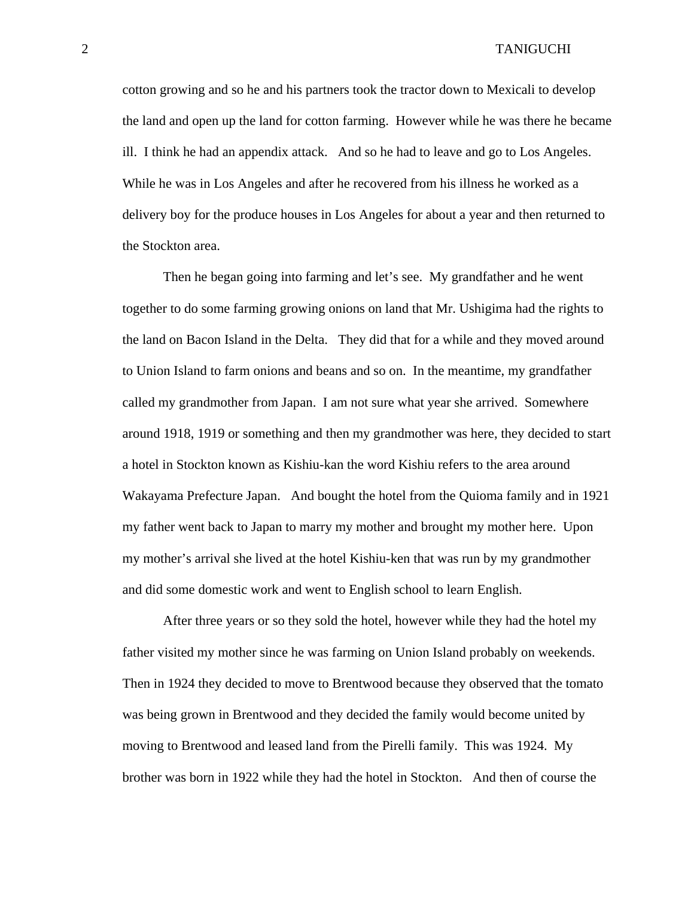cotton growing and so he and his partners took the tractor down to Mexicali to develop the land and open up the land for cotton farming. However while he was there he became ill. I think he had an appendix attack. And so he had to leave and go to Los Angeles. While he was in Los Angeles and after he recovered from his illness he worked as a delivery boy for the produce houses in Los Angeles for about a year and then returned to the Stockton area.

Then he began going into farming and let's see. My grandfather and he went together to do some farming growing onions on land that Mr. Ushigima had the rights to the land on Bacon Island in the Delta. They did that for a while and they moved around to Union Island to farm onions and beans and so on. In the meantime, my grandfather called my grandmother from Japan. I am not sure what year she arrived. Somewhere around 1918, 1919 or something and then my grandmother was here, they decided to start a hotel in Stockton known as Kishiu-kan the word Kishiu refers to the area around Wakayama Prefecture Japan. And bought the hotel from the Quioma family and in 1921 my father went back to Japan to marry my mother and brought my mother here. Upon my mother's arrival she lived at the hotel Kishiu-ken that was run by my grandmother and did some domestic work and went to English school to learn English.

After three years or so they sold the hotel, however while they had the hotel my father visited my mother since he was farming on Union Island probably on weekends. Then in 1924 they decided to move to Brentwood because they observed that the tomato was being grown in Brentwood and they decided the family would become united by moving to Brentwood and leased land from the Pirelli family. This was 1924. My brother was born in 1922 while they had the hotel in Stockton. And then of course the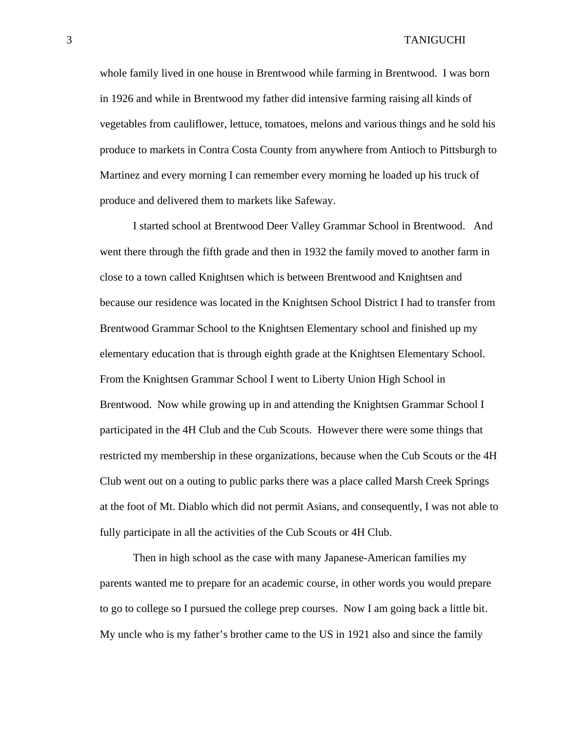whole family lived in one house in Brentwood while farming in Brentwood. I was born in 1926 and while in Brentwood my father did intensive farming raising all kinds of vegetables from cauliflower, lettuce, tomatoes, melons and various things and he sold his produce to markets in Contra Costa County from anywhere from Antioch to Pittsburgh to Martinez and every morning I can remember every morning he loaded up his truck of produce and delivered them to markets like Safeway.

I started school at Brentwood Deer Valley Grammar School in Brentwood. And went there through the fifth grade and then in 1932 the family moved to another farm in close to a town called Knightsen which is between Brentwood and Knightsen and because our residence was located in the Knightsen School District I had to transfer from Brentwood Grammar School to the Knightsen Elementary school and finished up my elementary education that is through eighth grade at the Knightsen Elementary School. From the Knightsen Grammar School I went to Liberty Union High School in Brentwood. Now while growing up in and attending the Knightsen Grammar School I participated in the 4H Club and the Cub Scouts. However there were some things that restricted my membership in these organizations, because when the Cub Scouts or the 4H Club went out on a outing to public parks there was a place called Marsh Creek Springs at the foot of Mt. Diablo which did not permit Asians, and consequently, I was not able to fully participate in all the activities of the Cub Scouts or 4H Club.

Then in high school as the case with many Japanese-American families my parents wanted me to prepare for an academic course, in other words you would prepare to go to college so I pursued the college prep courses. Now I am going back a little bit. My uncle who is my father's brother came to the US in 1921 also and since the family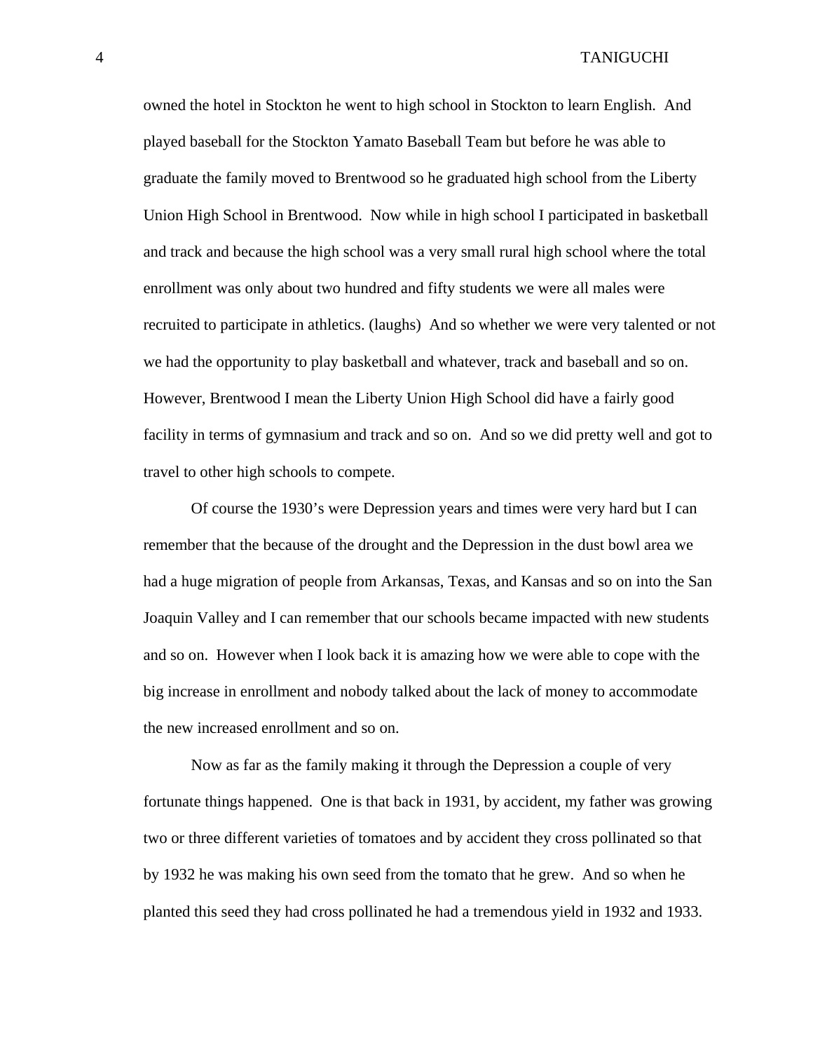owned the hotel in Stockton he went to high school in Stockton to learn English. And played baseball for the Stockton Yamato Baseball Team but before he was able to graduate the family moved to Brentwood so he graduated high school from the Liberty Union High School in Brentwood. Now while in high school I participated in basketball and track and because the high school was a very small rural high school where the total enrollment was only about two hundred and fifty students we were all males were recruited to participate in athletics. (laughs) And so whether we were very talented or not we had the opportunity to play basketball and whatever, track and baseball and so on. However, Brentwood I mean the Liberty Union High School did have a fairly good facility in terms of gymnasium and track and so on. And so we did pretty well and got to travel to other high schools to compete.

Of course the 1930's were Depression years and times were very hard but I can remember that the because of the drought and the Depression in the dust bowl area we had a huge migration of people from Arkansas, Texas, and Kansas and so on into the San Joaquin Valley and I can remember that our schools became impacted with new students and so on. However when I look back it is amazing how we were able to cope with the big increase in enrollment and nobody talked about the lack of money to accommodate the new increased enrollment and so on.

Now as far as the family making it through the Depression a couple of very fortunate things happened. One is that back in 1931, by accident, my father was growing two or three different varieties of tomatoes and by accident they cross pollinated so that by 1932 he was making his own seed from the tomato that he grew. And so when he planted this seed they had cross pollinated he had a tremendous yield in 1932 and 1933.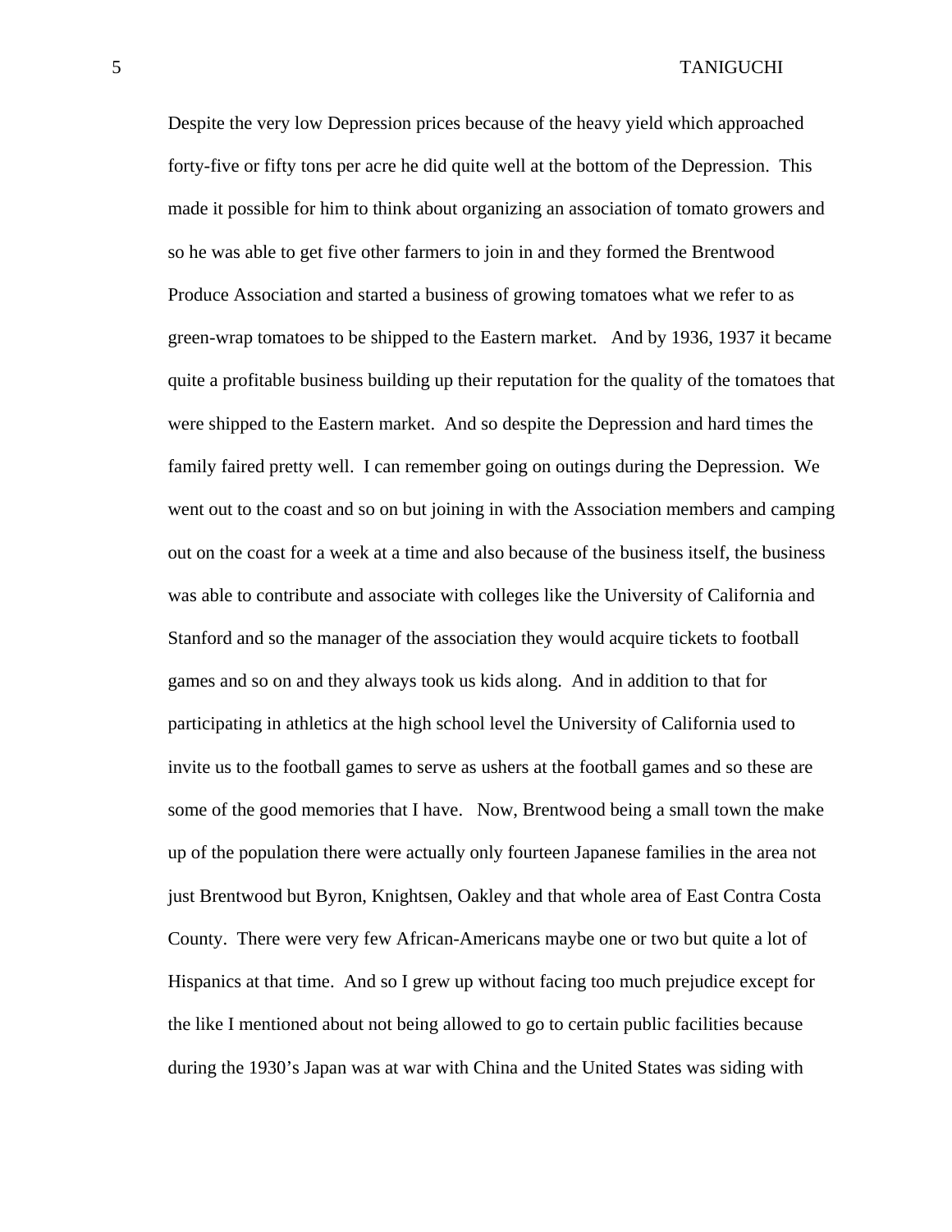Despite the very low Depression prices because of the heavy yield which approached forty-five or fifty tons per acre he did quite well at the bottom of the Depression. This made it possible for him to think about organizing an association of tomato growers and so he was able to get five other farmers to join in and they formed the Brentwood Produce Association and started a business of growing tomatoes what we refer to as green-wrap tomatoes to be shipped to the Eastern market. And by 1936, 1937 it became quite a profitable business building up their reputation for the quality of the tomatoes that were shipped to the Eastern market. And so despite the Depression and hard times the family faired pretty well. I can remember going on outings during the Depression. We went out to the coast and so on but joining in with the Association members and camping out on the coast for a week at a time and also because of the business itself, the business was able to contribute and associate with colleges like the University of California and Stanford and so the manager of the association they would acquire tickets to football games and so on and they always took us kids along. And in addition to that for participating in athletics at the high school level the University of California used to invite us to the football games to serve as ushers at the football games and so these are some of the good memories that I have. Now, Brentwood being a small town the make up of the population there were actually only fourteen Japanese families in the area not just Brentwood but Byron, Knightsen, Oakley and that whole area of East Contra Costa County. There were very few African-Americans maybe one or two but quite a lot of Hispanics at that time. And so I grew up without facing too much prejudice except for the like I mentioned about not being allowed to go to certain public facilities because during the 1930's Japan was at war with China and the United States was siding with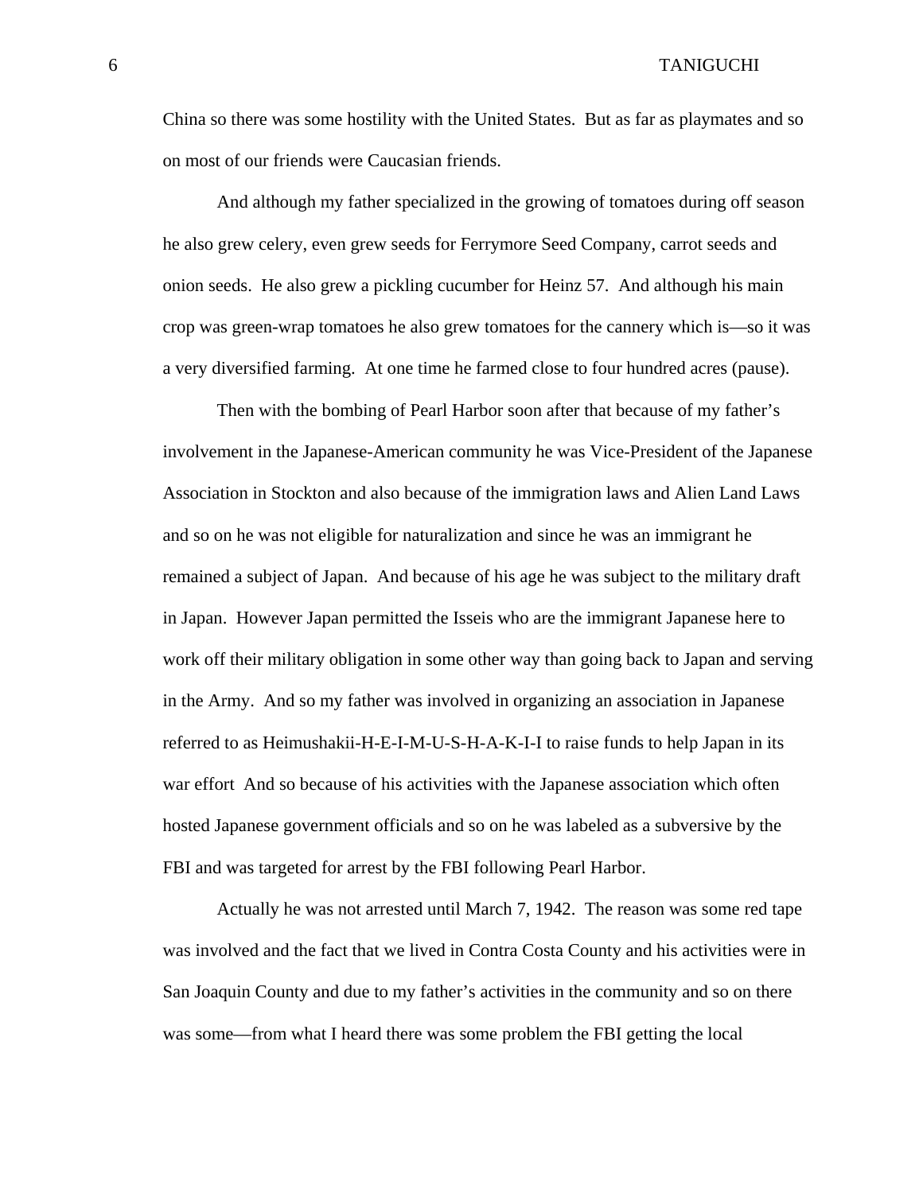China so there was some hostility with the United States. But as far as playmates and so on most of our friends were Caucasian friends.

And although my father specialized in the growing of tomatoes during off season he also grew celery, even grew seeds for Ferrymore Seed Company, carrot seeds and onion seeds. He also grew a pickling cucumber for Heinz 57. And although his main crop was green-wrap tomatoes he also grew tomatoes for the cannery which is—so it was a very diversified farming. At one time he farmed close to four hundred acres (pause).

Then with the bombing of Pearl Harbor soon after that because of my father's involvement in the Japanese-American community he was Vice-President of the Japanese Association in Stockton and also because of the immigration laws and Alien Land Laws and so on he was not eligible for naturalization and since he was an immigrant he remained a subject of Japan. And because of his age he was subject to the military draft in Japan. However Japan permitted the Isseis who are the immigrant Japanese here to work off their military obligation in some other way than going back to Japan and serving in the Army. And so my father was involved in organizing an association in Japanese referred to as Heimushakii-H-E-I-M-U-S-H-A-K-I-I to raise funds to help Japan in its war effort And so because of his activities with the Japanese association which often hosted Japanese government officials and so on he was labeled as a subversive by the FBI and was targeted for arrest by the FBI following Pearl Harbor.

Actually he was not arrested until March 7, 1942. The reason was some red tape was involved and the fact that we lived in Contra Costa County and his activities were in San Joaquin County and due to my father's activities in the community and so on there was some—from what I heard there was some problem the FBI getting the local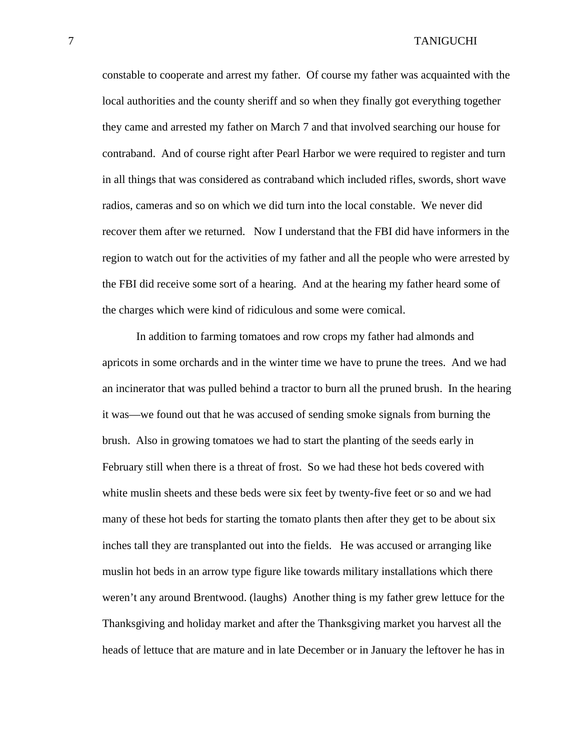constable to cooperate and arrest my father. Of course my father was acquainted with the local authorities and the county sheriff and so when they finally got everything together they came and arrested my father on March 7 and that involved searching our house for contraband. And of course right after Pearl Harbor we were required to register and turn in all things that was considered as contraband which included rifles, swords, short wave radios, cameras and so on which we did turn into the local constable. We never did recover them after we returned. Now I understand that the FBI did have informers in the region to watch out for the activities of my father and all the people who were arrested by the FBI did receive some sort of a hearing. And at the hearing my father heard some of the charges which were kind of ridiculous and some were comical.

In addition to farming tomatoes and row crops my father had almonds and apricots in some orchards and in the winter time we have to prune the trees. And we had an incinerator that was pulled behind a tractor to burn all the pruned brush. In the hearing it was—we found out that he was accused of sending smoke signals from burning the brush. Also in growing tomatoes we had to start the planting of the seeds early in February still when there is a threat of frost. So we had these hot beds covered with white muslin sheets and these beds were six feet by twenty-five feet or so and we had many of these hot beds for starting the tomato plants then after they get to be about six inches tall they are transplanted out into the fields. He was accused or arranging like muslin hot beds in an arrow type figure like towards military installations which there weren't any around Brentwood. (laughs) Another thing is my father grew lettuce for the Thanksgiving and holiday market and after the Thanksgiving market you harvest all the heads of lettuce that are mature and in late December or in January the leftover he has in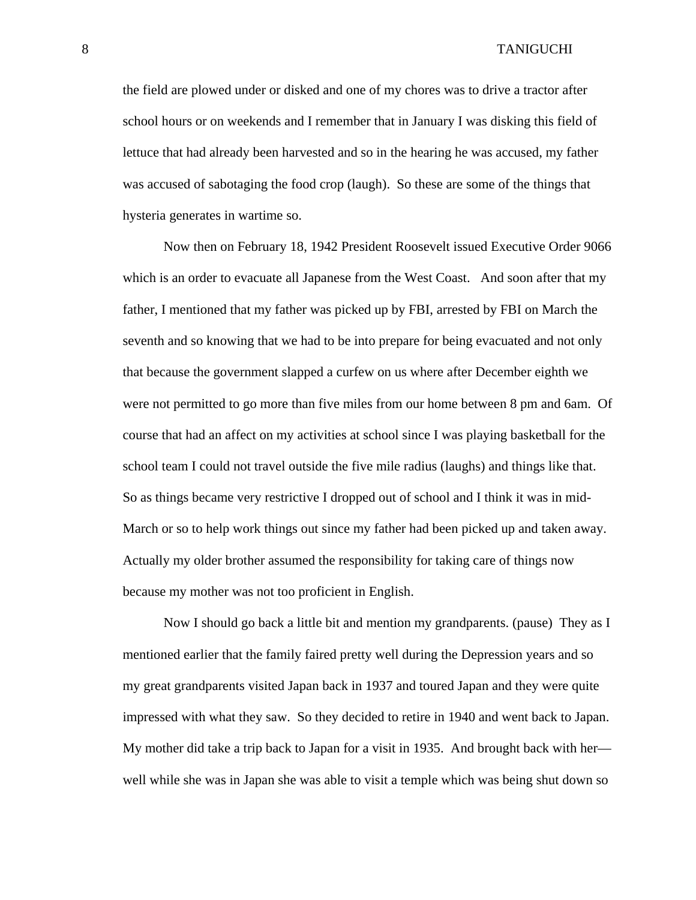the field are plowed under or disked and one of my chores was to drive a tractor after school hours or on weekends and I remember that in January I was disking this field of lettuce that had already been harvested and so in the hearing he was accused, my father was accused of sabotaging the food crop (laugh). So these are some of the things that hysteria generates in wartime so.

Now then on February 18, 1942 President Roosevelt issued Executive Order 9066 which is an order to evacuate all Japanese from the West Coast. And soon after that my father, I mentioned that my father was picked up by FBI, arrested by FBI on March the seventh and so knowing that we had to be into prepare for being evacuated and not only that because the government slapped a curfew on us where after December eighth we were not permitted to go more than five miles from our home between 8 pm and 6am. Of course that had an affect on my activities at school since I was playing basketball for the school team I could not travel outside the five mile radius (laughs) and things like that. So as things became very restrictive I dropped out of school and I think it was in mid-March or so to help work things out since my father had been picked up and taken away. Actually my older brother assumed the responsibility for taking care of things now because my mother was not too proficient in English.

Now I should go back a little bit and mention my grandparents. (pause) They as I mentioned earlier that the family faired pretty well during the Depression years and so my great grandparents visited Japan back in 1937 and toured Japan and they were quite impressed with what they saw. So they decided to retire in 1940 and went back to Japan. My mother did take a trip back to Japan for a visit in 1935. And brought back with her—well while she was in Japan she was able to visit a temple which was being shut down so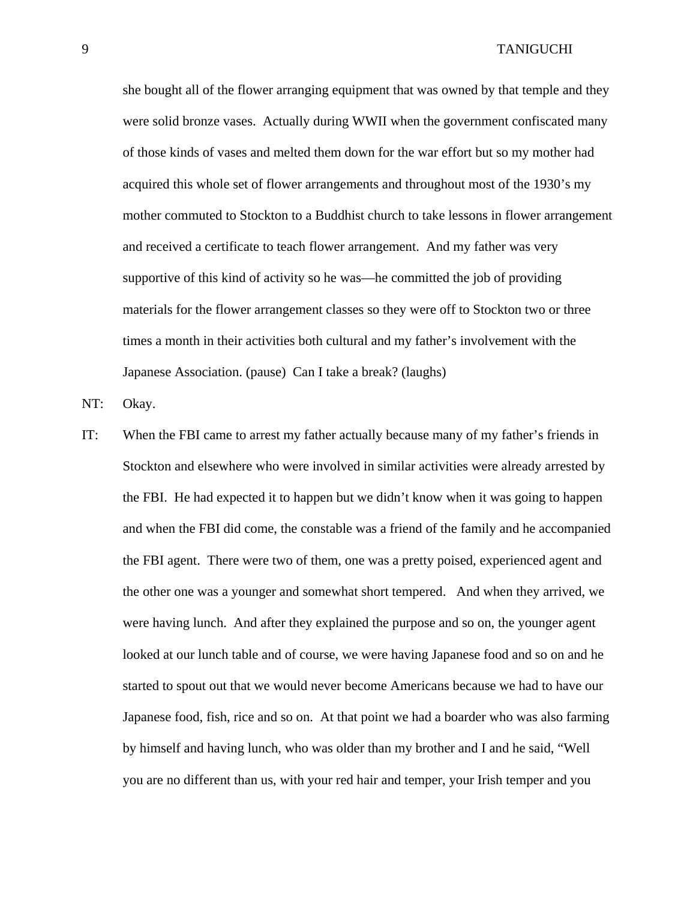she bought all of the flower arranging equipment that was owned by that temple and they were solid bronze vases. Actually during WWII when the government confiscated many of those kinds of vases and melted them down for the war effort but so my mother had acquired this whole set of flower arrangements and throughout most of the 1930's my mother commuted to Stockton to a Buddhist church to take lessons in flower arrangement and received a certificate to teach flower arrangement. And my father was very supportive of this kind of activity so he was—he committed the job of providing materials for the flower arrangement classes so they were off to Stockton two or three times a month in their activities both cultural and my father's involvement with the Japanese Association. (pause) Can I take a break? (laughs)

NT: Okay.

IT: When the FBI came to arrest my father actually because many of my father's friends in Stockton and elsewhere who were involved in similar activities were already arrested by the FBI. He had expected it to happen but we didn't know when it was going to happen and when the FBI did come, the constable was a friend of the family and he accompanied the FBI agent. There were two of them, one was a pretty poised, experienced agent and the other one was a younger and somewhat short tempered. And when they arrived, we were having lunch. And after they explained the purpose and so on, the younger agent looked at our lunch table and of course, we were having Japanese food and so on and he started to spout out that we would never become Americans because we had to have our Japanese food, fish, rice and so on. At that point we had a boarder who was also farming by himself and having lunch, who was older than my brother and I and he said, "Well you are no different than us, with your red hair and temper, your Irish temper and you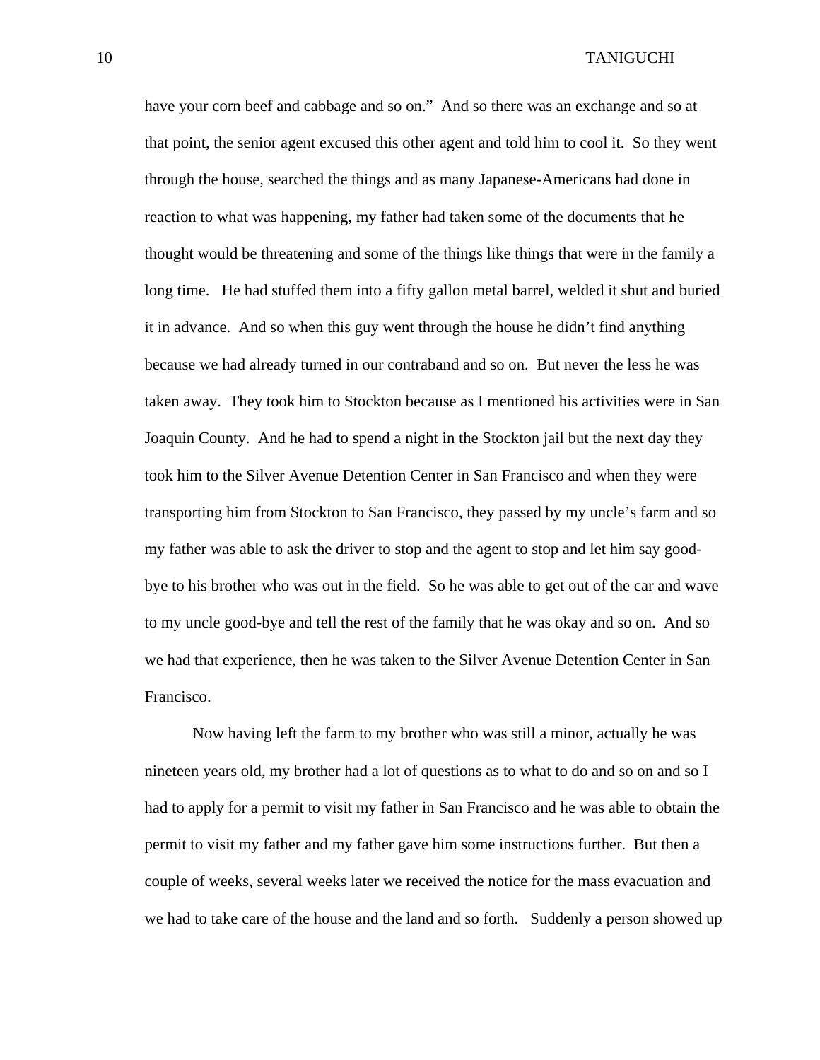have your corn beef and cabbage and so on."  And so there was an exchange and so at that point, the senior agent excused this other agent and told him to cool it.  So they went through the house, searched the things and as many Japanese-Americans had done in reaction to what was happening, my father had taken some of the documents that he thought would be threatening and some of the things like things that were in the family a long time.   He had stuffed them into a fifty gallon metal barrel, welded it shut and buried it in advance.  And so when this guy went through the house he didn't find anything because we had already turned in our contraband and so on.  But never the less he was taken away.  They took him to Stockton because as I mentioned his activities were in San Joaquin County.  And he had to spend a night in the Stockton jail but the next day they took him to the Silver Avenue Detention Center in San Francisco and when they were transporting him from Stockton to San Francisco, they passed by my uncle's farm and so my father was able to ask the driver to stop and the agent to stop and let him say good-bye to his brother who was out in the field.  So he was able to get out of the car and wave to my uncle good-bye and tell the rest of the family that he was okay and so on.  And so we had that experience, then he was taken to the Silver Avenue Detention Center in San Francisco.

Now having left the farm to my brother who was still a minor, actually he was nineteen years old, my brother had a lot of questions as to what to do and so on and so I had to apply for a permit to visit my father in San Francisco and he was able to obtain the permit to visit my father and my father gave him some instructions further.  But then a couple of weeks, several weeks later we received the notice for the mass evacuation and we had to take care of the house and the land and so forth.   Suddenly a person showed up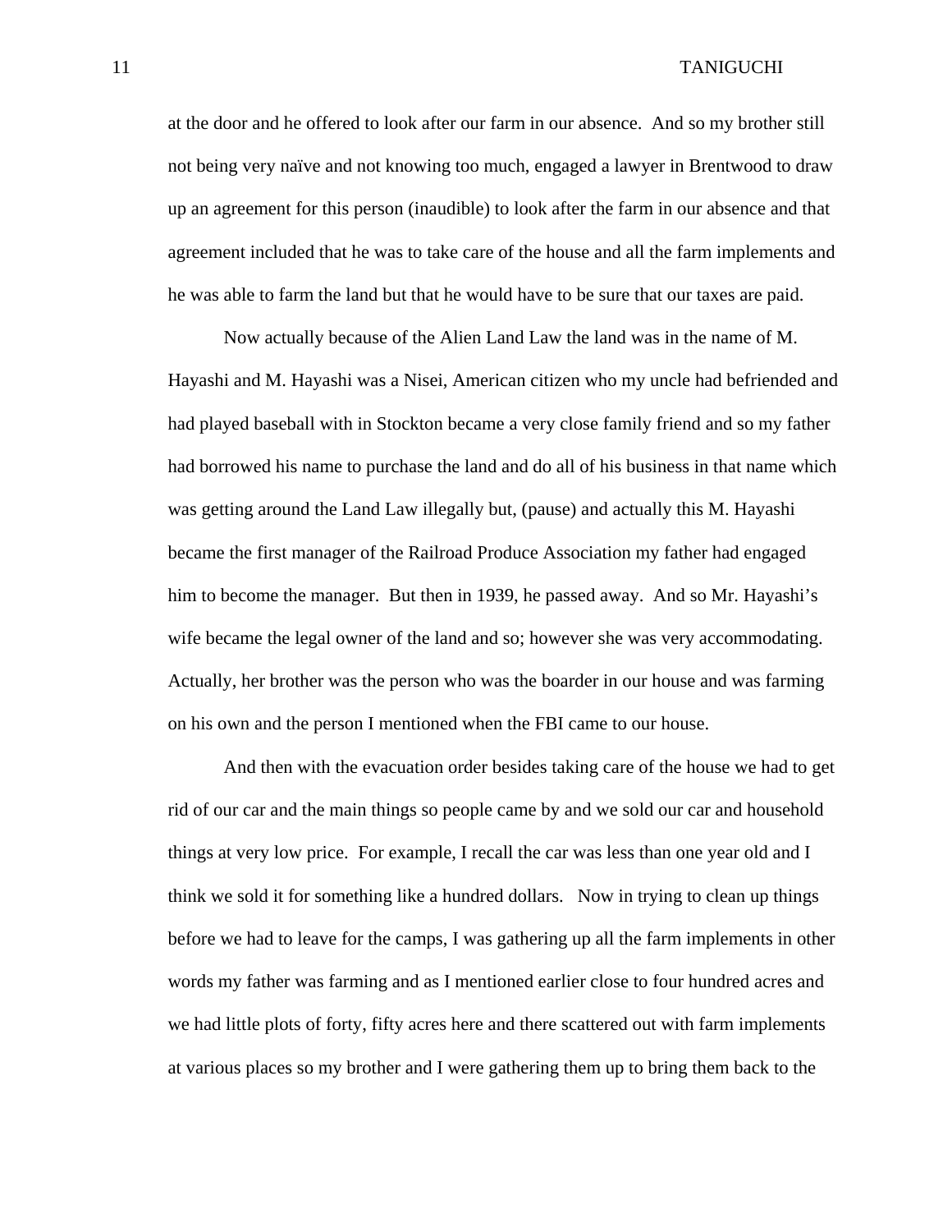at the door and he offered to look after our farm in our absence. And so my brother still not being very naïve and not knowing too much, engaged a lawyer in Brentwood to draw up an agreement for this person (inaudible) to look after the farm in our absence and that agreement included that he was to take care of the house and all the farm implements and he was able to farm the land but that he would have to be sure that our taxes are paid.

Now actually because of the Alien Land Law the land was in the name of M. Hayashi and M. Hayashi was a Nisei, American citizen who my uncle had befriended and had played baseball with in Stockton became a very close family friend and so my father had borrowed his name to purchase the land and do all of his business in that name which was getting around the Land Law illegally but, (pause) and actually this M. Hayashi became the first manager of the Railroad Produce Association my father had engaged him to become the manager. But then in 1939, he passed away. And so Mr. Hayashi's wife became the legal owner of the land and so; however she was very accommodating. Actually, her brother was the person who was the boarder in our house and was farming on his own and the person I mentioned when the FBI came to our house.

And then with the evacuation order besides taking care of the house we had to get rid of our car and the main things so people came by and we sold our car and household things at very low price. For example, I recall the car was less than one year old and I think we sold it for something like a hundred dollars. Now in trying to clean up things before we had to leave for the camps, I was gathering up all the farm implements in other words my father was farming and as I mentioned earlier close to four hundred acres and we had little plots of forty, fifty acres here and there scattered out with farm implements at various places so my brother and I were gathering them up to bring them back to the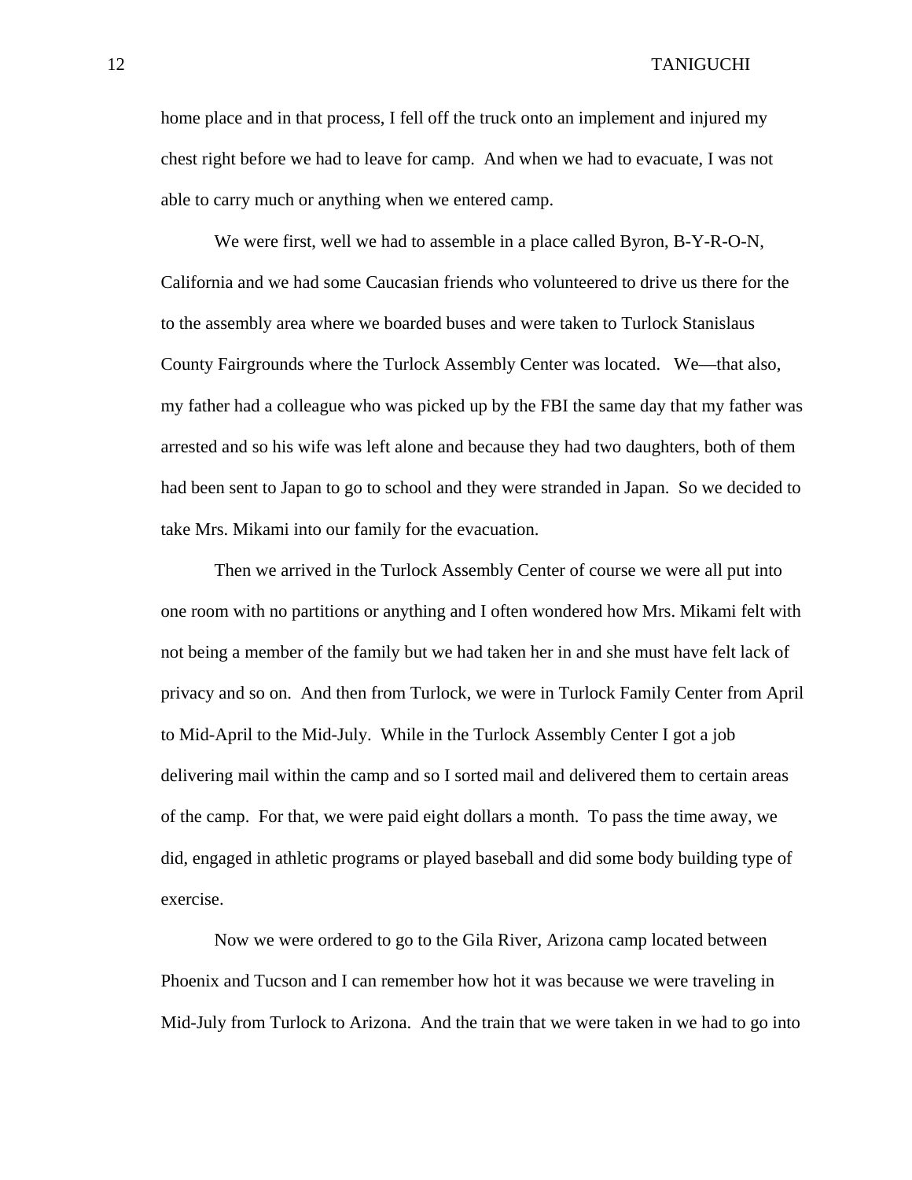home place and in that process, I fell off the truck onto an implement and injured my chest right before we had to leave for camp.  And when we had to evacuate, I was not able to carry much or anything when we entered camp.

We were first, well we had to assemble in a place called Byron, B-Y-R-O-N, California and we had some Caucasian friends who volunteered to drive us there for the to the assembly area where we boarded buses and were taken to Turlock Stanislaus County Fairgrounds where the Turlock Assembly Center was located.   We—that also, my father had a colleague who was picked up by the FBI the same day that my father was arrested and so his wife was left alone and because they had two daughters, both of them had been sent to Japan to go to school and they were stranded in Japan.  So we decided to take Mrs. Mikami into our family for the evacuation.

Then we arrived in the Turlock Assembly Center of course we were all put into one room with no partitions or anything and I often wondered how Mrs. Mikami felt with not being a member of the family but we had taken her in and she must have felt lack of privacy and so on.  And then from Turlock, we were in Turlock Family Center from April to Mid-April to the Mid-July.  While in the Turlock Assembly Center I got a job delivering mail within the camp and so I sorted mail and delivered them to certain areas of the camp.  For that, we were paid eight dollars a month.  To pass the time away, we did, engaged in athletic programs or played baseball and did some body building type of exercise.

Now we were ordered to go to the Gila River, Arizona camp located between Phoenix and Tucson and I can remember how hot it was because we were traveling in Mid-July from Turlock to Arizona.  And the train that we were taken in we had to go into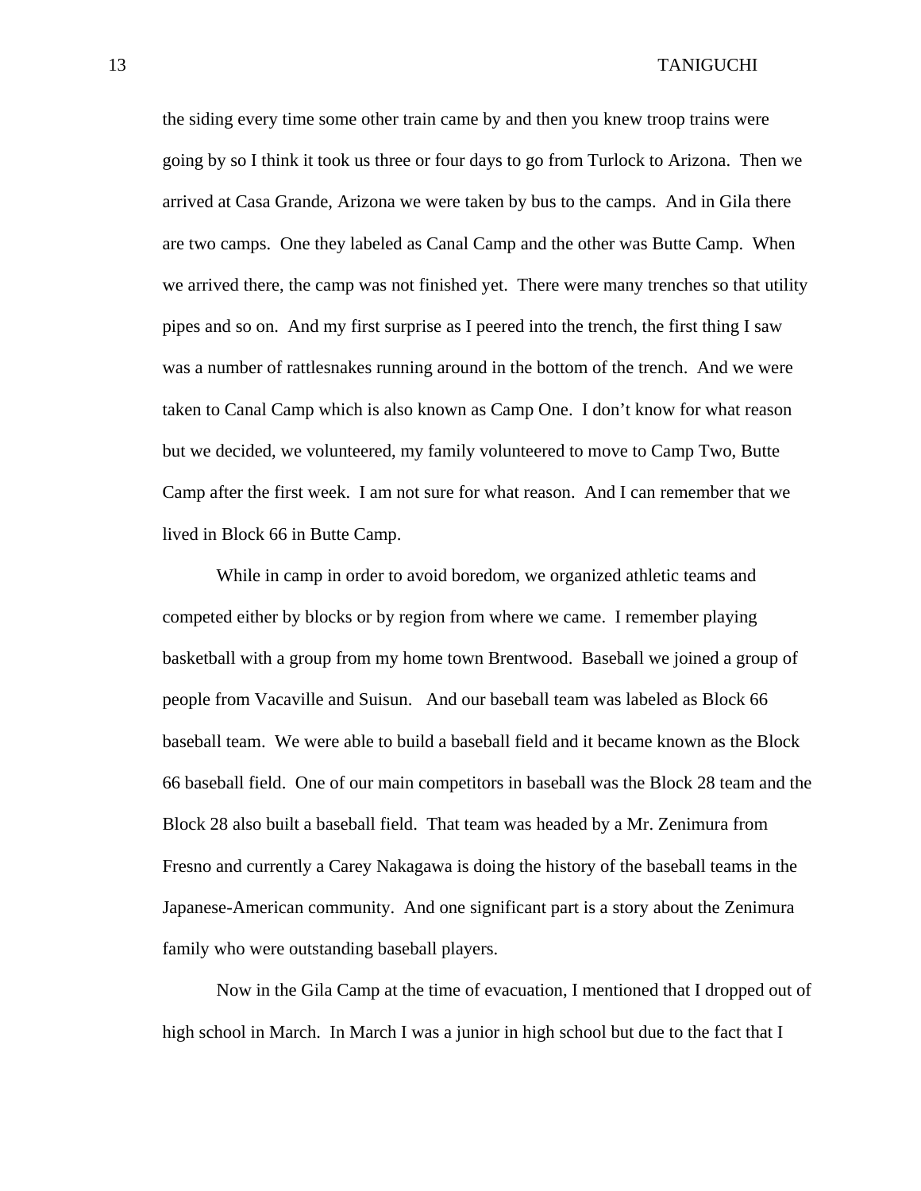the siding every time some other train came by and then you knew troop trains were going by so I think it took us three or four days to go from Turlock to Arizona. Then we arrived at Casa Grande, Arizona we were taken by bus to the camps. And in Gila there are two camps. One they labeled as Canal Camp and the other was Butte Camp. When we arrived there, the camp was not finished yet. There were many trenches so that utility pipes and so on. And my first surprise as I peered into the trench, the first thing I saw was a number of rattlesnakes running around in the bottom of the trench. And we were taken to Canal Camp which is also known as Camp One. I don't know for what reason but we decided, we volunteered, my family volunteered to move to Camp Two, Butte Camp after the first week. I am not sure for what reason. And I can remember that we lived in Block 66 in Butte Camp.

While in camp in order to avoid boredom, we organized athletic teams and competed either by blocks or by region from where we came. I remember playing basketball with a group from my home town Brentwood. Baseball we joined a group of people from Vacaville and Suisun. And our baseball team was labeled as Block 66 baseball team. We were able to build a baseball field and it became known as the Block 66 baseball field. One of our main competitors in baseball was the Block 28 team and the Block 28 also built a baseball field. That team was headed by a Mr. Zenimura from Fresno and currently a Carey Nakagawa is doing the history of the baseball teams in the Japanese-American community. And one significant part is a story about the Zenimura family who were outstanding baseball players.

Now in the Gila Camp at the time of evacuation, I mentioned that I dropped out of high school in March. In March I was a junior in high school but due to the fact that I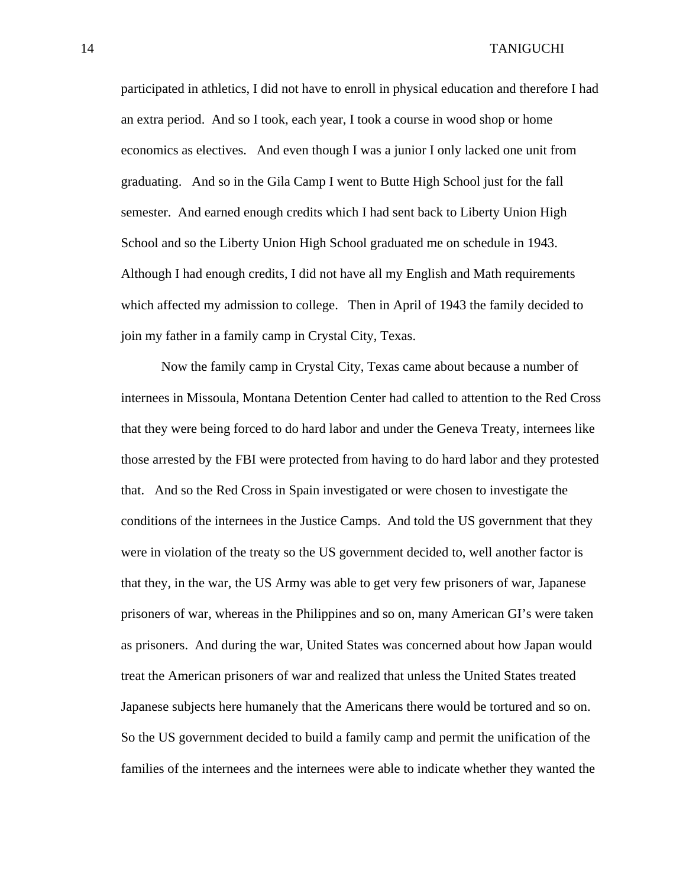participated in athletics, I did not have to enroll in physical education and therefore I had an extra period. And so I took, each year, I took a course in wood shop or home economics as electives. And even though I was a junior I only lacked one unit from graduating. And so in the Gila Camp I went to Butte High School just for the fall semester. And earned enough credits which I had sent back to Liberty Union High School and so the Liberty Union High School graduated me on schedule in 1943. Although I had enough credits, I did not have all my English and Math requirements which affected my admission to college. Then in April of 1943 the family decided to join my father in a family camp in Crystal City, Texas.

Now the family camp in Crystal City, Texas came about because a number of internees in Missoula, Montana Detention Center had called to attention to the Red Cross that they were being forced to do hard labor and under the Geneva Treaty, internees like those arrested by the FBI were protected from having to do hard labor and they protested that. And so the Red Cross in Spain investigated or were chosen to investigate the conditions of the internees in the Justice Camps. And told the US government that they were in violation of the treaty so the US government decided to, well another factor is that they, in the war, the US Army was able to get very few prisoners of war, Japanese prisoners of war, whereas in the Philippines and so on, many American GI's were taken as prisoners. And during the war, United States was concerned about how Japan would treat the American prisoners of war and realized that unless the United States treated Japanese subjects here humanely that the Americans there would be tortured and so on. So the US government decided to build a family camp and permit the unification of the families of the internees and the internees were able to indicate whether they wanted the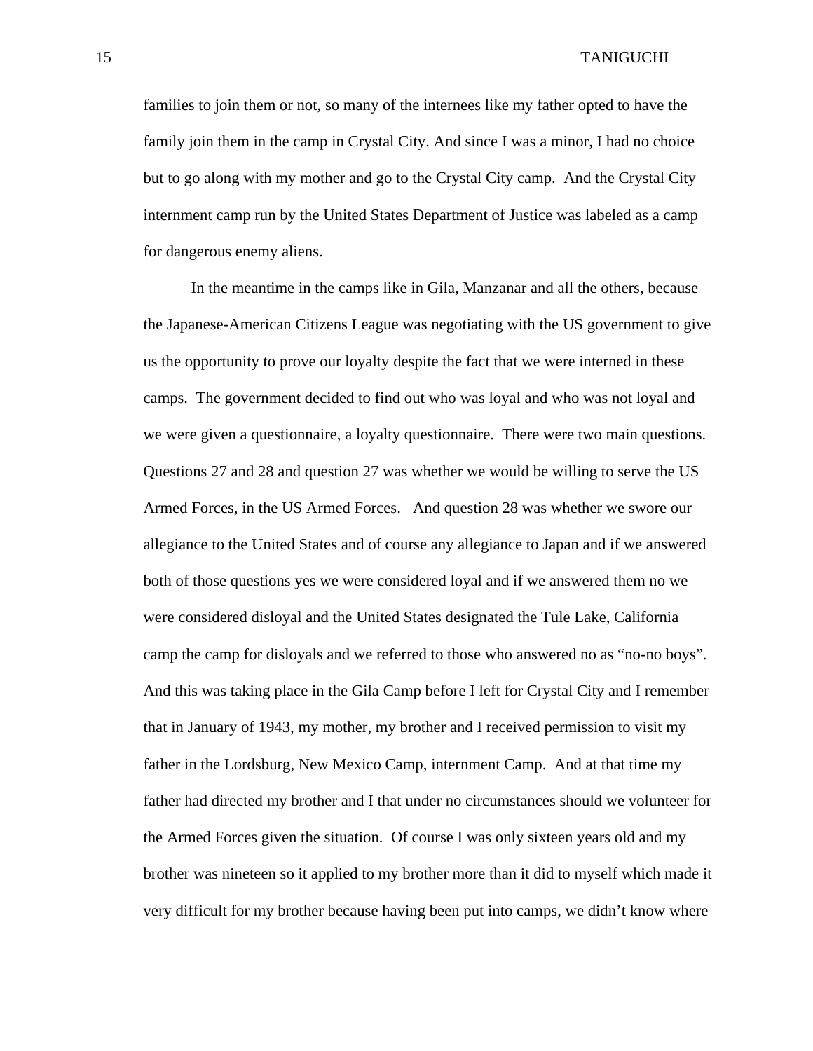families to join them or not, so many of the internees like my father opted to have the family join them in the camp in Crystal City. And since I was a minor, I had no choice but to go along with my mother and go to the Crystal City camp. And the Crystal City internment camp run by the United States Department of Justice was labeled as a camp for dangerous enemy aliens.

In the meantime in the camps like in Gila, Manzanar and all the others, because the Japanese-American Citizens League was negotiating with the US government to give us the opportunity to prove our loyalty despite the fact that we were interned in these camps. The government decided to find out who was loyal and who was not loyal and we were given a questionnaire, a loyalty questionnaire. There were two main questions. Questions 27 and 28 and question 27 was whether we would be willing to serve the US Armed Forces, in the US Armed Forces. And question 28 was whether we swore our allegiance to the United States and of course any allegiance to Japan and if we answered both of those questions yes we were considered loyal and if we answered them no we were considered disloyal and the United States designated the Tule Lake, California camp the camp for disloyals and we referred to those who answered no as "no-no boys". And this was taking place in the Gila Camp before I left for Crystal City and I remember that in January of 1943, my mother, my brother and I received permission to visit my father in the Lordsburg, New Mexico Camp, internment Camp. And at that time my father had directed my brother and I that under no circumstances should we volunteer for the Armed Forces given the situation. Of course I was only sixteen years old and my brother was nineteen so it applied to my brother more than it did to myself which made it very difficult for my brother because having been put into camps, we didn't know where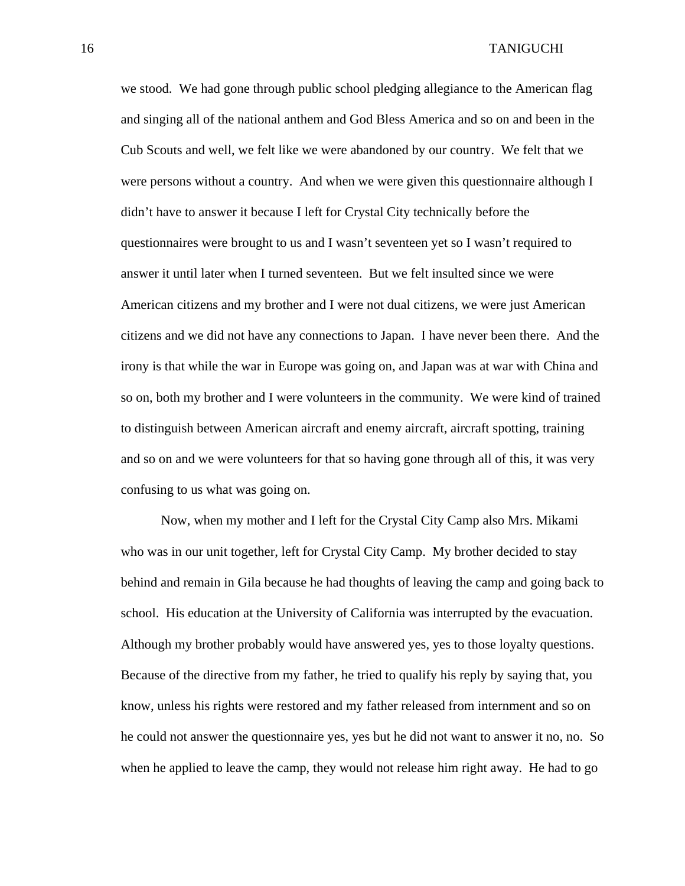we stood. We had gone through public school pledging allegiance to the American flag and singing all of the national anthem and God Bless America and so on and been in the Cub Scouts and well, we felt like we were abandoned by our country. We felt that we were persons without a country. And when we were given this questionnaire although I didn't have to answer it because I left for Crystal City technically before the questionnaires were brought to us and I wasn't seventeen yet so I wasn't required to answer it until later when I turned seventeen. But we felt insulted since we were American citizens and my brother and I were not dual citizens, we were just American citizens and we did not have any connections to Japan. I have never been there. And the irony is that while the war in Europe was going on, and Japan was at war with China and so on, both my brother and I were volunteers in the community. We were kind of trained to distinguish between American aircraft and enemy aircraft, aircraft spotting, training and so on and we were volunteers for that so having gone through all of this, it was very confusing to us what was going on.

Now, when my mother and I left for the Crystal City Camp also Mrs. Mikami who was in our unit together, left for Crystal City Camp. My brother decided to stay behind and remain in Gila because he had thoughts of leaving the camp and going back to school. His education at the University of California was interrupted by the evacuation. Although my brother probably would have answered yes, yes to those loyalty questions. Because of the directive from my father, he tried to qualify his reply by saying that, you know, unless his rights were restored and my father released from internment and so on he could not answer the questionnaire yes, yes but he did not want to answer it no, no. So when he applied to leave the camp, they would not release him right away. He had to go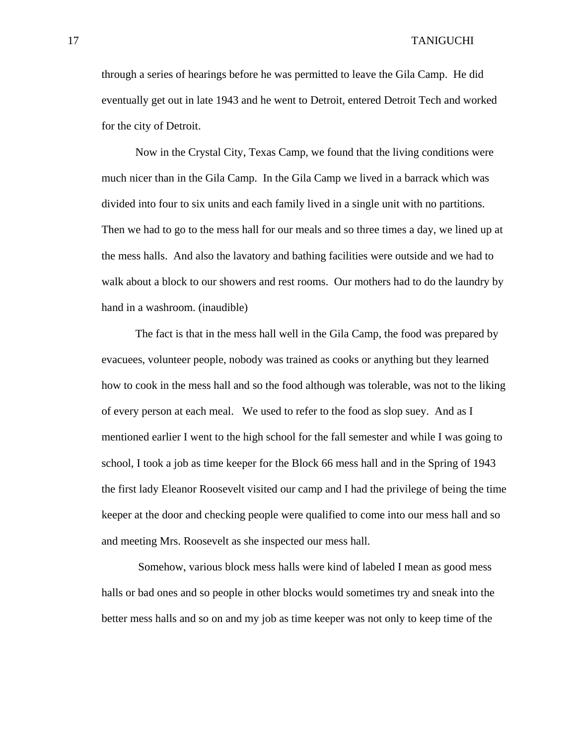through a series of hearings before he was permitted to leave the Gila Camp. He did eventually get out in late 1943 and he went to Detroit, entered Detroit Tech and worked for the city of Detroit.

Now in the Crystal City, Texas Camp, we found that the living conditions were much nicer than in the Gila Camp. In the Gila Camp we lived in a barrack which was divided into four to six units and each family lived in a single unit with no partitions. Then we had to go to the mess hall for our meals and so three times a day, we lined up at the mess halls. And also the lavatory and bathing facilities were outside and we had to walk about a block to our showers and rest rooms. Our mothers had to do the laundry by hand in a washroom. (inaudible)

The fact is that in the mess hall well in the Gila Camp, the food was prepared by evacuees, volunteer people, nobody was trained as cooks or anything but they learned how to cook in the mess hall and so the food although was tolerable, was not to the liking of every person at each meal. We used to refer to the food as slop suey. And as I mentioned earlier I went to the high school for the fall semester and while I was going to school, I took a job as time keeper for the Block 66 mess hall and in the Spring of 1943 the first lady Eleanor Roosevelt visited our camp and I had the privilege of being the time keeper at the door and checking people were qualified to come into our mess hall and so and meeting Mrs. Roosevelt as she inspected our mess hall.

Somehow, various block mess halls were kind of labeled I mean as good mess halls or bad ones and so people in other blocks would sometimes try and sneak into the better mess halls and so on and my job as time keeper was not only to keep time of the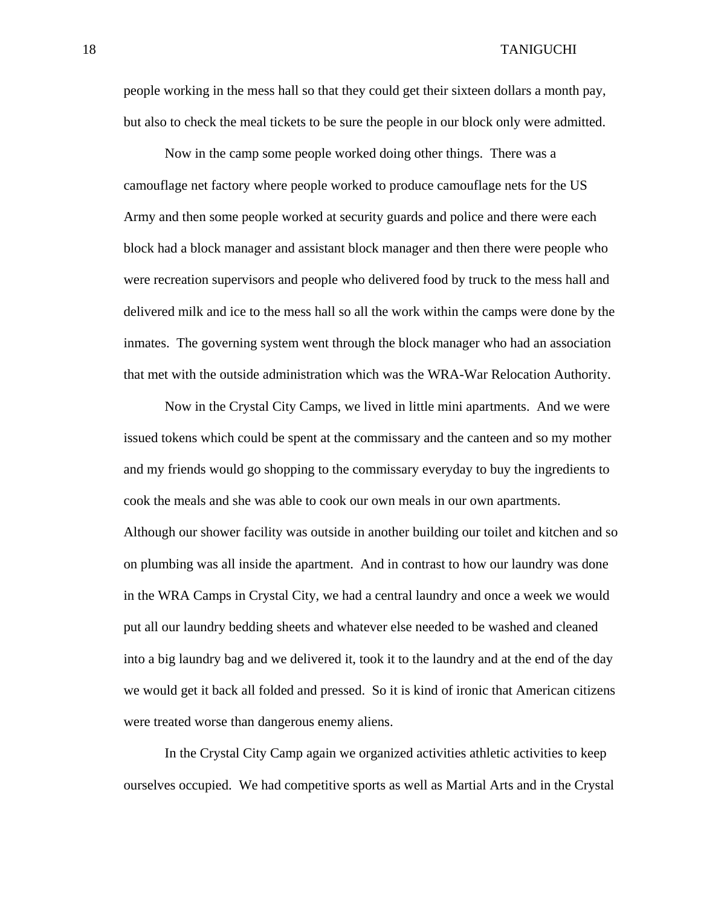people working in the mess hall so that they could get their sixteen dollars a month pay, but also to check the meal tickets to be sure the people in our block only were admitted.

Now in the camp some people worked doing other things. There was a camouflage net factory where people worked to produce camouflage nets for the US Army and then some people worked at security guards and police and there were each block had a block manager and assistant block manager and then there were people who were recreation supervisors and people who delivered food by truck to the mess hall and delivered milk and ice to the mess hall so all the work within the camps were done by the inmates. The governing system went through the block manager who had an association that met with the outside administration which was the WRA-War Relocation Authority.

Now in the Crystal City Camps, we lived in little mini apartments. And we were issued tokens which could be spent at the commissary and the canteen and so my mother and my friends would go shopping to the commissary everyday to buy the ingredients to cook the meals and she was able to cook our own meals in our own apartments. Although our shower facility was outside in another building our toilet and kitchen and so on plumbing was all inside the apartment. And in contrast to how our laundry was done in the WRA Camps in Crystal City, we had a central laundry and once a week we would put all our laundry bedding sheets and whatever else needed to be washed and cleaned into a big laundry bag and we delivered it, took it to the laundry and at the end of the day we would get it back all folded and pressed. So it is kind of ironic that American citizens were treated worse than dangerous enemy aliens.

In the Crystal City Camp again we organized activities athletic activities to keep ourselves occupied. We had competitive sports as well as Martial Arts and in the Crystal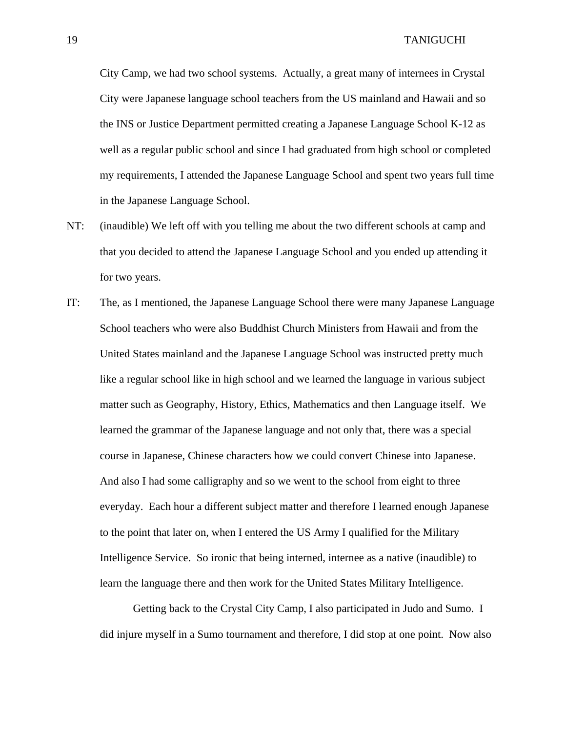City Camp, we had two school systems. Actually, a great many of internees in Crystal City were Japanese language school teachers from the US mainland and Hawaii and so the INS or Justice Department permitted creating a Japanese Language School K-12 as well as a regular public school and since I had graduated from high school or completed my requirements, I attended the Japanese Language School and spent two years full time in the Japanese Language School.

NT: (inaudible) We left off with you telling me about the two different schools at camp and that you decided to attend the Japanese Language School and you ended up attending it for two years.

IT: The, as I mentioned, the Japanese Language School there were many Japanese Language School teachers who were also Buddhist Church Ministers from Hawaii and from the United States mainland and the Japanese Language School was instructed pretty much like a regular school like in high school and we learned the language in various subject matter such as Geography, History, Ethics, Mathematics and then Language itself. We learned the grammar of the Japanese language and not only that, there was a special course in Japanese, Chinese characters how we could convert Chinese into Japanese. And also I had some calligraphy and so we went to the school from eight to three everyday. Each hour a different subject matter and therefore I learned enough Japanese to the point that later on, when I entered the US Army I qualified for the Military Intelligence Service. So ironic that being interned, internee as a native (inaudible) to learn the language there and then work for the United States Military Intelligence.

Getting back to the Crystal City Camp, I also participated in Judo and Sumo. I did injure myself in a Sumo tournament and therefore, I did stop at one point. Now also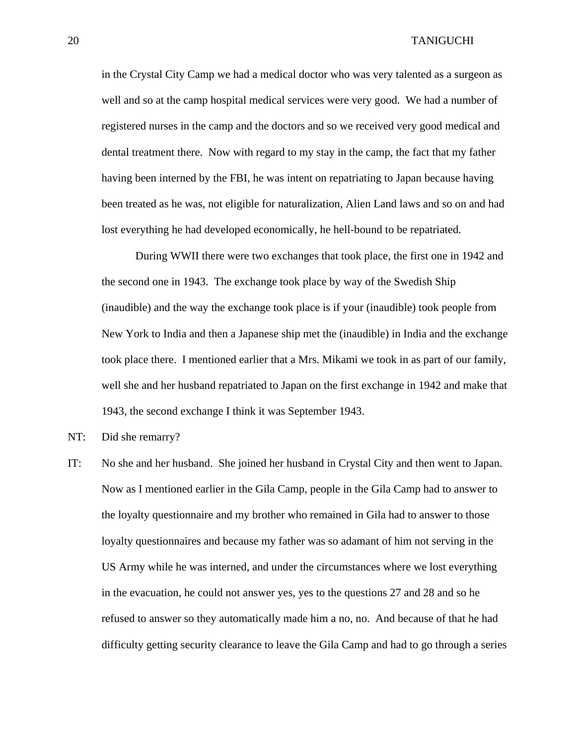in the Crystal City Camp we had a medical doctor who was very talented as a surgeon as well and so at the camp hospital medical services were very good. We had a number of registered nurses in the camp and the doctors and so we received very good medical and dental treatment there. Now with regard to my stay in the camp, the fact that my father having been interned by the FBI, he was intent on repatriating to Japan because having been treated as he was, not eligible for naturalization, Alien Land laws and so on and had lost everything he had developed economically, he hell-bound to be repatriated.

During WWII there were two exchanges that took place, the first one in 1942 and the second one in 1943. The exchange took place by way of the Swedish Ship (inaudible) and the way the exchange took place is if your (inaudible) took people from New York to India and then a Japanese ship met the (inaudible) in India and the exchange took place there. I mentioned earlier that a Mrs. Mikami we took in as part of our family, well she and her husband repatriated to Japan on the first exchange in 1942 and make that 1943, the second exchange I think it was September 1943.

NT: Did she remarry?

IT: No she and her husband. She joined her husband in Crystal City and then went to Japan. Now as I mentioned earlier in the Gila Camp, people in the Gila Camp had to answer to the loyalty questionnaire and my brother who remained in Gila had to answer to those loyalty questionnaires and because my father was so adamant of him not serving in the US Army while he was interned, and under the circumstances where we lost everything in the evacuation, he could not answer yes, yes to the questions 27 and 28 and so he refused to answer so they automatically made him a no, no. And because of that he had difficulty getting security clearance to leave the Gila Camp and had to go through a series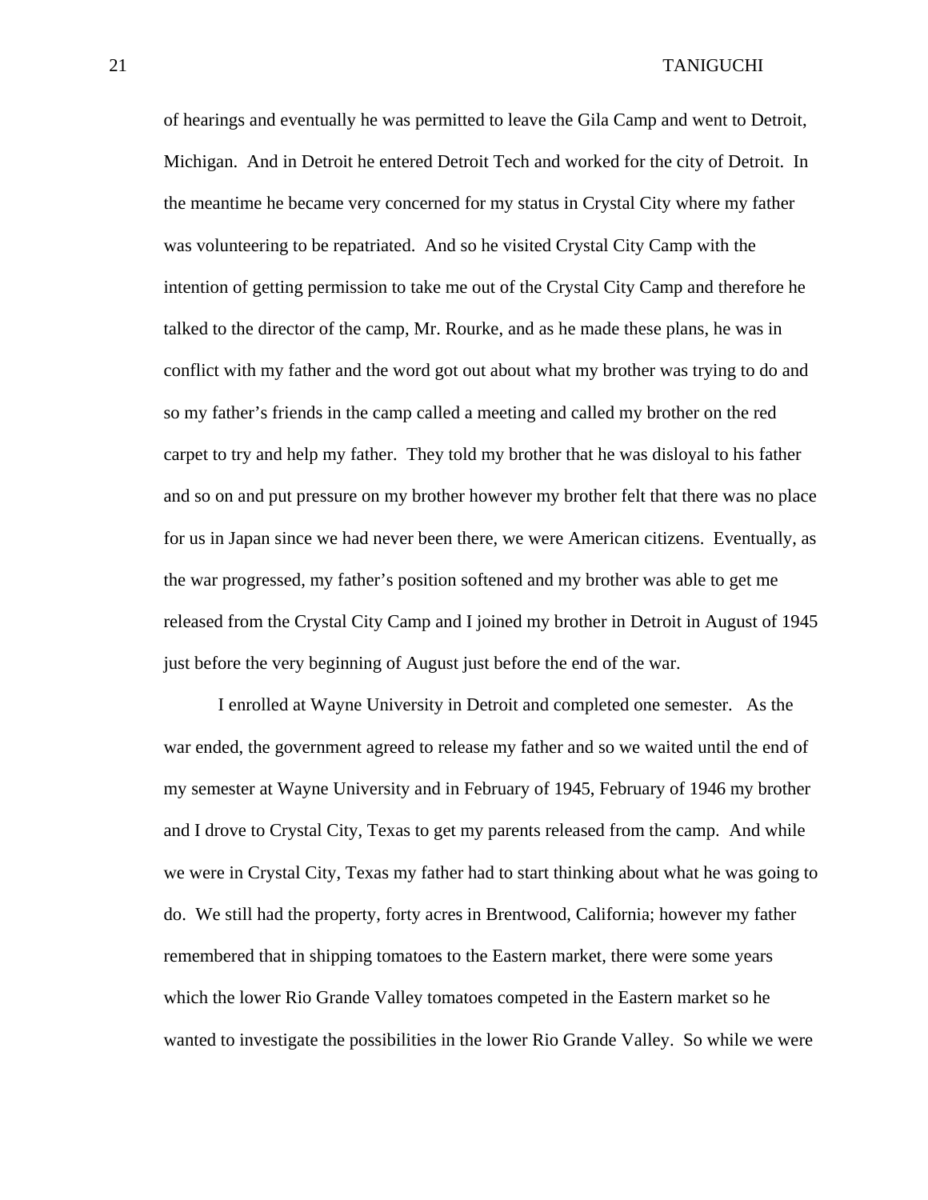of hearings and eventually he was permitted to leave the Gila Camp and went to Detroit, Michigan. And in Detroit he entered Detroit Tech and worked for the city of Detroit. In the meantime he became very concerned for my status in Crystal City where my father was volunteering to be repatriated. And so he visited Crystal City Camp with the intention of getting permission to take me out of the Crystal City Camp and therefore he talked to the director of the camp, Mr. Rourke, and as he made these plans, he was in conflict with my father and the word got out about what my brother was trying to do and so my father's friends in the camp called a meeting and called my brother on the red carpet to try and help my father. They told my brother that he was disloyal to his father and so on and put pressure on my brother however my brother felt that there was no place for us in Japan since we had never been there, we were American citizens. Eventually, as the war progressed, my father's position softened and my brother was able to get me released from the Crystal City Camp and I joined my brother in Detroit in August of 1945 just before the very beginning of August just before the end of the war.

I enrolled at Wayne University in Detroit and completed one semester. As the war ended, the government agreed to release my father and so we waited until the end of my semester at Wayne University and in February of 1945, February of 1946 my brother and I drove to Crystal City, Texas to get my parents released from the camp. And while we were in Crystal City, Texas my father had to start thinking about what he was going to do. We still had the property, forty acres in Brentwood, California; however my father remembered that in shipping tomatoes to the Eastern market, there were some years which the lower Rio Grande Valley tomatoes competed in the Eastern market so he wanted to investigate the possibilities in the lower Rio Grande Valley. So while we were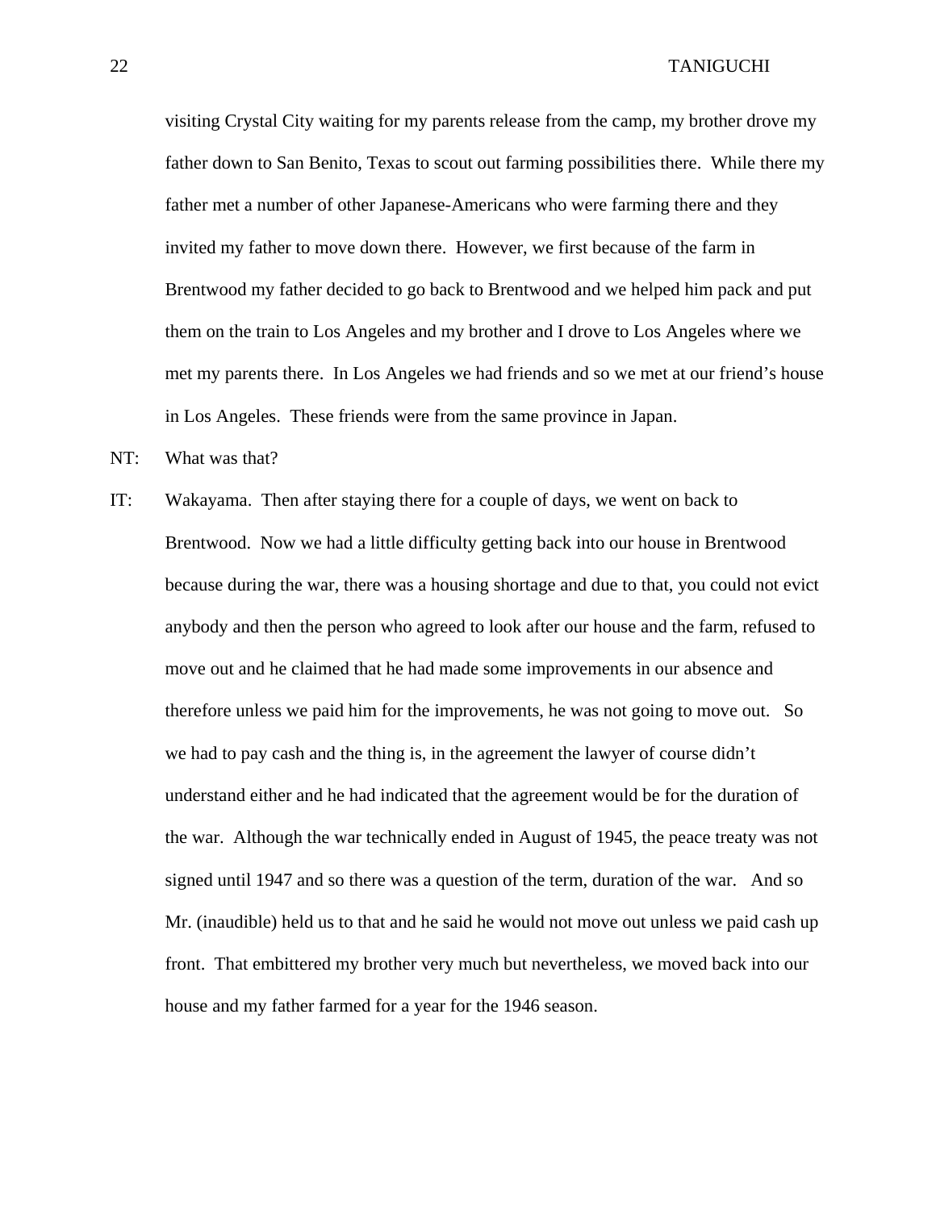visiting Crystal City waiting for my parents release from the camp, my brother drove my father down to San Benito, Texas to scout out farming possibilities there. While there my father met a number of other Japanese-Americans who were farming there and they invited my father to move down there. However, we first because of the farm in Brentwood my father decided to go back to Brentwood and we helped him pack and put them on the train to Los Angeles and my brother and I drove to Los Angeles where we met my parents there. In Los Angeles we had friends and so we met at our friend's house in Los Angeles. These friends were from the same province in Japan.

NT: What was that?

IT: Wakayama. Then after staying there for a couple of days, we went on back to Brentwood. Now we had a little difficulty getting back into our house in Brentwood because during the war, there was a housing shortage and due to that, you could not evict anybody and then the person who agreed to look after our house and the farm, refused to move out and he claimed that he had made some improvements in our absence and therefore unless we paid him for the improvements, he was not going to move out. So we had to pay cash and the thing is, in the agreement the lawyer of course didn't understand either and he had indicated that the agreement would be for the duration of the war. Although the war technically ended in August of 1945, the peace treaty was not signed until 1947 and so there was a question of the term, duration of the war. And so Mr. (inaudible) held us to that and he said he would not move out unless we paid cash up front. That embittered my brother very much but nevertheless, we moved back into our house and my father farmed for a year for the 1946 season.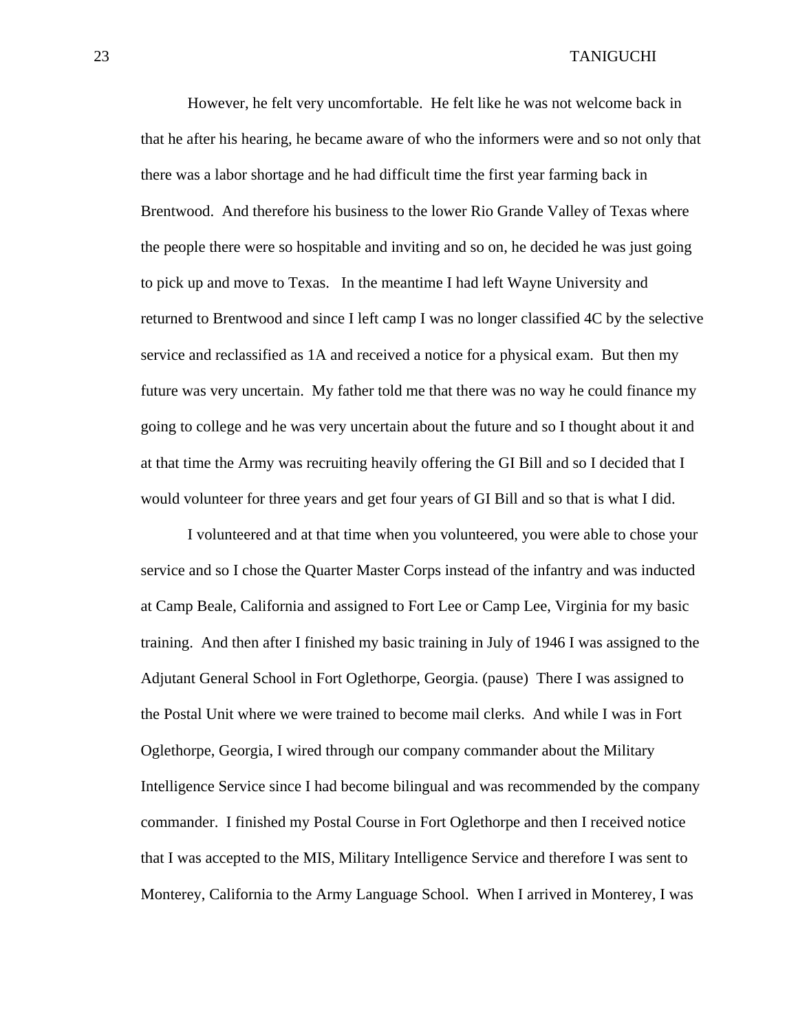However, he felt very uncomfortable. He felt like he was not welcome back in that he after his hearing, he became aware of who the informers were and so not only that there was a labor shortage and he had difficult time the first year farming back in Brentwood. And therefore his business to the lower Rio Grande Valley of Texas where the people there were so hospitable and inviting and so on, he decided he was just going to pick up and move to Texas. In the meantime I had left Wayne University and returned to Brentwood and since I left camp I was no longer classified 4C by the selective service and reclassified as 1A and received a notice for a physical exam. But then my future was very uncertain. My father told me that there was no way he could finance my going to college and he was very uncertain about the future and so I thought about it and at that time the Army was recruiting heavily offering the GI Bill and so I decided that I would volunteer for three years and get four years of GI Bill and so that is what I did.

I volunteered and at that time when you volunteered, you were able to chose your service and so I chose the Quarter Master Corps instead of the infantry and was inducted at Camp Beale, California and assigned to Fort Lee or Camp Lee, Virginia for my basic training. And then after I finished my basic training in July of 1946 I was assigned to the Adjutant General School in Fort Oglethorpe, Georgia. (pause) There I was assigned to the Postal Unit where we were trained to become mail clerks. And while I was in Fort Oglethorpe, Georgia, I wired through our company commander about the Military Intelligence Service since I had become bilingual and was recommended by the company commander. I finished my Postal Course in Fort Oglethorpe and then I received notice that I was accepted to the MIS, Military Intelligence Service and therefore I was sent to Monterey, California to the Army Language School. When I arrived in Monterey, I was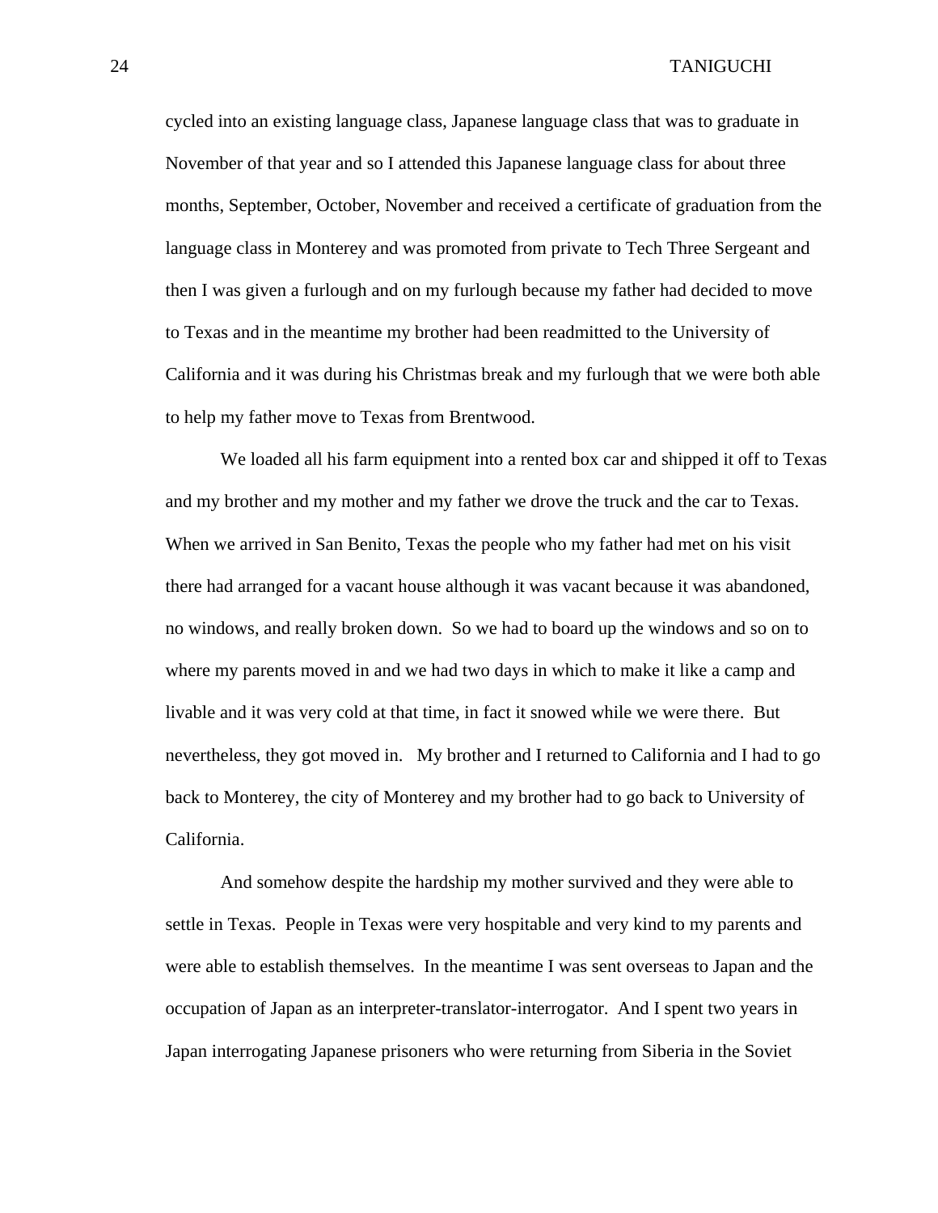cycled into an existing language class, Japanese language class that was to graduate in November of that year and so I attended this Japanese language class for about three months, September, October, November and received a certificate of graduation from the language class in Monterey and was promoted from private to Tech Three Sergeant and then I was given a furlough and on my furlough because my father had decided to move to Texas and in the meantime my brother had been readmitted to the University of California and it was during his Christmas break and my furlough that we were both able to help my father move to Texas from Brentwood.

We loaded all his farm equipment into a rented box car and shipped it off to Texas and my brother and my mother and my father we drove the truck and the car to Texas. When we arrived in San Benito, Texas the people who my father had met on his visit there had arranged for a vacant house although it was vacant because it was abandoned, no windows, and really broken down. So we had to board up the windows and so on to where my parents moved in and we had two days in which to make it like a camp and livable and it was very cold at that time, in fact it snowed while we were there. But nevertheless, they got moved in. My brother and I returned to California and I had to go back to Monterey, the city of Monterey and my brother had to go back to University of California.

And somehow despite the hardship my mother survived and they were able to settle in Texas. People in Texas were very hospitable and very kind to my parents and were able to establish themselves. In the meantime I was sent overseas to Japan and the occupation of Japan as an interpreter-translator-interrogator. And I spent two years in Japan interrogating Japanese prisoners who were returning from Siberia in the Soviet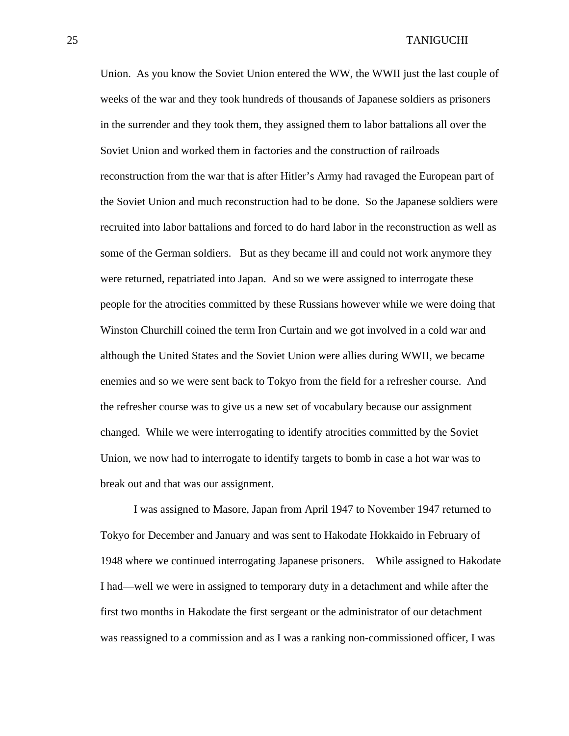Union. As you know the Soviet Union entered the WW, the WWII just the last couple of weeks of the war and they took hundreds of thousands of Japanese soldiers as prisoners in the surrender and they took them, they assigned them to labor battalions all over the Soviet Union and worked them in factories and the construction of railroads reconstruction from the war that is after Hitler's Army had ravaged the European part of the Soviet Union and much reconstruction had to be done. So the Japanese soldiers were recruited into labor battalions and forced to do hard labor in the reconstruction as well as some of the German soldiers. But as they became ill and could not work anymore they were returned, repatriated into Japan. And so we were assigned to interrogate these people for the atrocities committed by these Russians however while we were doing that Winston Churchill coined the term Iron Curtain and we got involved in a cold war and although the United States and the Soviet Union were allies during WWII, we became enemies and so we were sent back to Tokyo from the field for a refresher course. And the refresher course was to give us a new set of vocabulary because our assignment changed. While we were interrogating to identify atrocities committed by the Soviet Union, we now had to interrogate to identify targets to bomb in case a hot war was to break out and that was our assignment.

I was assigned to Masore, Japan from April 1947 to November 1947 returned to Tokyo for December and January and was sent to Hakodate Hokkaido in February of 1948 where we continued interrogating Japanese prisoners. While assigned to Hakodate I had—well we were in assigned to temporary duty in a detachment and while after the first two months in Hakodate the first sergeant or the administrator of our detachment was reassigned to a commission and as I was a ranking non-commissioned officer, I was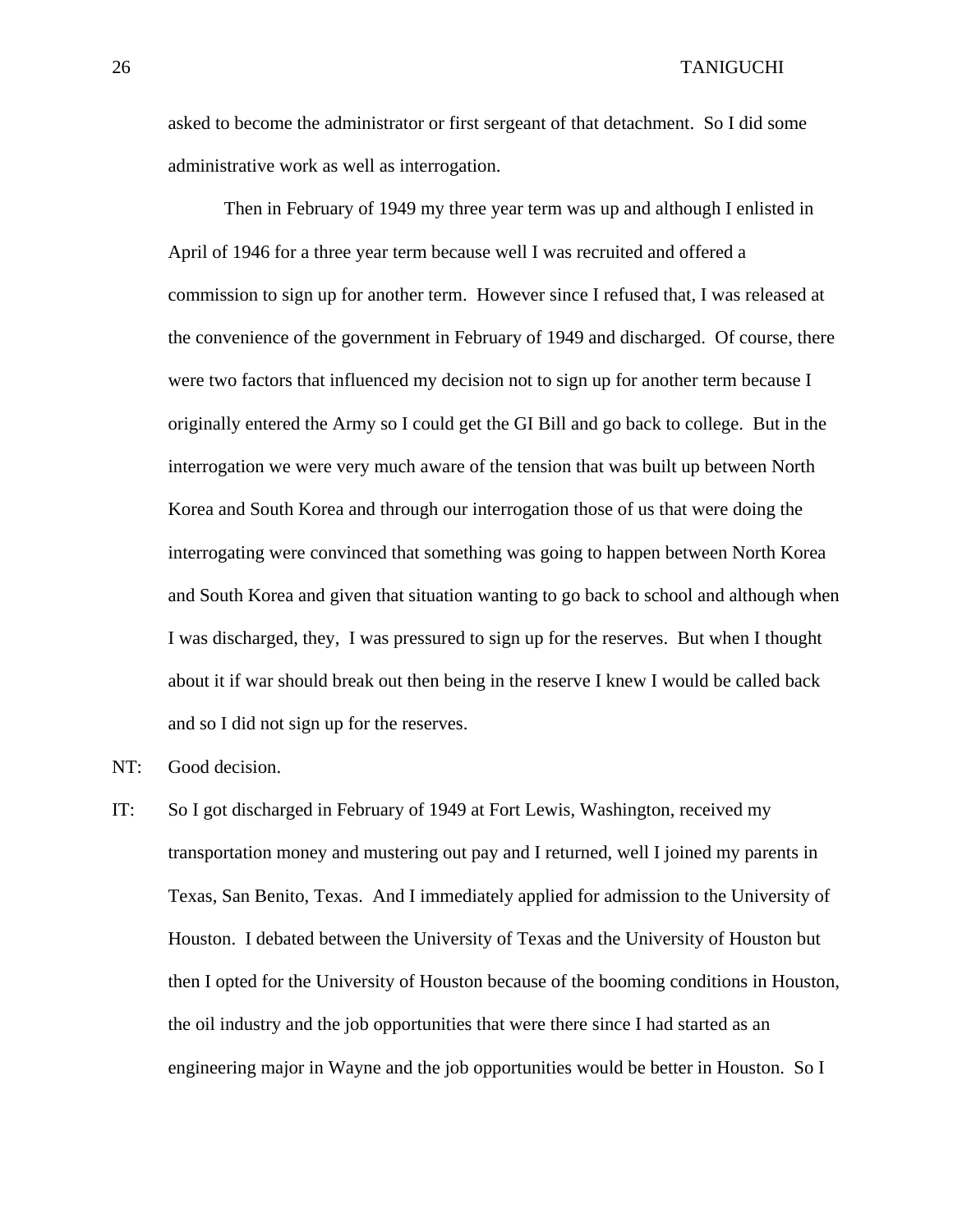asked to become the administrator or first sergeant of that detachment. So I did some administrative work as well as interrogation.

Then in February of 1949 my three year term was up and although I enlisted in April of 1946 for a three year term because well I was recruited and offered a commission to sign up for another term. However since I refused that, I was released at the convenience of the government in February of 1949 and discharged. Of course, there were two factors that influenced my decision not to sign up for another term because I originally entered the Army so I could get the GI Bill and go back to college. But in the interrogation we were very much aware of the tension that was built up between North Korea and South Korea and through our interrogation those of us that were doing the interrogating were convinced that something was going to happen between North Korea and South Korea and given that situation wanting to go back to school and although when I was discharged, they, I was pressured to sign up for the reserves. But when I thought about it if war should break out then being in the reserve I knew I would be called back and so I did not sign up for the reserves.

NT: Good decision.

IT: So I got discharged in February of 1949 at Fort Lewis, Washington, received my transportation money and mustering out pay and I returned, well I joined my parents in Texas, San Benito, Texas. And I immediately applied for admission to the University of Houston. I debated between the University of Texas and the University of Houston but then I opted for the University of Houston because of the booming conditions in Houston, the oil industry and the job opportunities that were there since I had started as an engineering major in Wayne and the job opportunities would be better in Houston. So I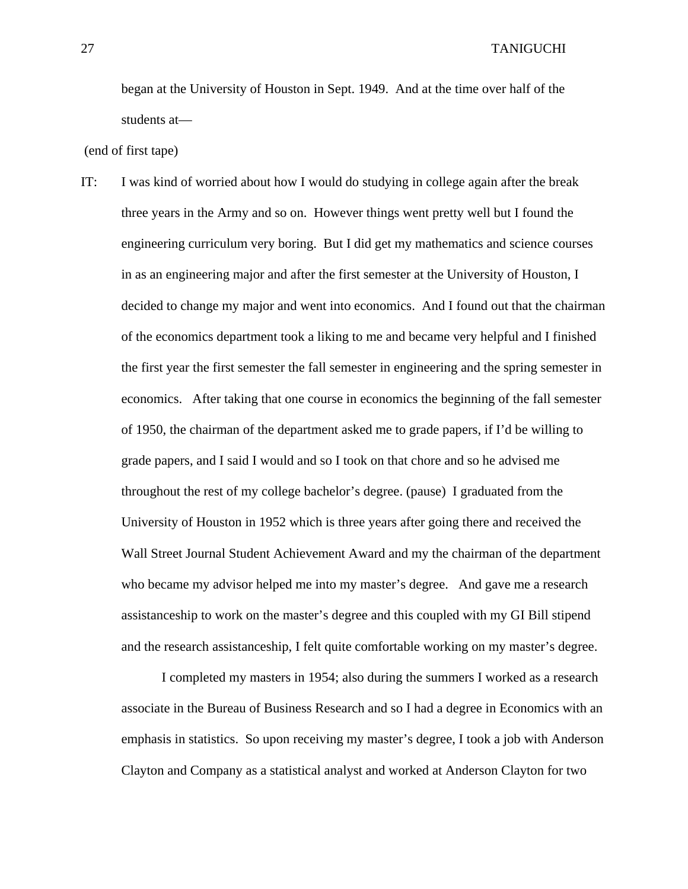began at the University of Houston in Sept. 1949. And at the time over half of the students at—

(end of first tape)

IT: I was kind of worried about how I would do studying in college again after the break three years in the Army and so on. However things went pretty well but I found the engineering curriculum very boring. But I did get my mathematics and science courses in as an engineering major and after the first semester at the University of Houston, I decided to change my major and went into economics. And I found out that the chairman of the economics department took a liking to me and became very helpful and I finished the first year the first semester the fall semester in engineering and the spring semester in economics. After taking that one course in economics the beginning of the fall semester of 1950, the chairman of the department asked me to grade papers, if I'd be willing to grade papers, and I said I would and so I took on that chore and so he advised me throughout the rest of my college bachelor's degree. (pause) I graduated from the University of Houston in 1952 which is three years after going there and received the Wall Street Journal Student Achievement Award and my the chairman of the department who became my advisor helped me into my master's degree. And gave me a research assistanceship to work on the master's degree and this coupled with my GI Bill stipend and the research assistanceship, I felt quite comfortable working on my master's degree.

I completed my masters in 1954; also during the summers I worked as a research associate in the Bureau of Business Research and so I had a degree in Economics with an emphasis in statistics. So upon receiving my master's degree, I took a job with Anderson Clayton and Company as a statistical analyst and worked at Anderson Clayton for two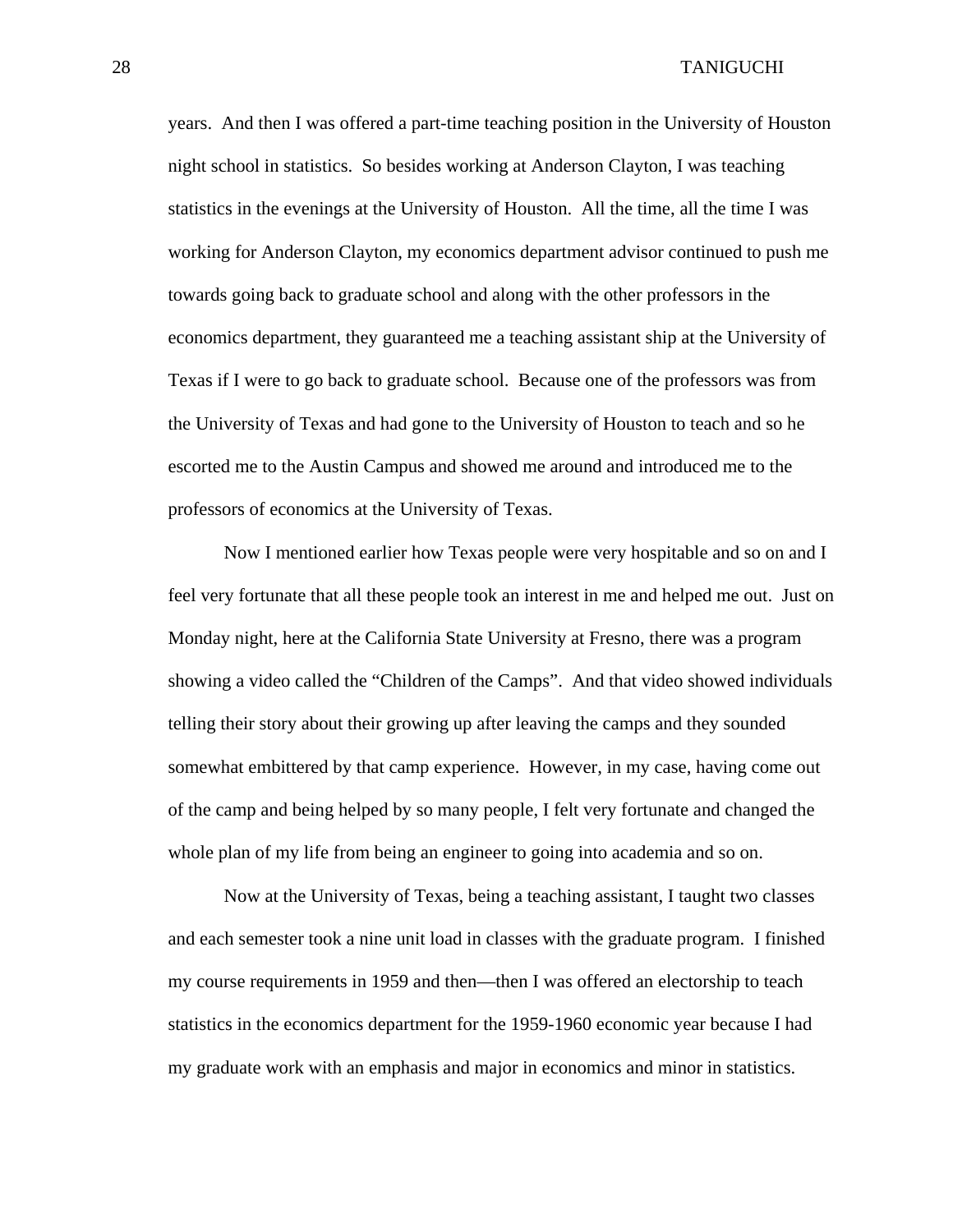years. And then I was offered a part-time teaching position in the University of Houston night school in statistics. So besides working at Anderson Clayton, I was teaching statistics in the evenings at the University of Houston. All the time, all the time I was working for Anderson Clayton, my economics department advisor continued to push me towards going back to graduate school and along with the other professors in the economics department, they guaranteed me a teaching assistant ship at the University of Texas if I were to go back to graduate school. Because one of the professors was from the University of Texas and had gone to the University of Houston to teach and so he escorted me to the Austin Campus and showed me around and introduced me to the professors of economics at the University of Texas.

Now I mentioned earlier how Texas people were very hospitable and so on and I feel very fortunate that all these people took an interest in me and helped me out. Just on Monday night, here at the California State University at Fresno, there was a program showing a video called the "Children of the Camps". And that video showed individuals telling their story about their growing up after leaving the camps and they sounded somewhat embittered by that camp experience. However, in my case, having come out of the camp and being helped by so many people, I felt very fortunate and changed the whole plan of my life from being an engineer to going into academia and so on.

Now at the University of Texas, being a teaching assistant, I taught two classes and each semester took a nine unit load in classes with the graduate program. I finished my course requirements in 1959 and then—then I was offered an electorship to teach statistics in the economics department for the 1959-1960 economic year because I had my graduate work with an emphasis and major in economics and minor in statistics.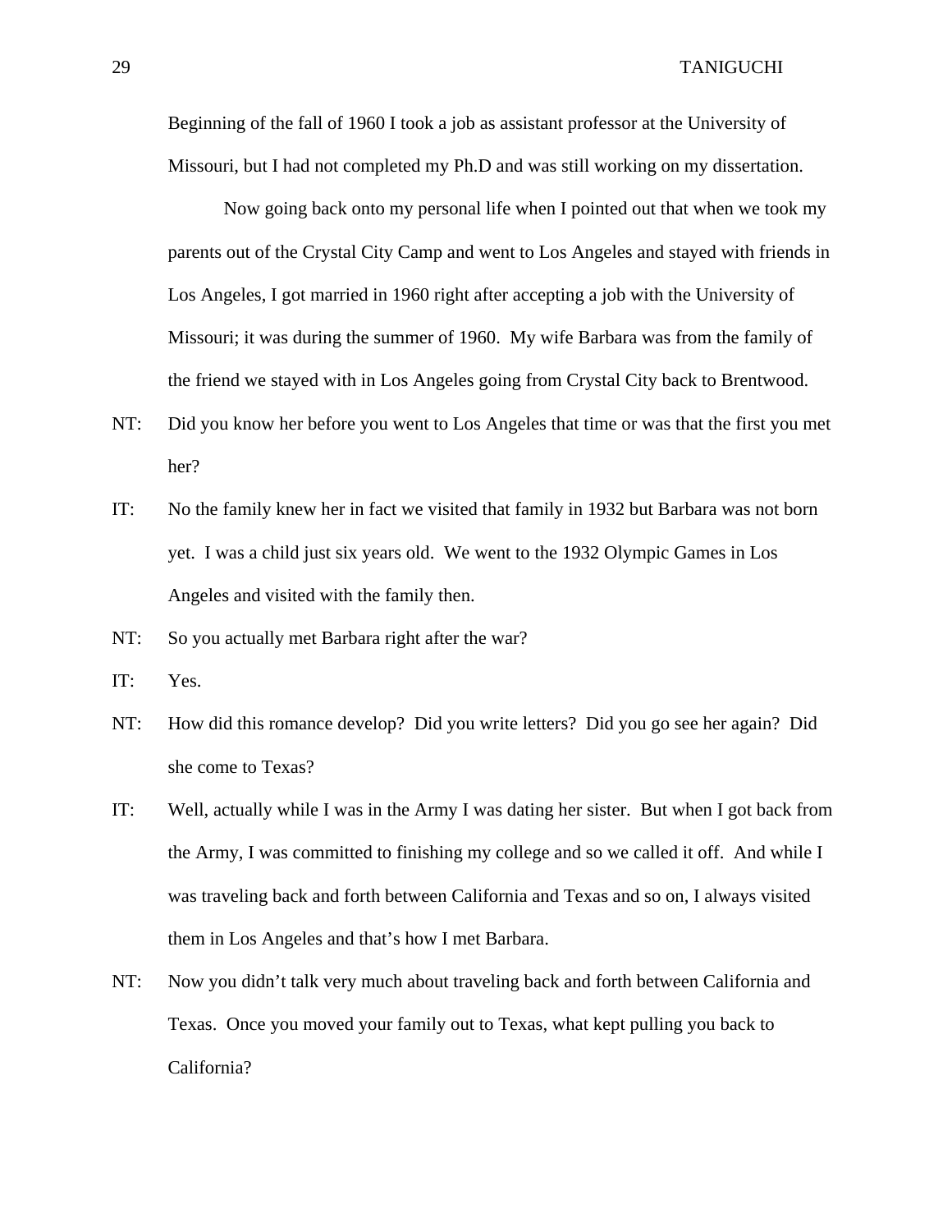Beginning of the fall of 1960 I took a job as assistant professor at the University of Missouri, but I had not completed my Ph.D and was still working on my dissertation.

Now going back onto my personal life when I pointed out that when we took my parents out of the Crystal City Camp and went to Los Angeles and stayed with friends in Los Angeles, I got married in 1960 right after accepting a job with the University of Missouri; it was during the summer of 1960. My wife Barbara was from the family of the friend we stayed with in Los Angeles going from Crystal City back to Brentwood.

NT: Did you know her before you went to Los Angeles that time or was that the first you met her?

IT: No the family knew her in fact we visited that family in 1932 but Barbara was not born yet. I was a child just six years old. We went to the 1932 Olympic Games in Los Angeles and visited with the family then.

NT: So you actually met Barbara right after the war?

IT: Yes.

NT: How did this romance develop? Did you write letters? Did you go see her again? Did she come to Texas?

IT: Well, actually while I was in the Army I was dating her sister. But when I got back from the Army, I was committed to finishing my college and so we called it off. And while I was traveling back and forth between California and Texas and so on, I always visited them in Los Angeles and that's how I met Barbara.

NT: Now you didn't talk very much about traveling back and forth between California and Texas. Once you moved your family out to Texas, what kept pulling you back to California?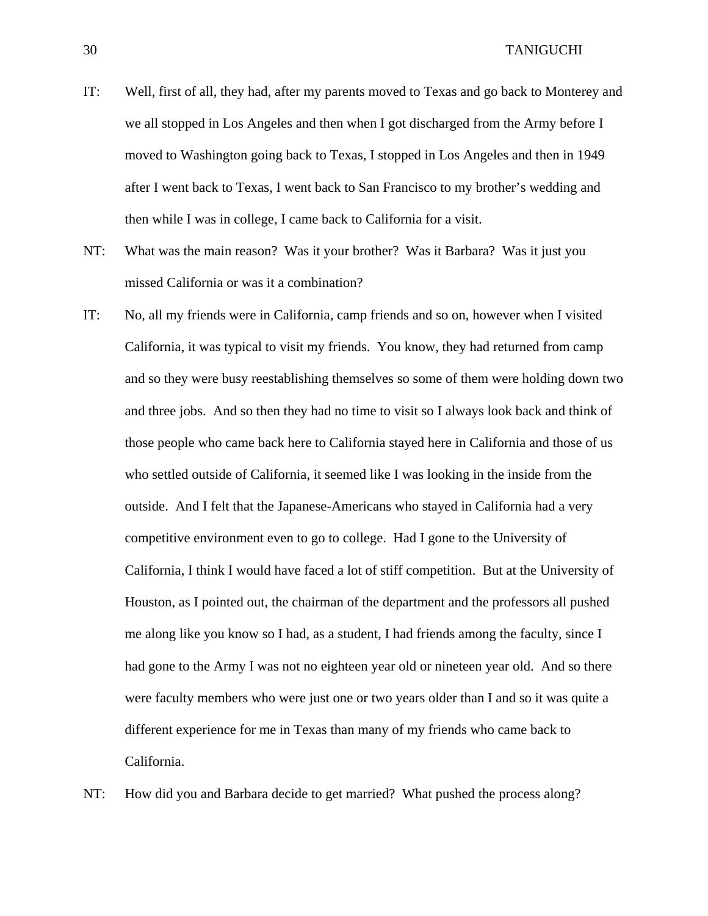IT: Well, first of all, they had, after my parents moved to Texas and go back to Monterey and we all stopped in Los Angeles and then when I got discharged from the Army before I moved to Washington going back to Texas, I stopped in Los Angeles and then in 1949 after I went back to Texas, I went back to San Francisco to my brother's wedding and then while I was in college, I came back to California for a visit.

NT: What was the main reason? Was it your brother? Was it Barbara? Was it just you missed California or was it a combination?

IT: No, all my friends were in California, camp friends and so on, however when I visited California, it was typical to visit my friends. You know, they had returned from camp and so they were busy reestablishing themselves so some of them were holding down two and three jobs. And so then they had no time to visit so I always look back and think of those people who came back here to California stayed here in California and those of us who settled outside of California, it seemed like I was looking in the inside from the outside. And I felt that the Japanese-Americans who stayed in California had a very competitive environment even to go to college. Had I gone to the University of California, I think I would have faced a lot of stiff competition. But at the University of Houston, as I pointed out, the chairman of the department and the professors all pushed me along like you know so I had, as a student, I had friends among the faculty, since I had gone to the Army I was not no eighteen year old or nineteen year old. And so there were faculty members who were just one or two years older than I and so it was quite a different experience for me in Texas than many of my friends who came back to California.

NT: How did you and Barbara decide to get married? What pushed the process along?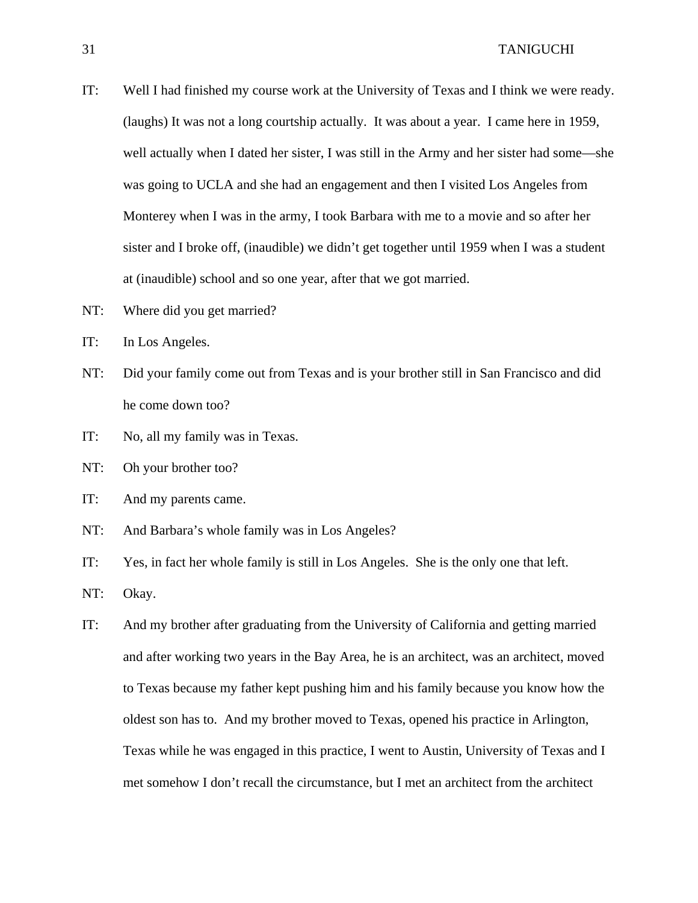IT: Well I had finished my course work at the University of Texas and I think we were ready. (laughs) It was not a long courtship actually. It was about a year. I came here in 1959, well actually when I dated her sister, I was still in the Army and her sister had some—she was going to UCLA and she had an engagement and then I visited Los Angeles from Monterey when I was in the army, I took Barbara with me to a movie and so after her sister and I broke off, (inaudible) we didn't get together until 1959 when I was a student at (inaudible) school and so one year, after that we got married.

NT: Where did you get married?

IT: In Los Angeles.

NT: Did your family come out from Texas and is your brother still in San Francisco and did he come down too?

IT: No, all my family was in Texas.

NT: Oh your brother too?

IT: And my parents came.

NT: And Barbara's whole family was in Los Angeles?

IT: Yes, in fact her whole family is still in Los Angeles. She is the only one that left.

NT: Okay.

IT: And my brother after graduating from the University of California and getting married and after working two years in the Bay Area, he is an architect, was an architect, moved to Texas because my father kept pushing him and his family because you know how the oldest son has to. And my brother moved to Texas, opened his practice in Arlington, Texas while he was engaged in this practice, I went to Austin, University of Texas and I met somehow I don't recall the circumstance, but I met an architect from the architect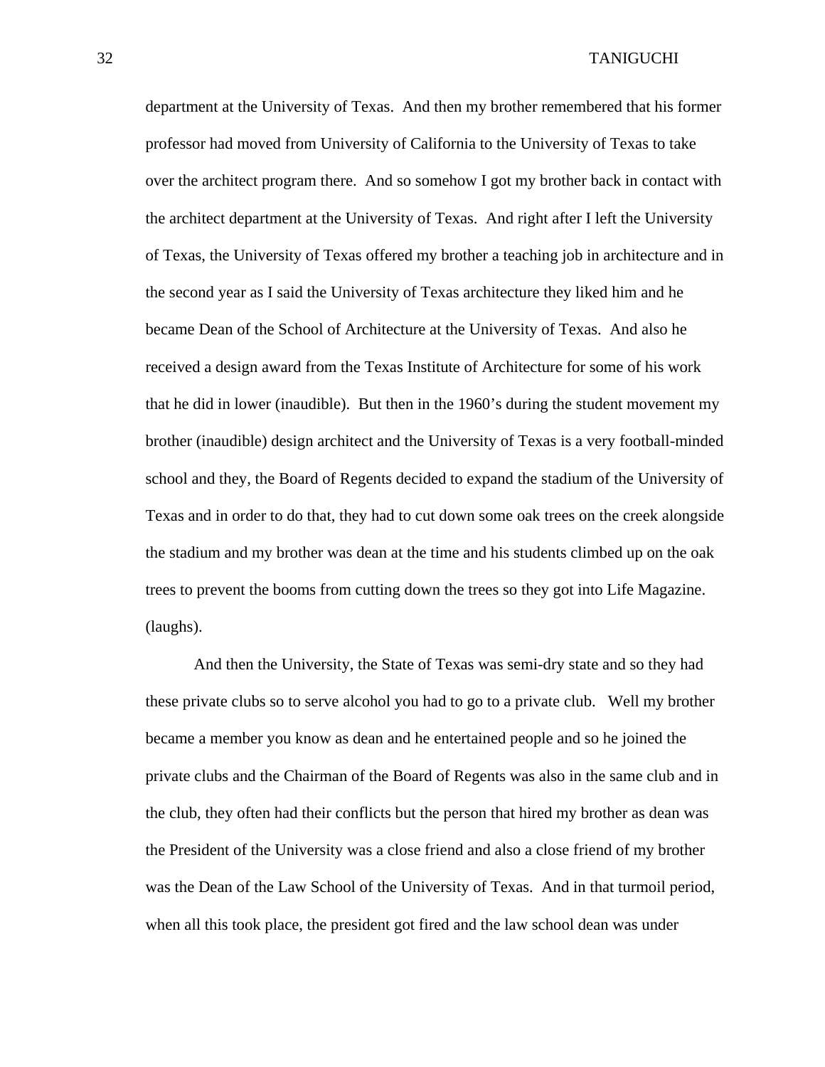department at the University of Texas. And then my brother remembered that his former professor had moved from University of California to the University of Texas to take over the architect program there. And so somehow I got my brother back in contact with the architect department at the University of Texas. And right after I left the University of Texas, the University of Texas offered my brother a teaching job in architecture and in the second year as I said the University of Texas architecture they liked him and he became Dean of the School of Architecture at the University of Texas. And also he received a design award from the Texas Institute of Architecture for some of his work that he did in lower (inaudible). But then in the 1960's during the student movement my brother (inaudible) design architect and the University of Texas is a very football-minded school and they, the Board of Regents decided to expand the stadium of the University of Texas and in order to do that, they had to cut down some oak trees on the creek alongside the stadium and my brother was dean at the time and his students climbed up on the oak trees to prevent the booms from cutting down the trees so they got into Life Magazine. (laughs).

And then the University, the State of Texas was semi-dry state and so they had these private clubs so to serve alcohol you had to go to a private club. Well my brother became a member you know as dean and he entertained people and so he joined the private clubs and the Chairman of the Board of Regents was also in the same club and in the club, they often had their conflicts but the person that hired my brother as dean was the President of the University was a close friend and also a close friend of my brother was the Dean of the Law School of the University of Texas. And in that turmoil period, when all this took place, the president got fired and the law school dean was under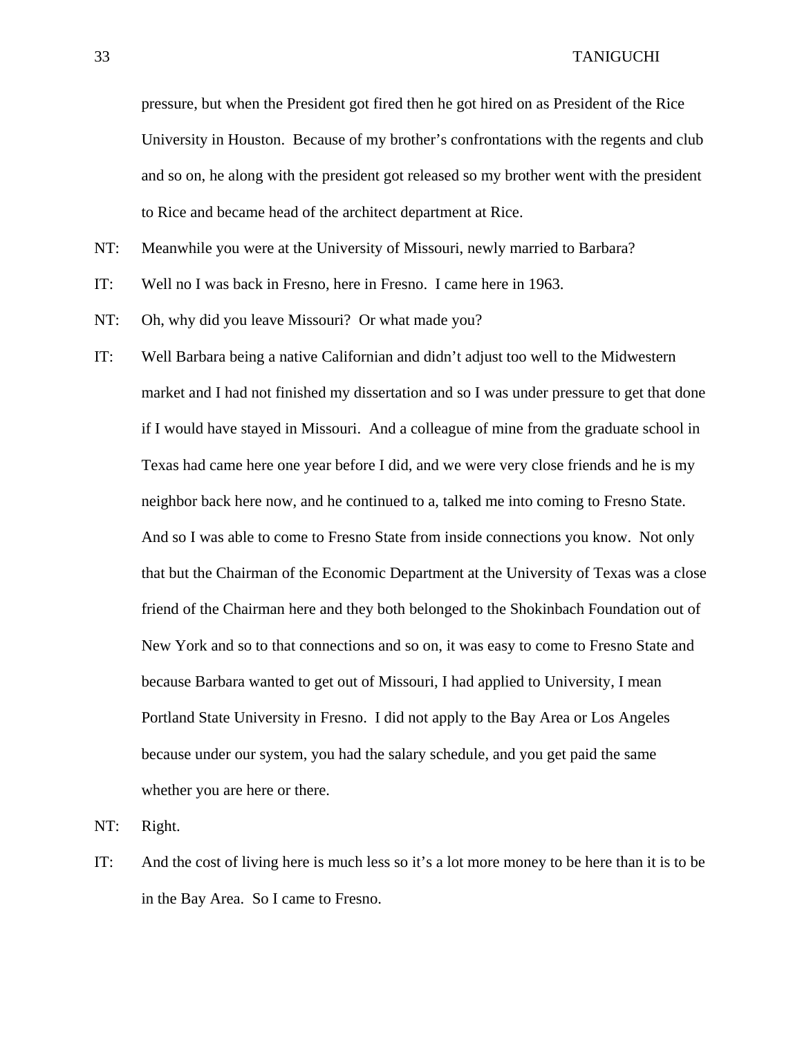pressure, but when the President got fired then he got hired on as President of the Rice University in Houston. Because of my brother's confrontations with the regents and club and so on, he along with the president got released so my brother went with the president to Rice and became head of the architect department at Rice.

NT: Meanwhile you were at the University of Missouri, newly married to Barbara?

IT: Well no I was back in Fresno, here in Fresno. I came here in 1963.

NT: Oh, why did you leave Missouri? Or what made you?

IT: Well Barbara being a native Californian and didn't adjust too well to the Midwestern market and I had not finished my dissertation and so I was under pressure to get that done if I would have stayed in Missouri. And a colleague of mine from the graduate school in Texas had came here one year before I did, and we were very close friends and he is my neighbor back here now, and he continued to a, talked me into coming to Fresno State. And so I was able to come to Fresno State from inside connections you know. Not only that but the Chairman of the Economic Department at the University of Texas was a close friend of the Chairman here and they both belonged to the Shokinbach Foundation out of New York and so to that connections and so on, it was easy to come to Fresno State and because Barbara wanted to get out of Missouri, I had applied to University, I mean Portland State University in Fresno. I did not apply to the Bay Area or Los Angeles because under our system, you had the salary schedule, and you get paid the same whether you are here or there.

NT: Right.

IT: And the cost of living here is much less so it's a lot more money to be here than it is to be in the Bay Area. So I came to Fresno.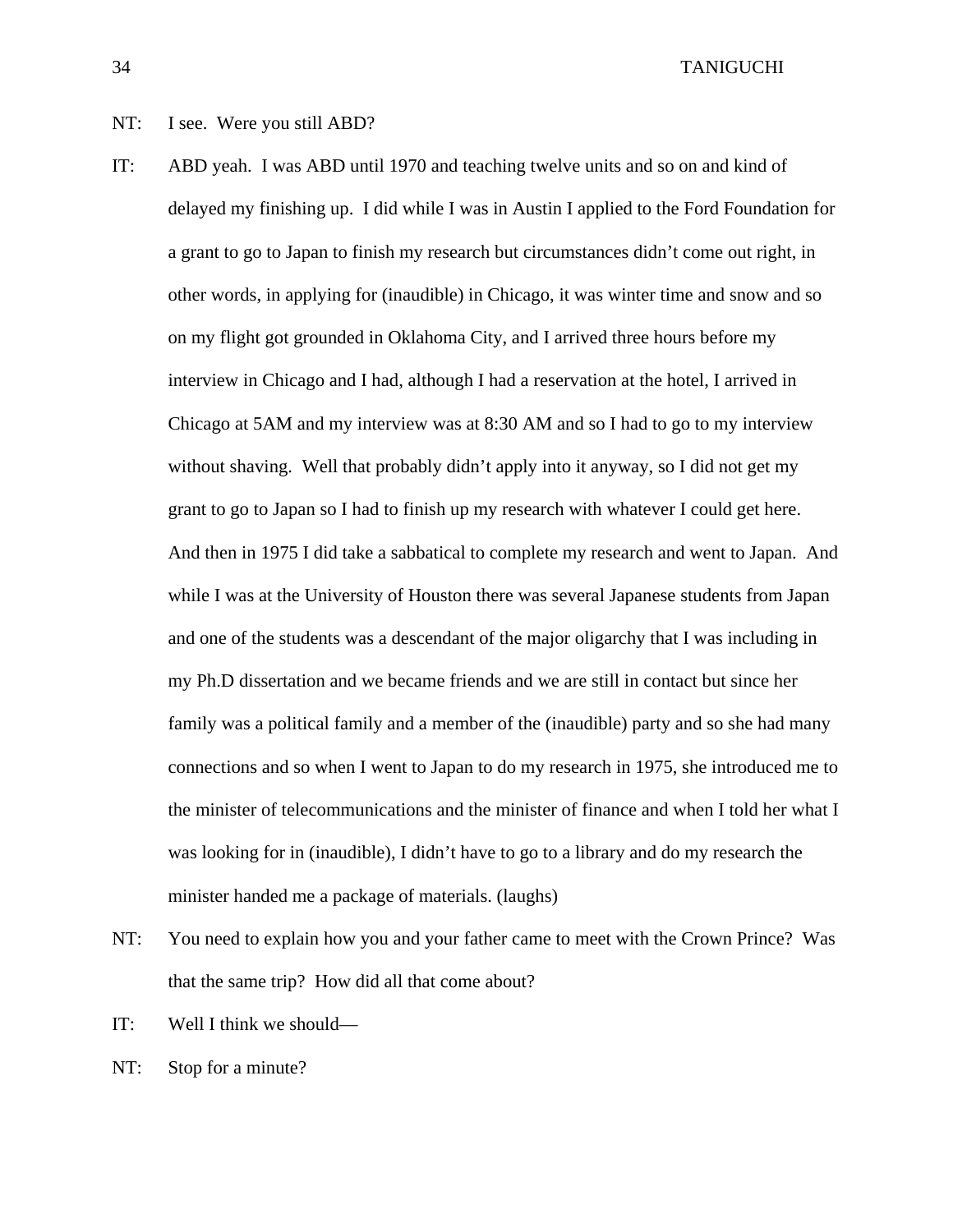NT: I see. Were you still ABD?

IT: ABD yeah. I was ABD until 1970 and teaching twelve units and so on and kind of delayed my finishing up. I did while I was in Austin I applied to the Ford Foundation for a grant to go to Japan to finish my research but circumstances didn't come out right, in other words, in applying for (inaudible) in Chicago, it was winter time and snow and so on my flight got grounded in Oklahoma City, and I arrived three hours before my interview in Chicago and I had, although I had a reservation at the hotel, I arrived in Chicago at 5AM and my interview was at 8:30 AM and so I had to go to my interview without shaving. Well that probably didn't apply into it anyway, so I did not get my grant to go to Japan so I had to finish up my research with whatever I could get here. And then in 1975 I did take a sabbatical to complete my research and went to Japan. And while I was at the University of Houston there was several Japanese students from Japan and one of the students was a descendant of the major oligarchy that I was including in my Ph.D dissertation and we became friends and we are still in contact but since her family was a political family and a member of the (inaudible) party and so she had many connections and so when I went to Japan to do my research in 1975, she introduced me to the minister of telecommunications and the minister of finance and when I told her what I was looking for in (inaudible), I didn't have to go to a library and do my research the minister handed me a package of materials. (laughs)

NT: You need to explain how you and your father came to meet with the Crown Prince? Was that the same trip? How did all that come about?

IT: Well I think we should—

NT: Stop for a minute?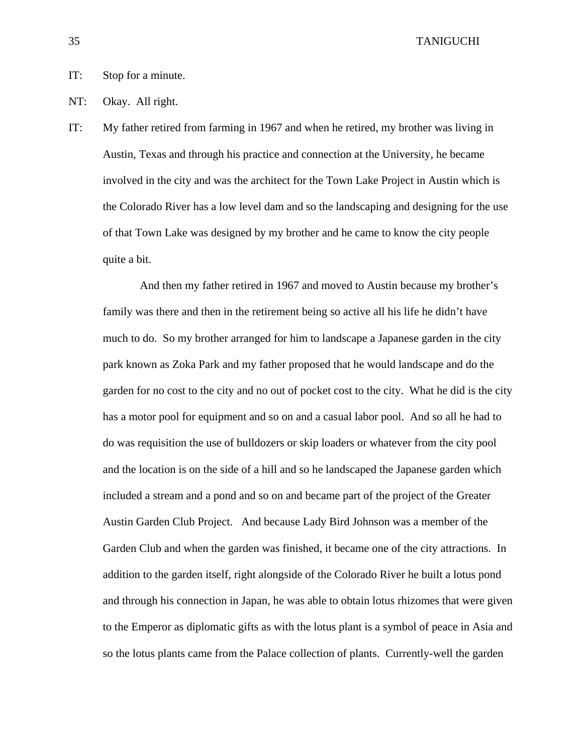IT: Stop for a minute.

NT: Okay. All right.

IT: My father retired from farming in 1967 and when he retired, my brother was living in Austin, Texas and through his practice and connection at the University, he became involved in the city and was the architect for the Town Lake Project in Austin which is the Colorado River has a low level dam and so the landscaping and designing for the use of that Town Lake was designed by my brother and he came to know the city people quite a bit.

And then my father retired in 1967 and moved to Austin because my brother's family was there and then in the retirement being so active all his life he didn't have much to do. So my brother arranged for him to landscape a Japanese garden in the city park known as Zoka Park and my father proposed that he would landscape and do the garden for no cost to the city and no out of pocket cost to the city. What he did is the city has a motor pool for equipment and so on and a casual labor pool. And so all he had to do was requisition the use of bulldozers or skip loaders or whatever from the city pool and the location is on the side of a hill and so he landscaped the Japanese garden which included a stream and a pond and so on and became part of the project of the Greater Austin Garden Club Project. And because Lady Bird Johnson was a member of the Garden Club and when the garden was finished, it became one of the city attractions. In addition to the garden itself, right alongside of the Colorado River he built a lotus pond and through his connection in Japan, he was able to obtain lotus rhizomes that were given to the Emperor as diplomatic gifts as with the lotus plant is a symbol of peace in Asia and so the lotus plants came from the Palace collection of plants. Currently-well the garden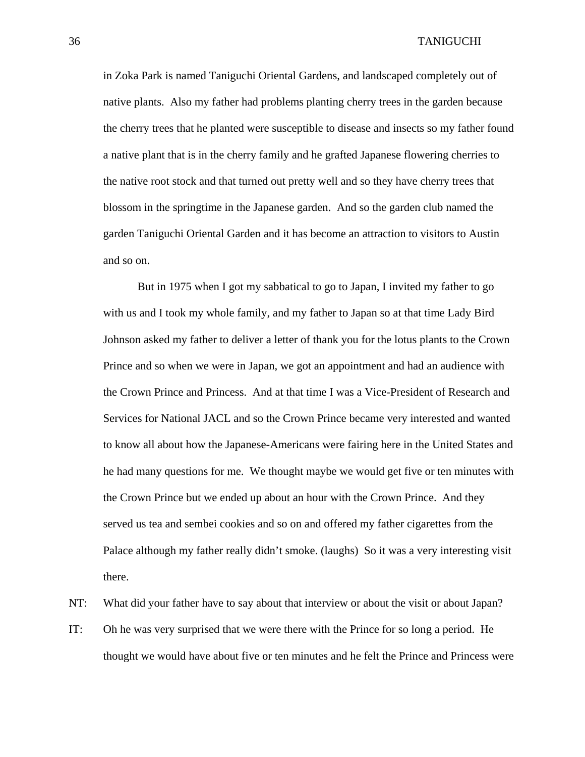in Zoka Park is named Taniguchi Oriental Gardens, and landscaped completely out of native plants. Also my father had problems planting cherry trees in the garden because the cherry trees that he planted were susceptible to disease and insects so my father found a native plant that is in the cherry family and he grafted Japanese flowering cherries to the native root stock and that turned out pretty well and so they have cherry trees that blossom in the springtime in the Japanese garden. And so the garden club named the garden Taniguchi Oriental Garden and it has become an attraction to visitors to Austin and so on.

But in 1975 when I got my sabbatical to go to Japan, I invited my father to go with us and I took my whole family, and my father to Japan so at that time Lady Bird Johnson asked my father to deliver a letter of thank you for the lotus plants to the Crown Prince and so when we were in Japan, we got an appointment and had an audience with the Crown Prince and Princess. And at that time I was a Vice-President of Research and Services for National JACL and so the Crown Prince became very interested and wanted to know all about how the Japanese-Americans were fairing here in the United States and he had many questions for me. We thought maybe we would get five or ten minutes with the Crown Prince but we ended up about an hour with the Crown Prince. And they served us tea and sembei cookies and so on and offered my father cigarettes from the Palace although my father really didn't smoke. (laughs) So it was a very interesting visit there.

NT: What did your father have to say about that interview or about the visit or about Japan?

IT: Oh he was very surprised that we were there with the Prince for so long a period. He thought we would have about five or ten minutes and he felt the Prince and Princess were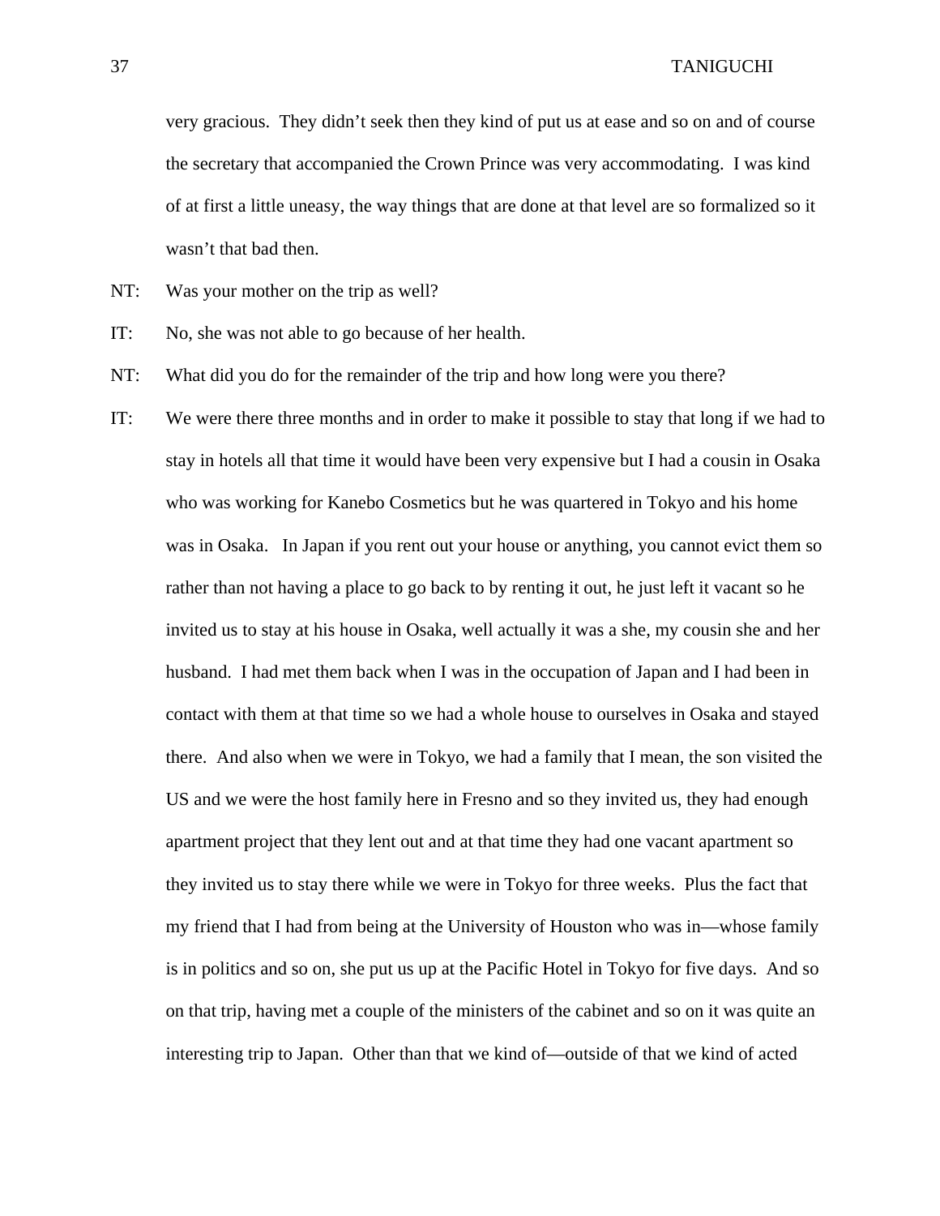very gracious. They didn't seek then they kind of put us at ease and so on and of course the secretary that accompanied the Crown Prince was very accommodating. I was kind of at first a little uneasy, the way things that are done at that level are so formalized so it wasn't that bad then.

NT: Was your mother on the trip as well?

IT: No, she was not able to go because of her health.

NT: What did you do for the remainder of the trip and how long were you there?

IT: We were there three months and in order to make it possible to stay that long if we had to stay in hotels all that time it would have been very expensive but I had a cousin in Osaka who was working for Kanebo Cosmetics but he was quartered in Tokyo and his home was in Osaka. In Japan if you rent out your house or anything, you cannot evict them so rather than not having a place to go back to by renting it out, he just left it vacant so he invited us to stay at his house in Osaka, well actually it was a she, my cousin she and her husband. I had met them back when I was in the occupation of Japan and I had been in contact with them at that time so we had a whole house to ourselves in Osaka and stayed there. And also when we were in Tokyo, we had a family that I mean, the son visited the US and we were the host family here in Fresno and so they invited us, they had enough apartment project that they lent out and at that time they had one vacant apartment so they invited us to stay there while we were in Tokyo for three weeks. Plus the fact that my friend that I had from being at the University of Houston who was in—whose family is in politics and so on, she put us up at the Pacific Hotel in Tokyo for five days. And so on that trip, having met a couple of the ministers of the cabinet and so on it was quite an interesting trip to Japan. Other than that we kind of—outside of that we kind of acted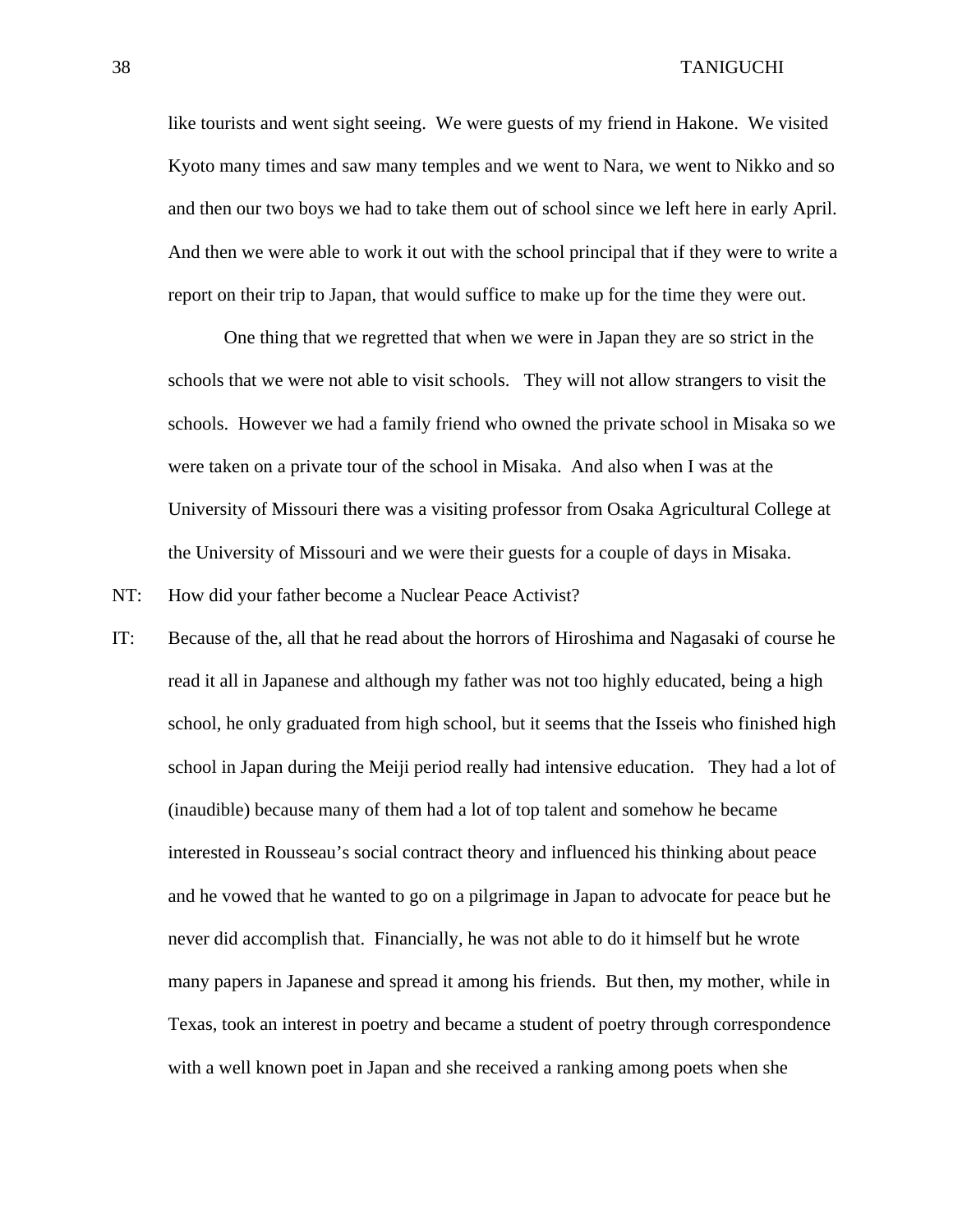like tourists and went sight seeing. We were guests of my friend in Hakone. We visited Kyoto many times and saw many temples and we went to Nara, we went to Nikko and so and then our two boys we had to take them out of school since we left here in early April. And then we were able to work it out with the school principal that if they were to write a report on their trip to Japan, that would suffice to make up for the time they were out.

One thing that we regretted that when we were in Japan they are so strict in the schools that we were not able to visit schools. They will not allow strangers to visit the schools. However we had a family friend who owned the private school in Misaka so we were taken on a private tour of the school in Misaka. And also when I was at the University of Missouri there was a visiting professor from Osaka Agricultural College at the University of Missouri and we were their guests for a couple of days in Misaka.

NT: How did your father become a Nuclear Peace Activist?

IT: Because of the, all that he read about the horrors of Hiroshima and Nagasaki of course he read it all in Japanese and although my father was not too highly educated, being a high school, he only graduated from high school, but it seems that the Isseis who finished high school in Japan during the Meiji period really had intensive education. They had a lot of (inaudible) because many of them had a lot of top talent and somehow he became interested in Rousseau's social contract theory and influenced his thinking about peace and he vowed that he wanted to go on a pilgrimage in Japan to advocate for peace but he never did accomplish that. Financially, he was not able to do it himself but he wrote many papers in Japanese and spread it among his friends. But then, my mother, while in Texas, took an interest in poetry and became a student of poetry through correspondence with a well known poet in Japan and she received a ranking among poets when she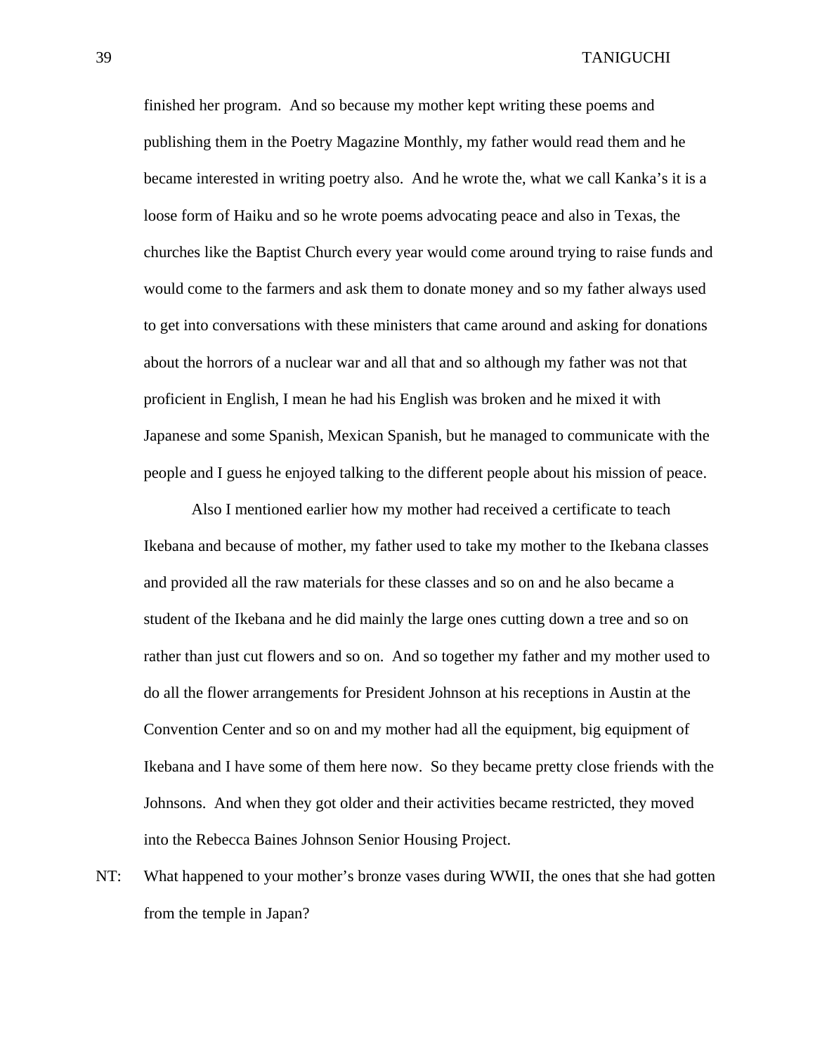finished her program. And so because my mother kept writing these poems and publishing them in the Poetry Magazine Monthly, my father would read them and he became interested in writing poetry also. And he wrote the, what we call Kanka's it is a loose form of Haiku and so he wrote poems advocating peace and also in Texas, the churches like the Baptist Church every year would come around trying to raise funds and would come to the farmers and ask them to donate money and so my father always used to get into conversations with these ministers that came around and asking for donations about the horrors of a nuclear war and all that and so although my father was not that proficient in English, I mean he had his English was broken and he mixed it with Japanese and some Spanish, Mexican Spanish, but he managed to communicate with the people and I guess he enjoyed talking to the different people about his mission of peace.

Also I mentioned earlier how my mother had received a certificate to teach Ikebana and because of mother, my father used to take my mother to the Ikebana classes and provided all the raw materials for these classes and so on and he also became a student of the Ikebana and he did mainly the large ones cutting down a tree and so on rather than just cut flowers and so on. And so together my father and my mother used to do all the flower arrangements for President Johnson at his receptions in Austin at the Convention Center and so on and my mother had all the equipment, big equipment of Ikebana and I have some of them here now. So they became pretty close friends with the Johnsons. And when they got older and their activities became restricted, they moved into the Rebecca Baines Johnson Senior Housing Project.

NT: What happened to your mother's bronze vases during WWII, the ones that she had gotten from the temple in Japan?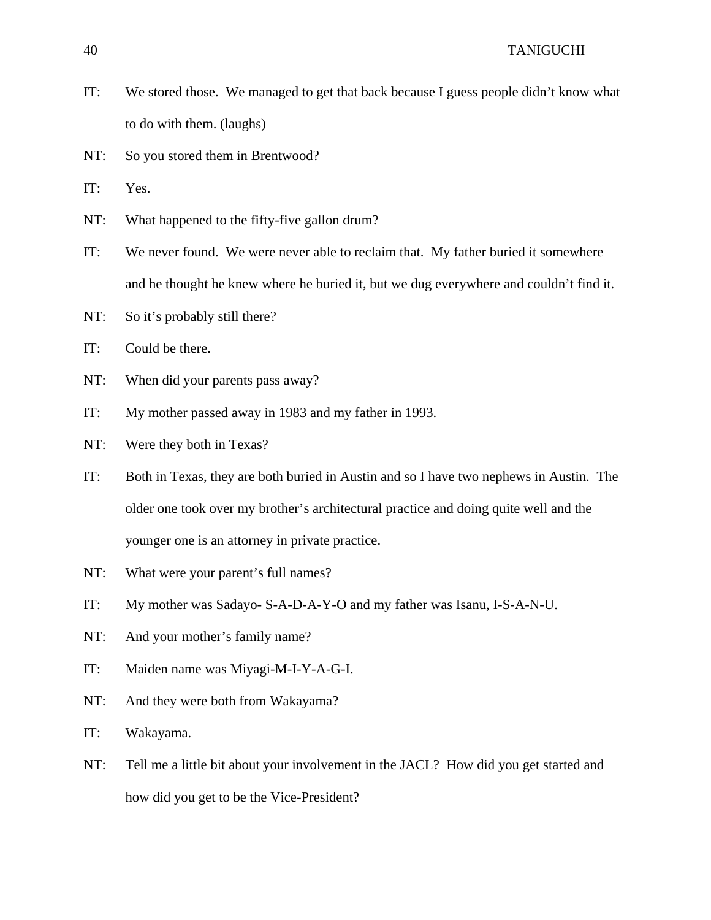IT: We stored those. We managed to get that back because I guess people didn't know what to do with them. (laughs)

NT: So you stored them in Brentwood?

IT: Yes.

NT: What happened to the fifty-five gallon drum?

IT: We never found. We were never able to reclaim that. My father buried it somewhere and he thought he knew where he buried it, but we dug everywhere and couldn't find it.

NT: So it's probably still there?

IT: Could be there.

NT: When did your parents pass away?

IT: My mother passed away in 1983 and my father in 1993.

NT: Were they both in Texas?

IT: Both in Texas, they are both buried in Austin and so I have two nephews in Austin. The older one took over my brother's architectural practice and doing quite well and the younger one is an attorney in private practice.

NT: What were your parent's full names?

IT: My mother was Sadayo- S-A-D-A-Y-O and my father was Isanu, I-S-A-N-U.

NT: And your mother's family name?

IT: Maiden name was Miyagi-M-I-Y-A-G-I.

NT: And they were both from Wakayama?

IT: Wakayama.

NT: Tell me a little bit about your involvement in the JACL? How did you get started and how did you get to be the Vice-President?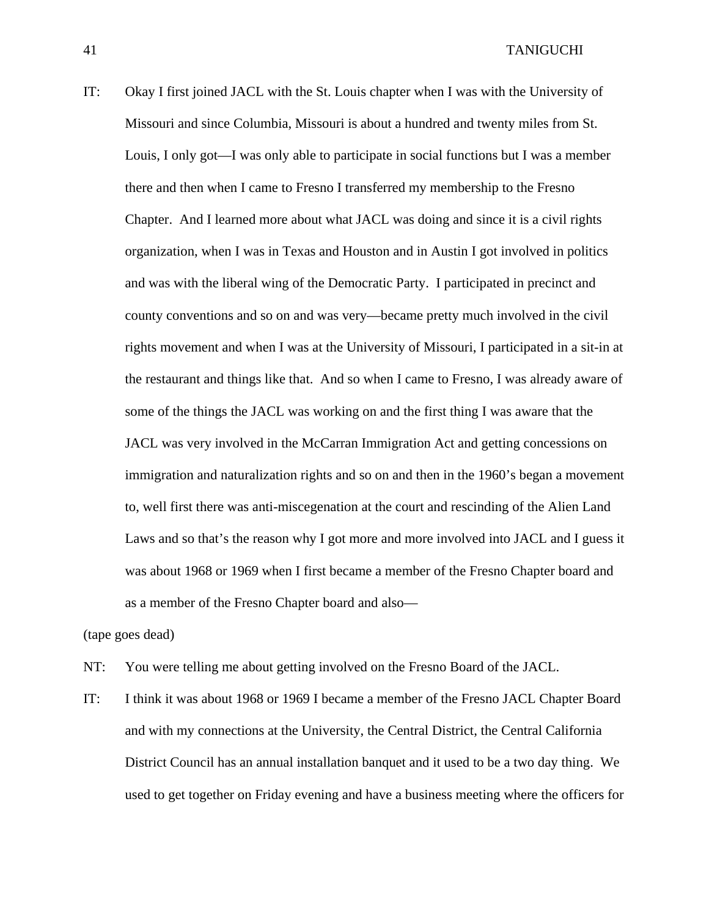IT: Okay I first joined JACL with the St. Louis chapter when I was with the University of Missouri and since Columbia, Missouri is about a hundred and twenty miles from St. Louis, I only got—I was only able to participate in social functions but I was a member there and then when I came to Fresno I transferred my membership to the Fresno Chapter. And I learned more about what JACL was doing and since it is a civil rights organization, when I was in Texas and Houston and in Austin I got involved in politics and was with the liberal wing of the Democratic Party. I participated in precinct and county conventions and so on and was very—became pretty much involved in the civil rights movement and when I was at the University of Missouri, I participated in a sit-in at the restaurant and things like that. And so when I came to Fresno, I was already aware of some of the things the JACL was working on and the first thing I was aware that the JACL was very involved in the McCarran Immigration Act and getting concessions on immigration and naturalization rights and so on and then in the 1960's began a movement to, well first there was anti-miscegenation at the court and rescinding of the Alien Land Laws and so that's the reason why I got more and more involved into JACL and I guess it was about 1968 or 1969 when I first became a member of the Fresno Chapter board and as a member of the Fresno Chapter board and also—

(tape goes dead)

NT: You were telling me about getting involved on the Fresno Board of the JACL.

IT: I think it was about 1968 or 1969 I became a member of the Fresno JACL Chapter Board and with my connections at the University, the Central District, the Central California District Council has an annual installation banquet and it used to be a two day thing. We used to get together on Friday evening and have a business meeting where the officers for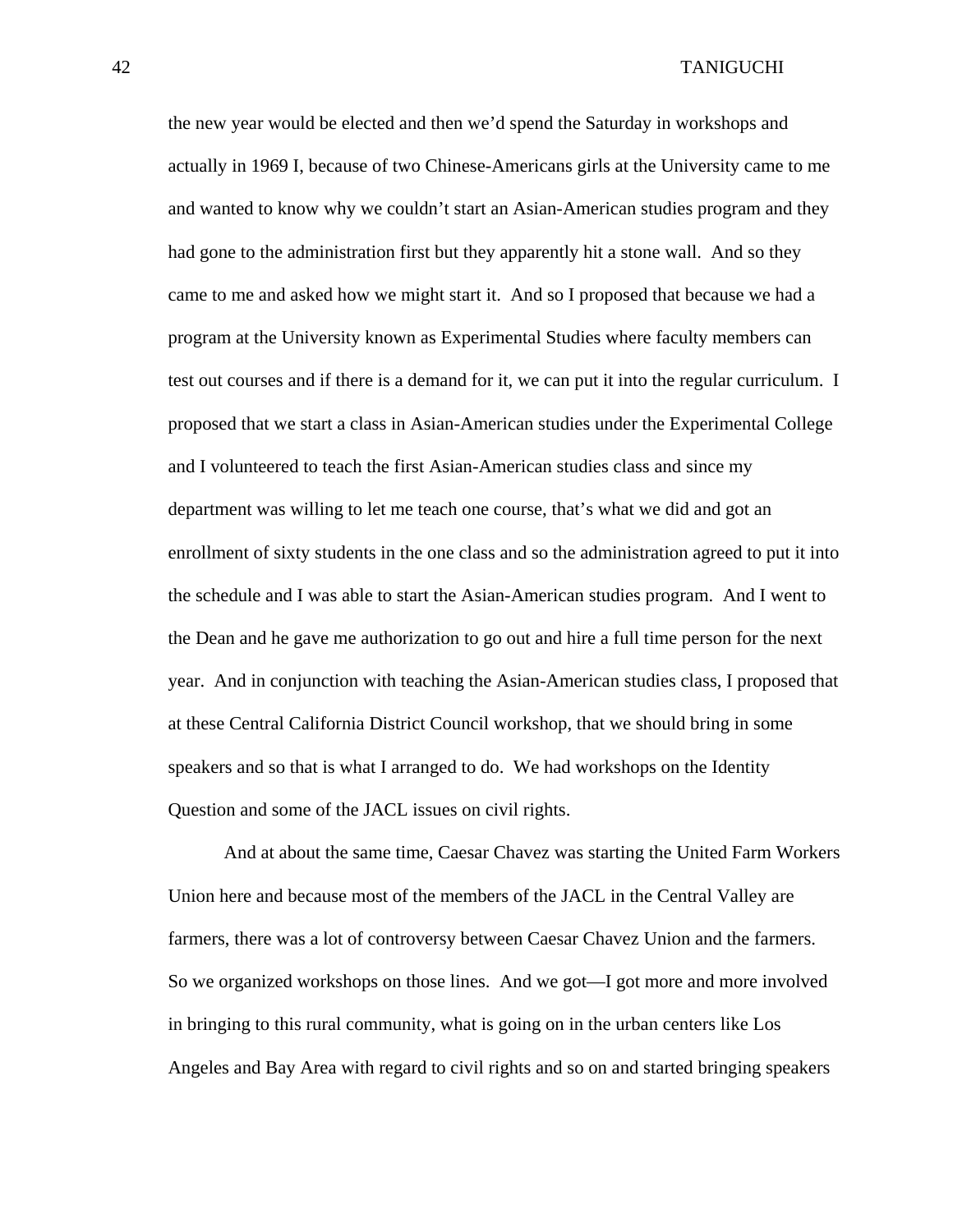the new year would be elected and then we'd spend the Saturday in workshops and actually in 1969 I, because of two Chinese-Americans girls at the University came to me and wanted to know why we couldn't start an Asian-American studies program and they had gone to the administration first but they apparently hit a stone wall. And so they came to me and asked how we might start it. And so I proposed that because we had a program at the University known as Experimental Studies where faculty members can test out courses and if there is a demand for it, we can put it into the regular curriculum. I proposed that we start a class in Asian-American studies under the Experimental College and I volunteered to teach the first Asian-American studies class and since my department was willing to let me teach one course, that's what we did and got an enrollment of sixty students in the one class and so the administration agreed to put it into the schedule and I was able to start the Asian-American studies program. And I went to the Dean and he gave me authorization to go out and hire a full time person for the next year. And in conjunction with teaching the Asian-American studies class, I proposed that at these Central California District Council workshop, that we should bring in some speakers and so that is what I arranged to do. We had workshops on the Identity Question and some of the JACL issues on civil rights.

And at about the same time, Caesar Chavez was starting the United Farm Workers Union here and because most of the members of the JACL in the Central Valley are farmers, there was a lot of controversy between Caesar Chavez Union and the farmers. So we organized workshops on those lines. And we got—I got more and more involved in bringing to this rural community, what is going on in the urban centers like Los Angeles and Bay Area with regard to civil rights and so on and started bringing speakers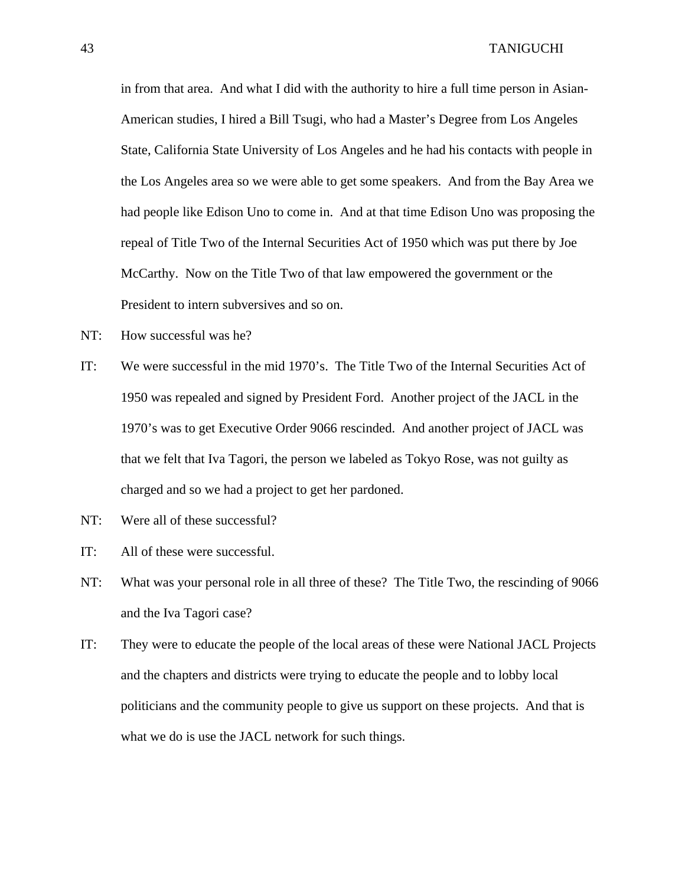in from that area. And what I did with the authority to hire a full time person in Asian-American studies, I hired a Bill Tsugi, who had a Master's Degree from Los Angeles State, California State University of Los Angeles and he had his contacts with people in the Los Angeles area so we were able to get some speakers. And from the Bay Area we had people like Edison Uno to come in. And at that time Edison Uno was proposing the repeal of Title Two of the Internal Securities Act of 1950 which was put there by Joe McCarthy. Now on the Title Two of that law empowered the government or the President to intern subversives and so on.

NT: How successful was he?

IT: We were successful in the mid 1970's. The Title Two of the Internal Securities Act of 1950 was repealed and signed by President Ford. Another project of the JACL in the 1970's was to get Executive Order 9066 rescinded. And another project of JACL was that we felt that Iva Tagori, the person we labeled as Tokyo Rose, was not guilty as charged and so we had a project to get her pardoned.

NT: Were all of these successful?

IT: All of these were successful.

NT: What was your personal role in all three of these? The Title Two, the rescinding of 9066 and the Iva Tagori case?

IT: They were to educate the people of the local areas of these were National JACL Projects and the chapters and districts were trying to educate the people and to lobby local politicians and the community people to give us support on these projects. And that is what we do is use the JACL network for such things.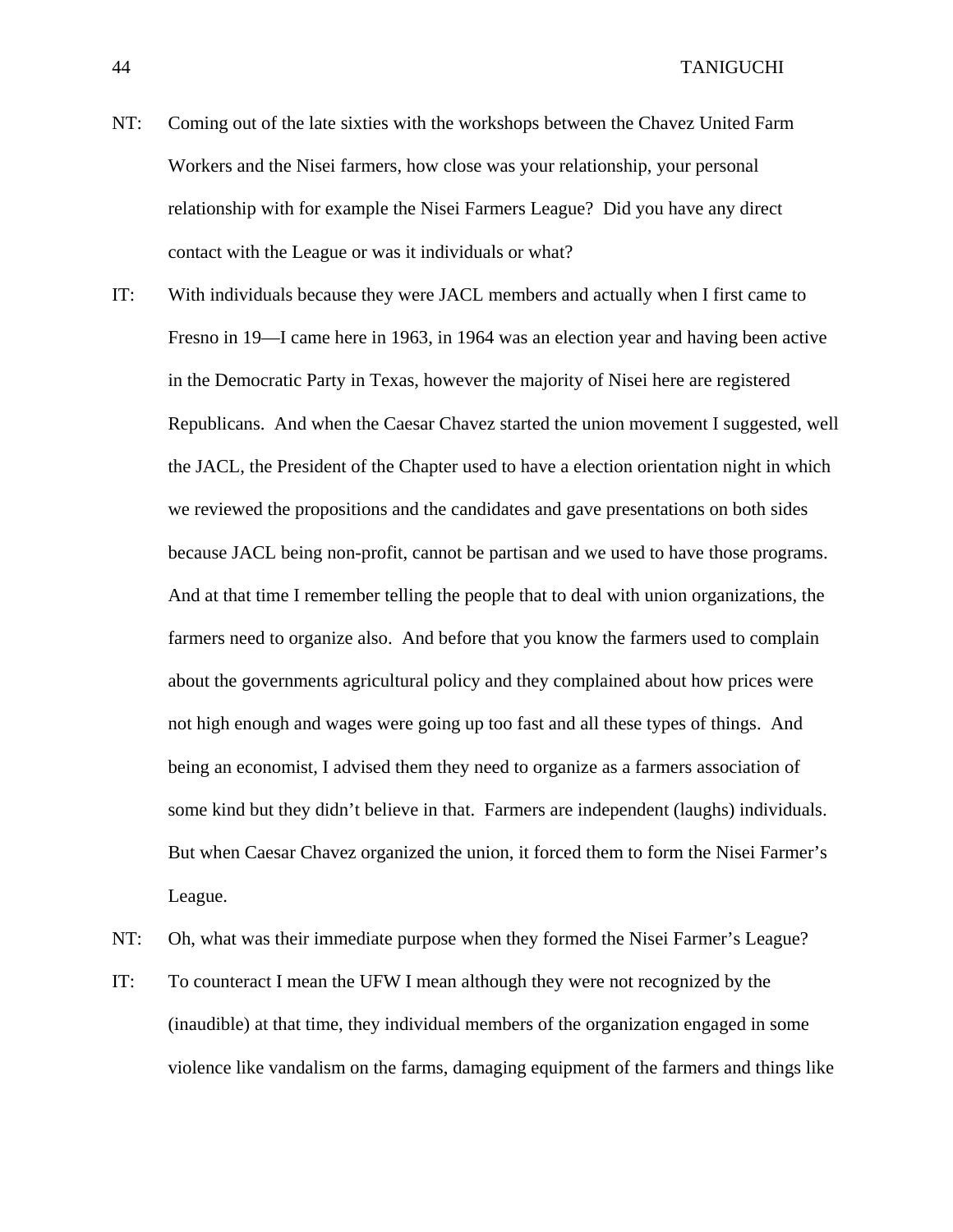NT: Coming out of the late sixties with the workshops between the Chavez United Farm Workers and the Nisei farmers, how close was your relationship, your personal relationship with for example the Nisei Farmers League? Did you have any direct contact with the League or was it individuals or what?

IT: With individuals because they were JACL members and actually when I first came to Fresno in 19—I came here in 1963, in 1964 was an election year and having been active in the Democratic Party in Texas, however the majority of Nisei here are registered Republicans. And when the Caesar Chavez started the union movement I suggested, well the JACL, the President of the Chapter used to have a election orientation night in which we reviewed the propositions and the candidates and gave presentations on both sides because JACL being non-profit, cannot be partisan and we used to have those programs. And at that time I remember telling the people that to deal with union organizations, the farmers need to organize also. And before that you know the farmers used to complain about the governments agricultural policy and they complained about how prices were not high enough and wages were going up too fast and all these types of things. And being an economist, I advised them they need to organize as a farmers association of some kind but they didn't believe in that. Farmers are independent (laughs) individuals. But when Caesar Chavez organized the union, it forced them to form the Nisei Farmer's League.

NT: Oh, what was their immediate purpose when they formed the Nisei Farmer's League?

IT: To counteract I mean the UFW I mean although they were not recognized by the (inaudible) at that time, they individual members of the organization engaged in some violence like vandalism on the farms, damaging equipment of the farmers and things like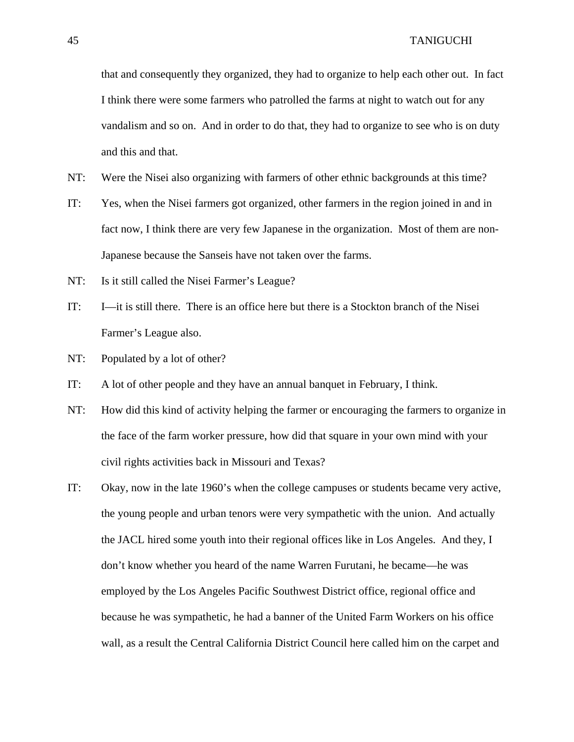that and consequently they organized, they had to organize to help each other out. In fact I think there were some farmers who patrolled the farms at night to watch out for any vandalism and so on. And in order to do that, they had to organize to see who is on duty and this and that.

NT: Were the Nisei also organizing with farmers of other ethnic backgrounds at this time?

IT: Yes, when the Nisei farmers got organized, other farmers in the region joined in and in fact now, I think there are very few Japanese in the organization. Most of them are non-Japanese because the Sanseis have not taken over the farms.

NT: Is it still called the Nisei Farmer's League?

IT: I—it is still there. There is an office here but there is a Stockton branch of the Nisei Farmer's League also.

NT: Populated by a lot of other?

IT: A lot of other people and they have an annual banquet in February, I think.

NT: How did this kind of activity helping the farmer or encouraging the farmers to organize in the face of the farm worker pressure, how did that square in your own mind with your civil rights activities back in Missouri and Texas?

IT: Okay, now in the late 1960's when the college campuses or students became very active, the young people and urban tenors were very sympathetic with the union. And actually the JACL hired some youth into their regional offices like in Los Angeles. And they, I don't know whether you heard of the name Warren Furutani, he became—he was employed by the Los Angeles Pacific Southwest District office, regional office and because he was sympathetic, he had a banner of the United Farm Workers on his office wall, as a result the Central California District Council here called him on the carpet and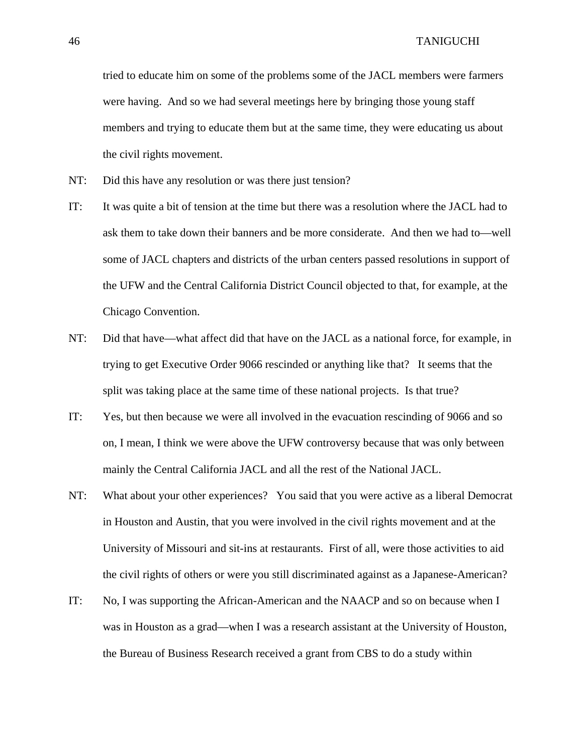tried to educate him on some of the problems some of the JACL members were farmers were having. And so we had several meetings here by bringing those young staff members and trying to educate them but at the same time, they were educating us about the civil rights movement.

NT: Did this have any resolution or was there just tension?

IT: It was quite a bit of tension at the time but there was a resolution where the JACL had to ask them to take down their banners and be more considerate. And then we had to—well some of JACL chapters and districts of the urban centers passed resolutions in support of the UFW and the Central California District Council objected to that, for example, at the Chicago Convention.

NT: Did that have—what affect did that have on the JACL as a national force, for example, in trying to get Executive Order 9066 rescinded or anything like that? It seems that the split was taking place at the same time of these national projects. Is that true?

IT: Yes, but then because we were all involved in the evacuation rescinding of 9066 and so on, I mean, I think we were above the UFW controversy because that was only between mainly the Central California JACL and all the rest of the National JACL.

NT: What about your other experiences? You said that you were active as a liberal Democrat in Houston and Austin, that you were involved in the civil rights movement and at the University of Missouri and sit-ins at restaurants. First of all, were those activities to aid the civil rights of others or were you still discriminated against as a Japanese-American?

IT: No, I was supporting the African-American and the NAACP and so on because when I was in Houston as a grad—when I was a research assistant at the University of Houston, the Bureau of Business Research received a grant from CBS to do a study within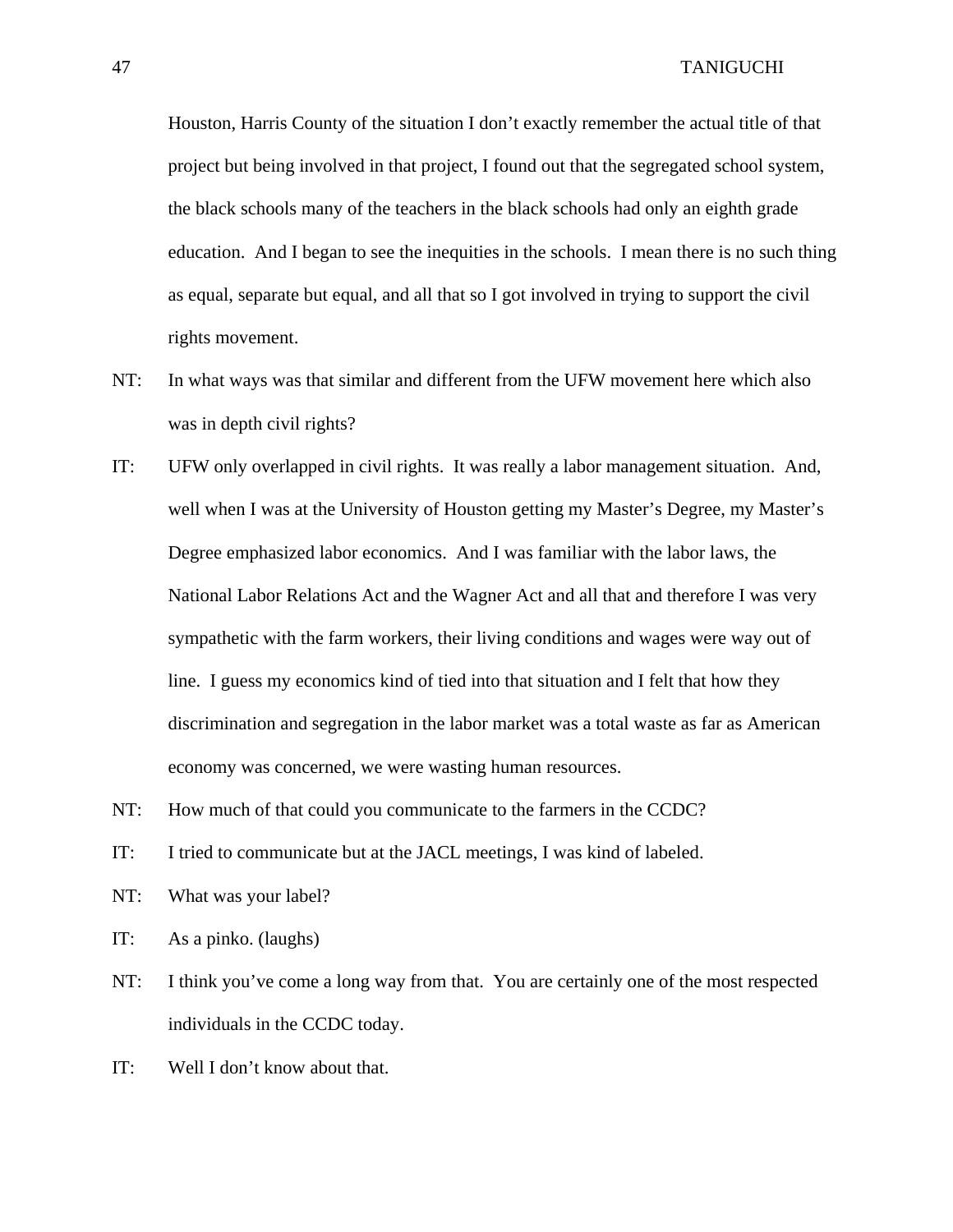Houston, Harris County of the situation I don't exactly remember the actual title of that project but being involved in that project, I found out that the segregated school system, the black schools many of the teachers in the black schools had only an eighth grade education. And I began to see the inequities in the schools. I mean there is no such thing as equal, separate but equal, and all that so I got involved in trying to support the civil rights movement.

NT: In what ways was that similar and different from the UFW movement here which also was in depth civil rights?

IT: UFW only overlapped in civil rights. It was really a labor management situation. And, well when I was at the University of Houston getting my Master's Degree, my Master's Degree emphasized labor economics. And I was familiar with the labor laws, the National Labor Relations Act and the Wagner Act and all that and therefore I was very sympathetic with the farm workers, their living conditions and wages were way out of line. I guess my economics kind of tied into that situation and I felt that how they discrimination and segregation in the labor market was a total waste as far as American economy was concerned, we were wasting human resources.

NT: How much of that could you communicate to the farmers in the CCDC?

IT: I tried to communicate but at the JACL meetings, I was kind of labeled.

NT: What was your label?

IT: As a pinko. (laughs)

NT: I think you've come a long way from that. You are certainly one of the most respected individuals in the CCDC today.

IT: Well I don't know about that.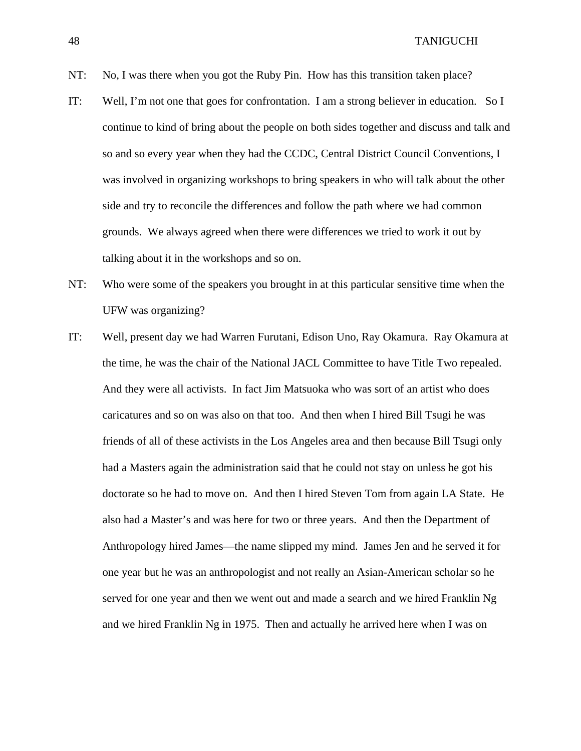NT: No, I was there when you got the Ruby Pin. How has this transition taken place?

IT: Well, I'm not one that goes for confrontation. I am a strong believer in education. So I continue to kind of bring about the people on both sides together and discuss and talk and so and so every year when they had the CCDC, Central District Council Conventions, I was involved in organizing workshops to bring speakers in who will talk about the other side and try to reconcile the differences and follow the path where we had common grounds. We always agreed when there were differences we tried to work it out by talking about it in the workshops and so on.

NT: Who were some of the speakers you brought in at this particular sensitive time when the UFW was organizing?

IT: Well, present day we had Warren Furutani, Edison Uno, Ray Okamura. Ray Okamura at the time, he was the chair of the National JACL Committee to have Title Two repealed. And they were all activists. In fact Jim Matsuoka who was sort of an artist who does caricatures and so on was also on that too. And then when I hired Bill Tsugi he was friends of all of these activists in the Los Angeles area and then because Bill Tsugi only had a Masters again the administration said that he could not stay on unless he got his doctorate so he had to move on. And then I hired Steven Tom from again LA State. He also had a Master's and was here for two or three years. And then the Department of Anthropology hired James—the name slipped my mind. James Jen and he served it for one year but he was an anthropologist and not really an Asian-American scholar so he served for one year and then we went out and made a search and we hired Franklin Ng and we hired Franklin Ng in 1975. Then and actually he arrived here when I was on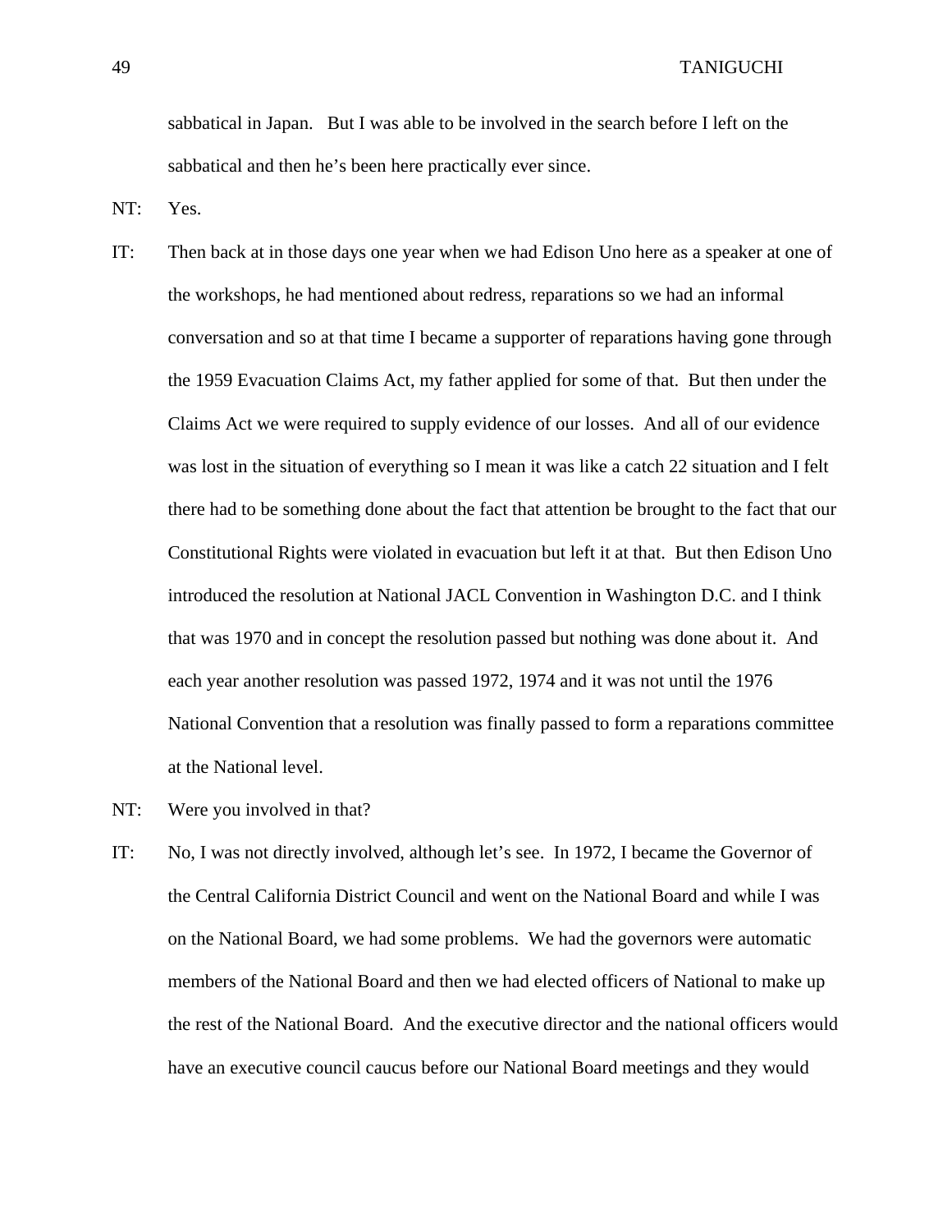sabbatical in Japan.   But I was able to be involved in the search before I left on the sabbatical and then he's been here practically ever since.

NT: Yes.

IT: Then back at in those days one year when we had Edison Uno here as a speaker at one of the workshops, he had mentioned about redress, reparations so we had an informal conversation and so at that time I became a supporter of reparations having gone through the 1959 Evacuation Claims Act, my father applied for some of that.  But then under the Claims Act we were required to supply evidence of our losses.  And all of our evidence was lost in the situation of everything so I mean it was like a catch 22 situation and I felt there had to be something done about the fact that attention be brought to the fact that our Constitutional Rights were violated in evacuation but left it at that.  But then Edison Uno introduced the resolution at National JACL Convention in Washington D.C. and I think that was 1970 and in concept the resolution passed but nothing was done about it.  And each year another resolution was passed 1972, 1974 and it was not until the 1976 National Convention that a resolution was finally passed to form a reparations committee at the National level.

NT: Were you involved in that?

IT: No, I was not directly involved, although let's see.  In 1972, I became the Governor of the Central California District Council and went on the National Board and while I was on the National Board, we had some problems.  We had the governors were automatic members of the National Board and then we had elected officers of National to make up the rest of the National Board.  And the executive director and the national officers would have an executive council caucus before our National Board meetings and they would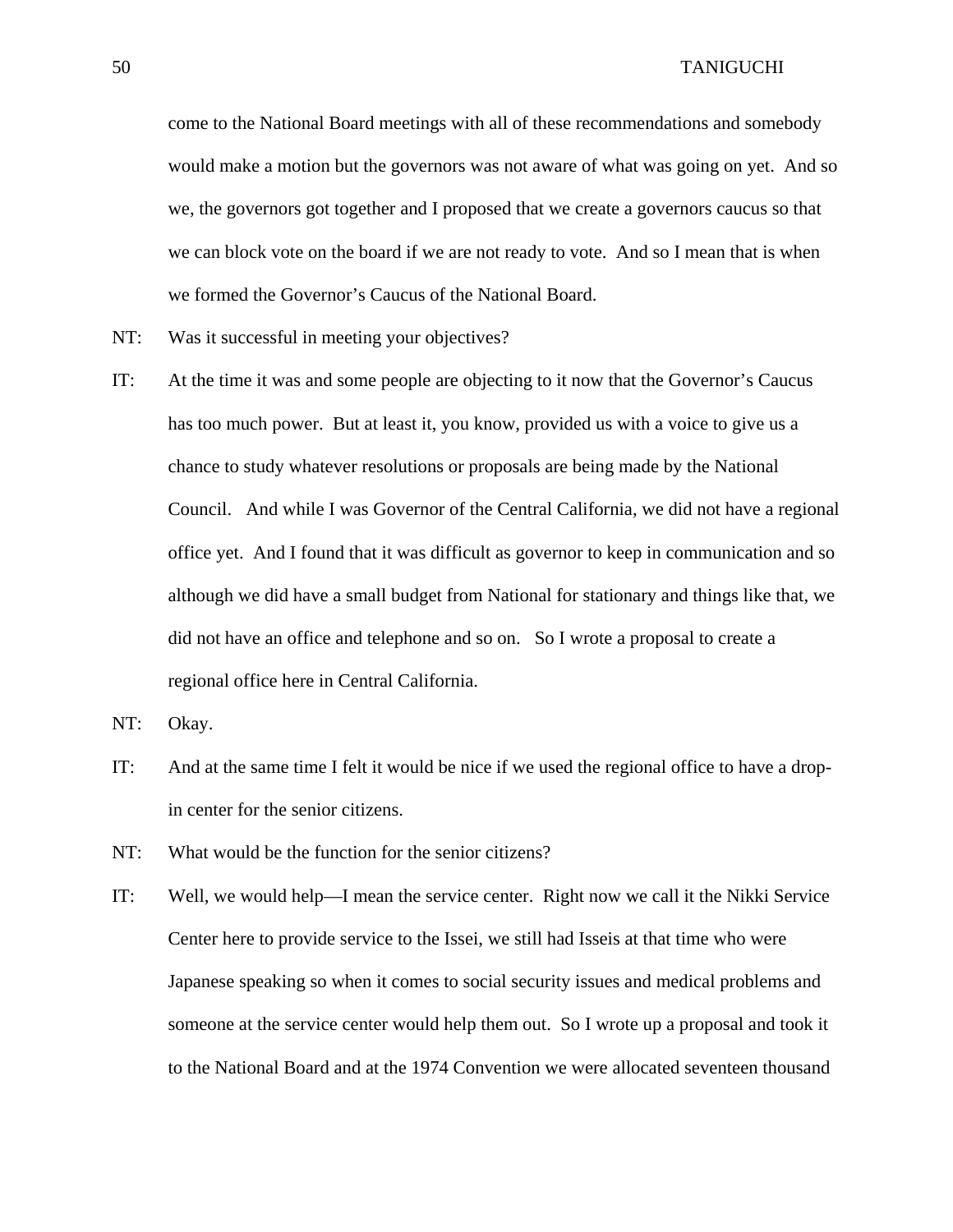come to the National Board meetings with all of these recommendations and somebody would make a motion but the governors was not aware of what was going on yet. And so we, the governors got together and I proposed that we create a governors caucus so that we can block vote on the board if we are not ready to vote. And so I mean that is when we formed the Governor's Caucus of the National Board.

NT: Was it successful in meeting your objectives?

IT: At the time it was and some people are objecting to it now that the Governor's Caucus has too much power. But at least it, you know, provided us with a voice to give us a chance to study whatever resolutions or proposals are being made by the National Council. And while I was Governor of the Central California, we did not have a regional office yet. And I found that it was difficult as governor to keep in communication and so although we did have a small budget from National for stationary and things like that, we did not have an office and telephone and so on. So I wrote a proposal to create a regional office here in Central California.

NT: Okay.

IT: And at the same time I felt it would be nice if we used the regional office to have a drop-in center for the senior citizens.

NT: What would be the function for the senior citizens?

IT: Well, we would help—I mean the service center. Right now we call it the Nikki Service Center here to provide service to the Issei, we still had Isseis at that time who were Japanese speaking so when it comes to social security issues and medical problems and someone at the service center would help them out. So I wrote up a proposal and took it to the National Board and at the 1974 Convention we were allocated seventeen thousand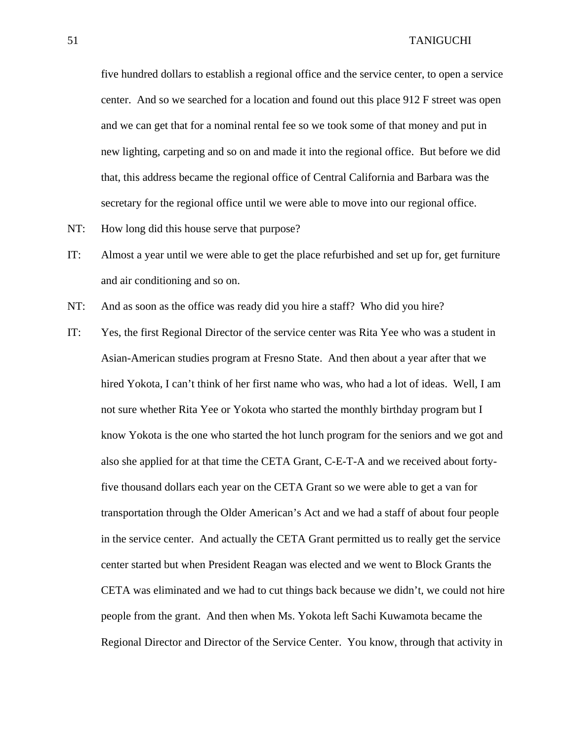five hundred dollars to establish a regional office and the service center, to open a service center. And so we searched for a location and found out this place 912 F street was open and we can get that for a nominal rental fee so we took some of that money and put in new lighting, carpeting and so on and made it into the regional office. But before we did that, this address became the regional office of Central California and Barbara was the secretary for the regional office until we were able to move into our regional office.

NT: How long did this house serve that purpose?

IT: Almost a year until we were able to get the place refurbished and set up for, get furniture and air conditioning and so on.

NT: And as soon as the office was ready did you hire a staff? Who did you hire?

IT: Yes, the first Regional Director of the service center was Rita Yee who was a student in Asian-American studies program at Fresno State. And then about a year after that we hired Yokota, I can't think of her first name who was, who had a lot of ideas. Well, I am not sure whether Rita Yee or Yokota who started the monthly birthday program but I know Yokota is the one who started the hot lunch program for the seniors and we got and also she applied for at that time the CETA Grant, C-E-T-A and we received about forty-five thousand dollars each year on the CETA Grant so we were able to get a van for transportation through the Older American's Act and we had a staff of about four people in the service center. And actually the CETA Grant permitted us to really get the service center started but when President Reagan was elected and we went to Block Grants the CETA was eliminated and we had to cut things back because we didn't, we could not hire people from the grant. And then when Ms. Yokota left Sachi Kuwamota became the Regional Director and Director of the Service Center. You know, through that activity in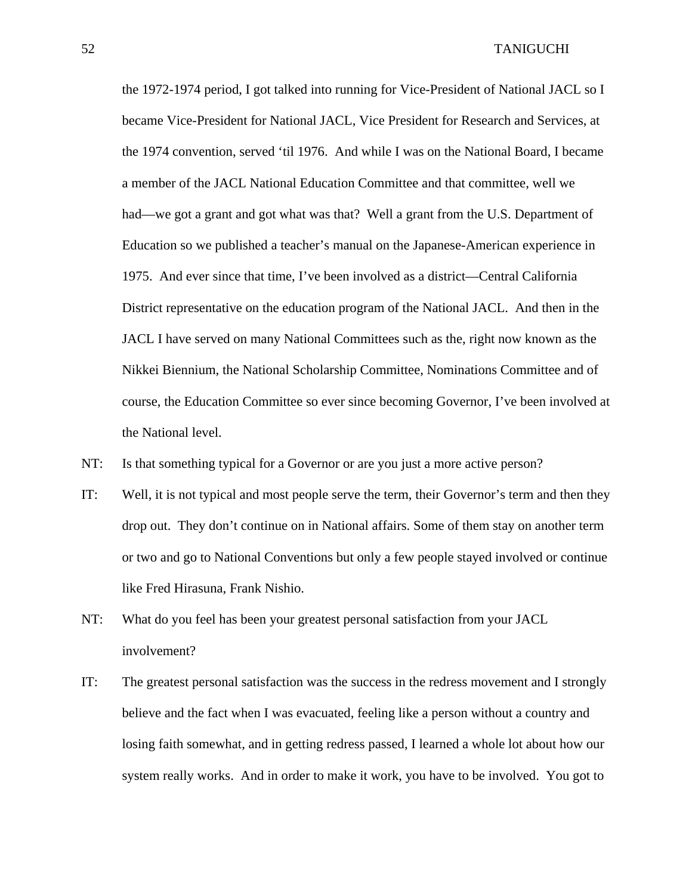the 1972-1974 period, I got talked into running for Vice-President of National JACL so I became Vice-President for National JACL, Vice President for Research and Services, at the 1974 convention, served 'til 1976. And while I was on the National Board, I became a member of the JACL National Education Committee and that committee, well we had—we got a grant and got what was that? Well a grant from the U.S. Department of Education so we published a teacher's manual on the Japanese-American experience in 1975. And ever since that time, I've been involved as a district—Central California District representative on the education program of the National JACL. And then in the JACL I have served on many National Committees such as the, right now known as the Nikkei Biennium, the National Scholarship Committee, Nominations Committee and of course, the Education Committee so ever since becoming Governor, I've been involved at the National level.

NT: Is that something typical for a Governor or are you just a more active person?

IT: Well, it is not typical and most people serve the term, their Governor's term and then they drop out. They don't continue on in National affairs. Some of them stay on another term or two and go to National Conventions but only a few people stayed involved or continue like Fred Hirasuna, Frank Nishio.

NT: What do you feel has been your greatest personal satisfaction from your JACL involvement?

IT: The greatest personal satisfaction was the success in the redress movement and I strongly believe and the fact when I was evacuated, feeling like a person without a country and losing faith somewhat, and in getting redress passed, I learned a whole lot about how our system really works. And in order to make it work, you have to be involved. You got to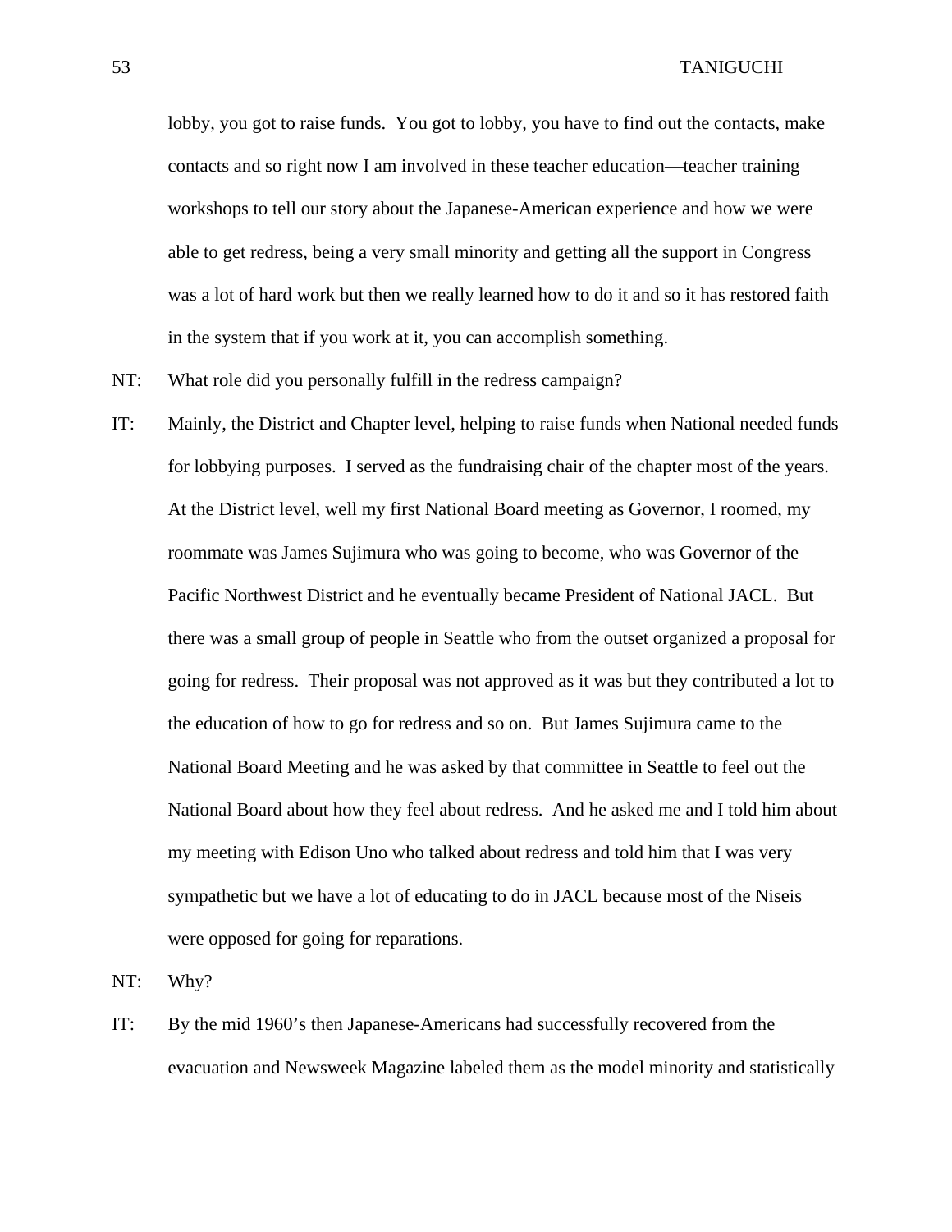lobby, you got to raise funds. You got to lobby, you have to find out the contacts, make contacts and so right now I am involved in these teacher education—teacher training workshops to tell our story about the Japanese-American experience and how we were able to get redress, being a very small minority and getting all the support in Congress was a lot of hard work but then we really learned how to do it and so it has restored faith in the system that if you work at it, you can accomplish something.

NT: What role did you personally fulfill in the redress campaign?

IT: Mainly, the District and Chapter level, helping to raise funds when National needed funds for lobbying purposes. I served as the fundraising chair of the chapter most of the years. At the District level, well my first National Board meeting as Governor, I roomed, my roommate was James Sujimura who was going to become, who was Governor of the Pacific Northwest District and he eventually became President of National JACL. But there was a small group of people in Seattle who from the outset organized a proposal for going for redress. Their proposal was not approved as it was but they contributed a lot to the education of how to go for redress and so on. But James Sujimura came to the National Board Meeting and he was asked by that committee in Seattle to feel out the National Board about how they feel about redress. And he asked me and I told him about my meeting with Edison Uno who talked about redress and told him that I was very sympathetic but we have a lot of educating to do in JACL because most of the Niseis were opposed for going for reparations.

NT: Why?

IT: By the mid 1960's then Japanese-Americans had successfully recovered from the evacuation and Newsweek Magazine labeled them as the model minority and statistically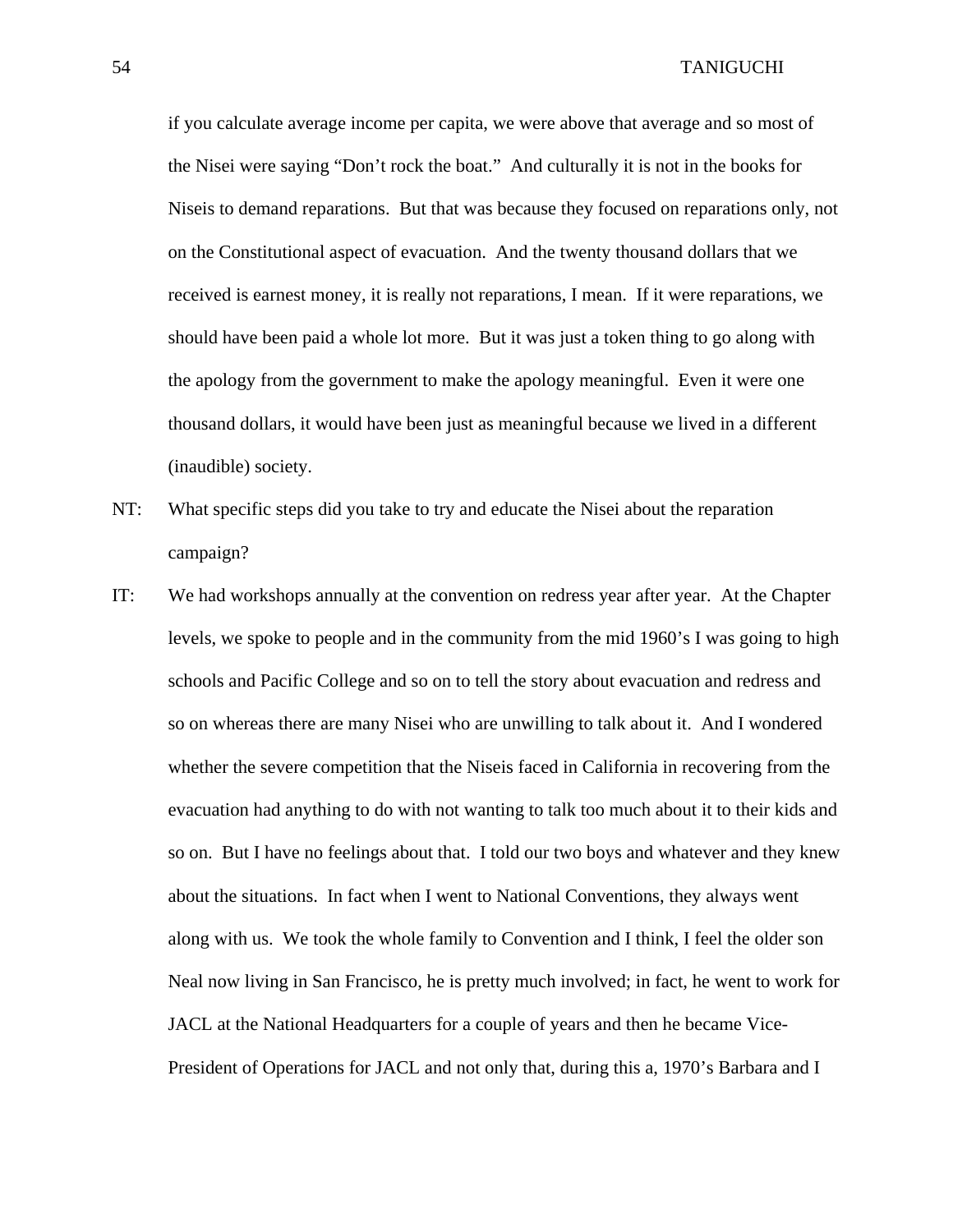if you calculate average income per capita, we were above that average and so most of the Nisei were saying "Don't rock the boat." And culturally it is not in the books for Niseis to demand reparations. But that was because they focused on reparations only, not on the Constitutional aspect of evacuation. And the twenty thousand dollars that we received is earnest money, it is really not reparations, I mean. If it were reparations, we should have been paid a whole lot more. But it was just a token thing to go along with the apology from the government to make the apology meaningful. Even it were one thousand dollars, it would have been just as meaningful because we lived in a different (inaudible) society.

NT: What specific steps did you take to try and educate the Nisei about the reparation campaign?

IT: We had workshops annually at the convention on redress year after year. At the Chapter levels, we spoke to people and in the community from the mid 1960's I was going to high schools and Pacific College and so on to tell the story about evacuation and redress and so on whereas there are many Nisei who are unwilling to talk about it. And I wondered whether the severe competition that the Niseis faced in California in recovering from the evacuation had anything to do with not wanting to talk too much about it to their kids and so on. But I have no feelings about that. I told our two boys and whatever and they knew about the situations. In fact when I went to National Conventions, they always went along with us. We took the whole family to Convention and I think, I feel the older son Neal now living in San Francisco, he is pretty much involved; in fact, he went to work for JACL at the National Headquarters for a couple of years and then he became Vice-President of Operations for JACL and not only that, during this a, 1970's Barbara and I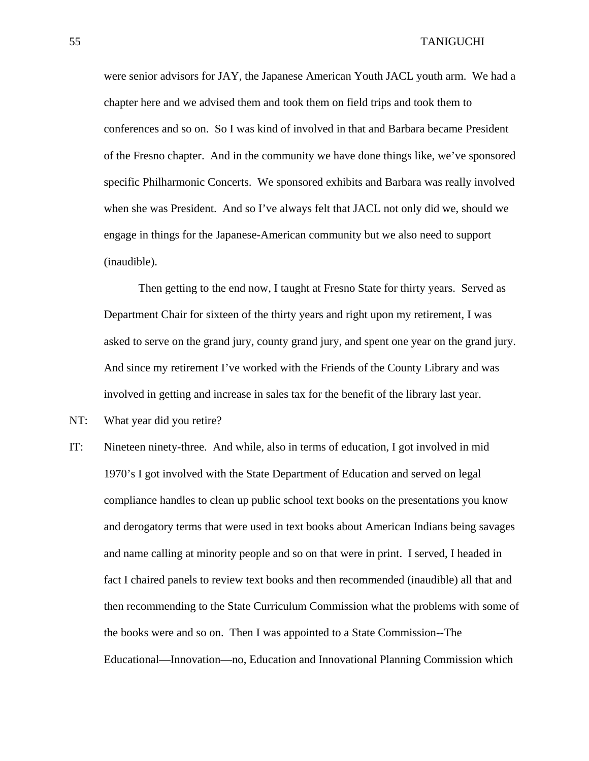were senior advisors for JAY, the Japanese American Youth JACL youth arm. We had a chapter here and we advised them and took them on field trips and took them to conferences and so on. So I was kind of involved in that and Barbara became President of the Fresno chapter. And in the community we have done things like, we've sponsored specific Philharmonic Concerts. We sponsored exhibits and Barbara was really involved when she was President. And so I've always felt that JACL not only did we, should we engage in things for the Japanese-American community but we also need to support (inaudible).

Then getting to the end now, I taught at Fresno State for thirty years. Served as Department Chair for sixteen of the thirty years and right upon my retirement, I was asked to serve on the grand jury, county grand jury, and spent one year on the grand jury. And since my retirement I've worked with the Friends of the County Library and was involved in getting and increase in sales tax for the benefit of the library last year.

NT: What year did you retire?

IT: Nineteen ninety-three. And while, also in terms of education, I got involved in mid 1970's I got involved with the State Department of Education and served on legal compliance handles to clean up public school text books on the presentations you know and derogatory terms that were used in text books about American Indians being savages and name calling at minority people and so on that were in print. I served, I headed in fact I chaired panels to review text books and then recommended (inaudible) all that and then recommending to the State Curriculum Commission what the problems with some of the books were and so on. Then I was appointed to a State Commission--The Educational—Innovation—no, Education and Innovational Planning Commission which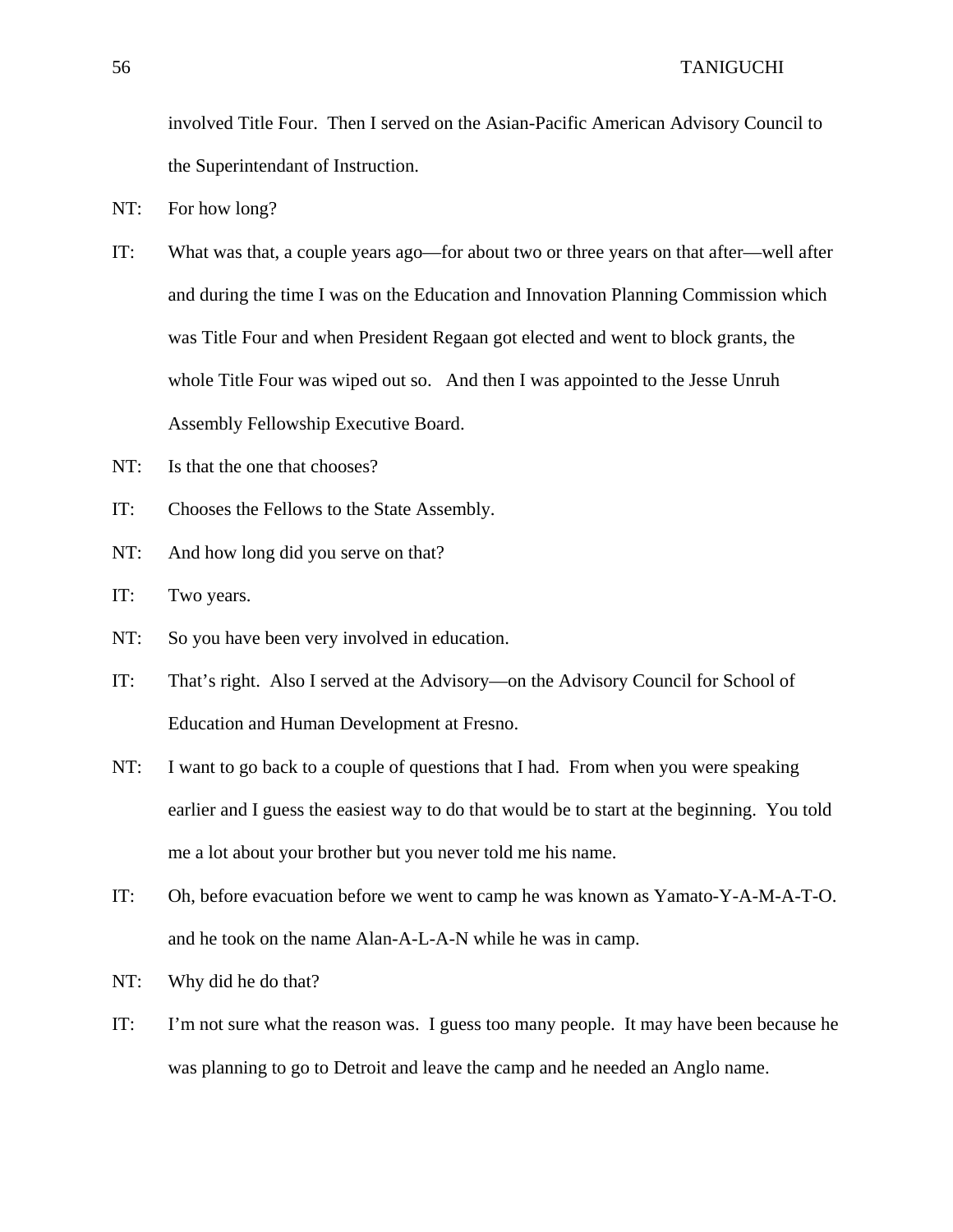involved Title Four. Then I served on the Asian-Pacific American Advisory Council to the Superintendant of Instruction.

NT: For how long?

IT: What was that, a couple years ago—for about two or three years on that after—well after and during the time I was on the Education and Innovation Planning Commission which was Title Four and when President Regaan got elected and went to block grants, the whole Title Four was wiped out so. And then I was appointed to the Jesse Unruh Assembly Fellowship Executive Board.

NT: Is that the one that chooses?

IT: Chooses the Fellows to the State Assembly.

NT: And how long did you serve on that?

IT: Two years.

NT: So you have been very involved in education.

IT: That's right. Also I served at the Advisory—on the Advisory Council for School of Education and Human Development at Fresno.

NT: I want to go back to a couple of questions that I had. From when you were speaking earlier and I guess the easiest way to do that would be to start at the beginning. You told me a lot about your brother but you never told me his name.

IT: Oh, before evacuation before we went to camp he was known as Yamato-Y-A-M-A-T-O. and he took on the name Alan-A-L-A-N while he was in camp.

NT: Why did he do that?

IT: I'm not sure what the reason was. I guess too many people. It may have been because he was planning to go to Detroit and leave the camp and he needed an Anglo name.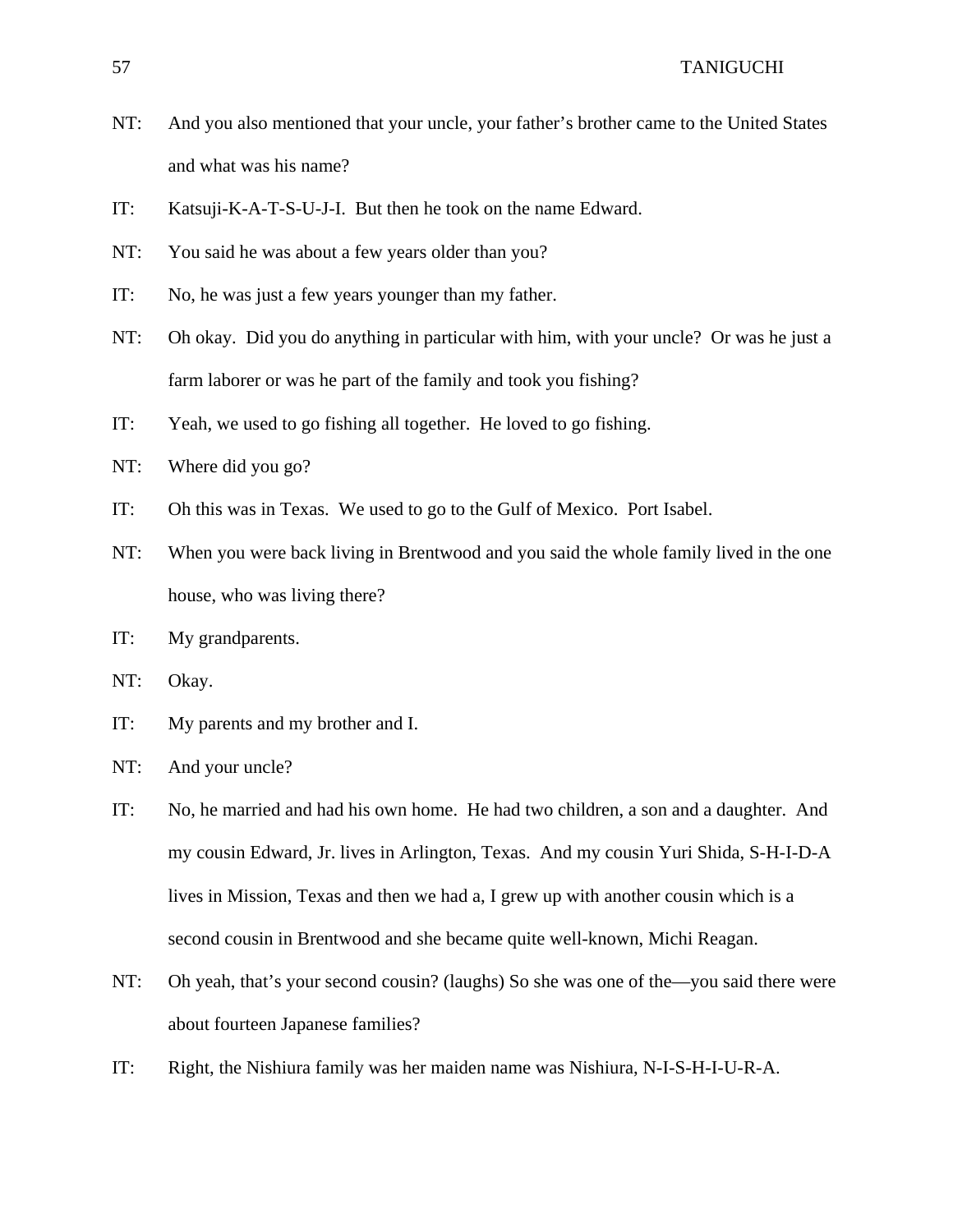NT: And you also mentioned that your uncle, your father's brother came to the United States and what was his name?

IT: Katsuji-K-A-T-S-U-J-I. But then he took on the name Edward.

NT: You said he was about a few years older than you?

IT: No, he was just a few years younger than my father.

NT: Oh okay. Did you do anything in particular with him, with your uncle? Or was he just a farm laborer or was he part of the family and took you fishing?

IT: Yeah, we used to go fishing all together. He loved to go fishing.

NT: Where did you go?

IT: Oh this was in Texas. We used to go to the Gulf of Mexico. Port Isabel.

NT: When you were back living in Brentwood and you said the whole family lived in the one house, who was living there?

IT: My grandparents.

NT: Okay.

IT: My parents and my brother and I.

NT: And your uncle?

IT: No, he married and had his own home. He had two children, a son and a daughter. And my cousin Edward, Jr. lives in Arlington, Texas. And my cousin Yuri Shida, S-H-I-D-A lives in Mission, Texas and then we had a, I grew up with another cousin which is a second cousin in Brentwood and she became quite well-known, Michi Reagan.

NT: Oh yeah, that's your second cousin? (laughs) So she was one of the—you said there were about fourteen Japanese families?

IT: Right, the Nishiura family was her maiden name was Nishiura, N-I-S-H-I-U-R-A.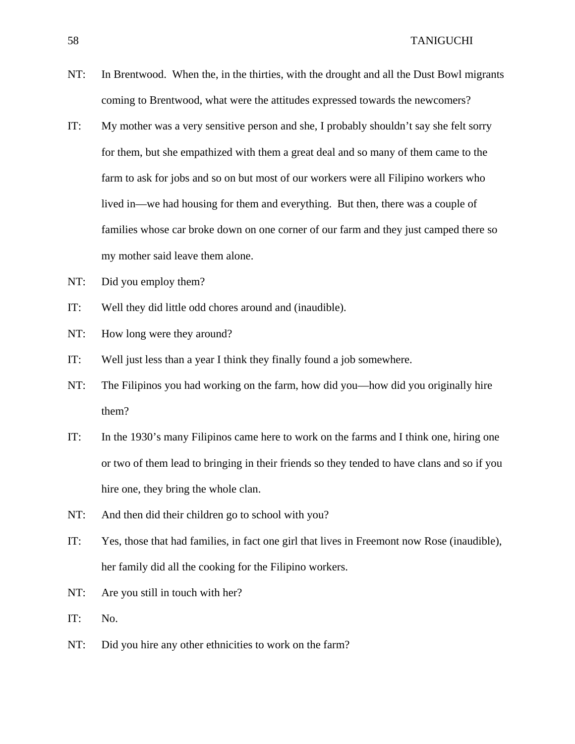NT: In Brentwood. When the, in the thirties, with the drought and all the Dust Bowl migrants coming to Brentwood, what were the attitudes expressed towards the newcomers?

IT: My mother was a very sensitive person and she, I probably shouldn't say she felt sorry for them, but she empathized with them a great deal and so many of them came to the farm to ask for jobs and so on but most of our workers were all Filipino workers who lived in—we had housing for them and everything. But then, there was a couple of families whose car broke down on one corner of our farm and they just camped there so my mother said leave them alone.

NT: Did you employ them?

IT: Well they did little odd chores around and (inaudible).

NT: How long were they around?

IT: Well just less than a year I think they finally found a job somewhere.

NT: The Filipinos you had working on the farm, how did you—how did you originally hire them?

IT: In the 1930's many Filipinos came here to work on the farms and I think one, hiring one or two of them lead to bringing in their friends so they tended to have clans and so if you hire one, they bring the whole clan.

NT: And then did their children go to school with you?

IT: Yes, those that had families, in fact one girl that lives in Freemont now Rose (inaudible), her family did all the cooking for the Filipino workers.

NT: Are you still in touch with her?

IT: No.

NT: Did you hire any other ethnicities to work on the farm?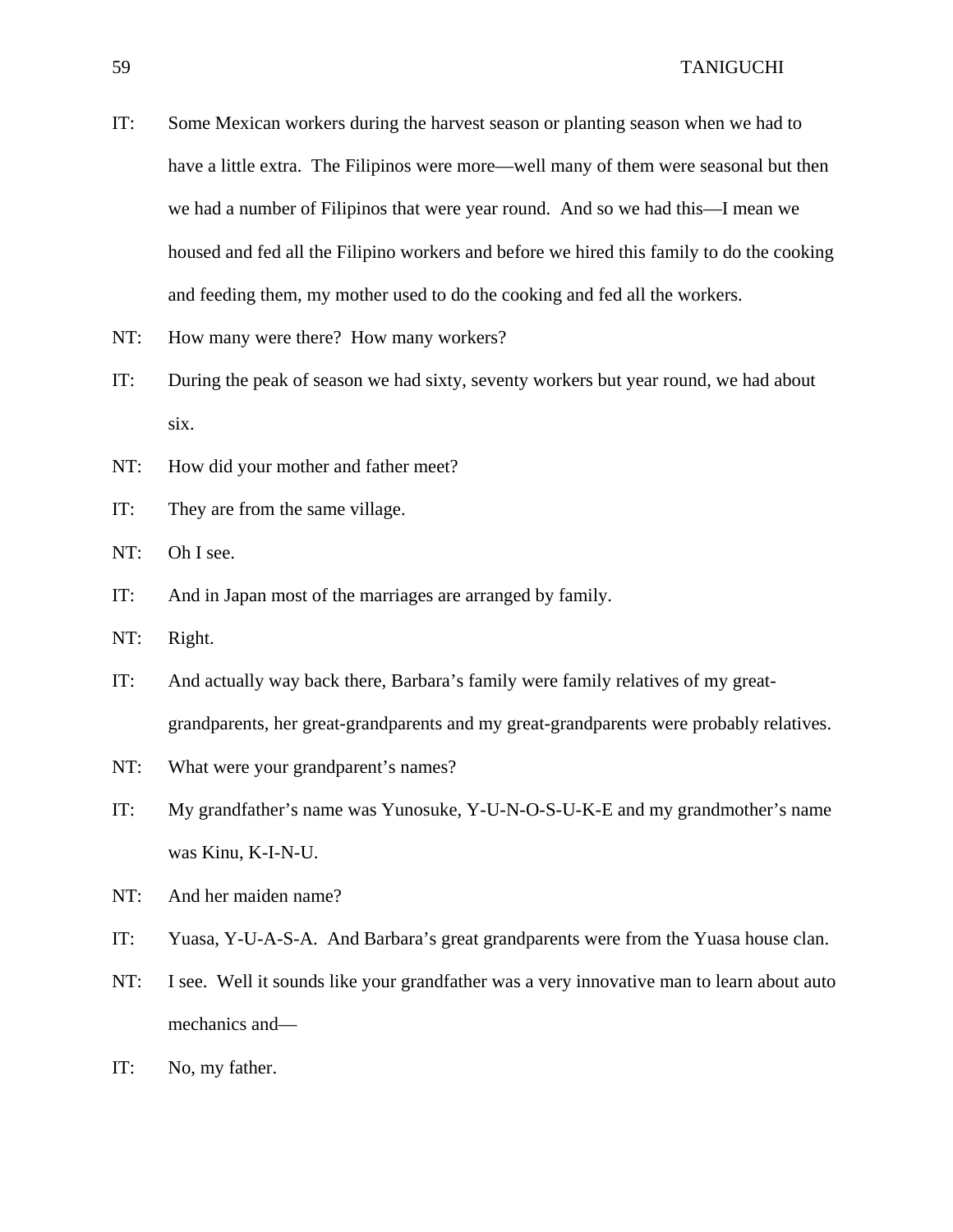IT: Some Mexican workers during the harvest season or planting season when we had to have a little extra. The Filipinos were more—well many of them were seasonal but then we had a number of Filipinos that were year round. And so we had this—I mean we housed and fed all the Filipino workers and before we hired this family to do the cooking and feeding them, my mother used to do the cooking and fed all the workers.

NT: How many were there? How many workers?

IT: During the peak of season we had sixty, seventy workers but year round, we had about six.

NT: How did your mother and father meet?

IT: They are from the same village.

NT: Oh I see.

IT: And in Japan most of the marriages are arranged by family.

NT: Right.

IT: And actually way back there, Barbara's family were family relatives of my great-grandparents, her great-grandparents and my great-grandparents were probably relatives.

NT: What were your grandparent's names?

IT: My grandfather's name was Yunosuke, Y-U-N-O-S-U-K-E and my grandmother's name was Kinu, K-I-N-U.

NT: And her maiden name?

IT: Yuasa, Y-U-A-S-A. And Barbara's great grandparents were from the Yuasa house clan.

NT: I see. Well it sounds like your grandfather was a very innovative man to learn about auto mechanics and—

IT: No, my father.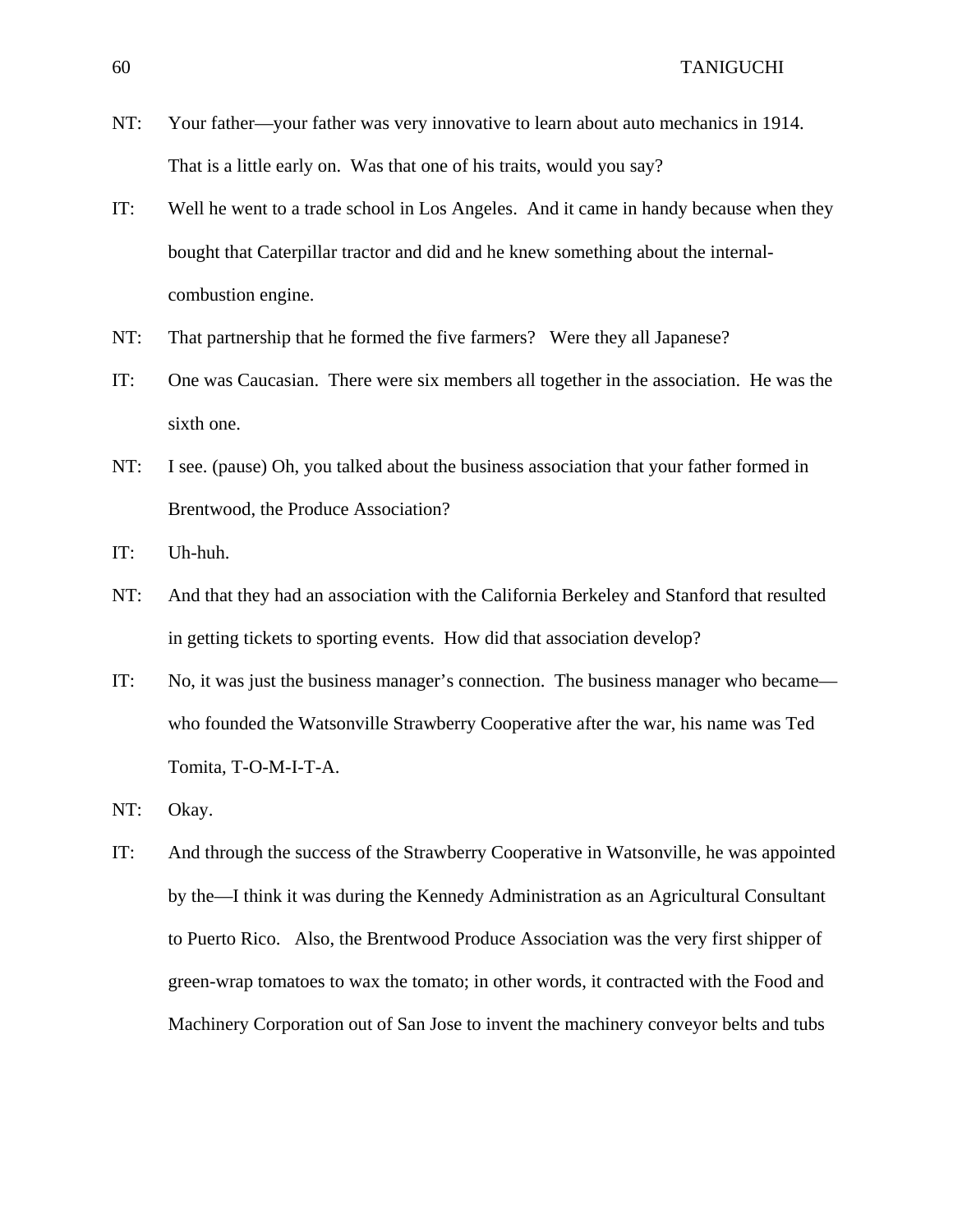NT: Your father—your father was very innovative to learn about auto mechanics in 1914. That is a little early on. Was that one of his traits, would you say?

IT: Well he went to a trade school in Los Angeles. And it came in handy because when they bought that Caterpillar tractor and did and he knew something about the internal-combustion engine.

NT: That partnership that he formed the five farmers? Were they all Japanese?

IT: One was Caucasian. There were six members all together in the association. He was the sixth one.

NT: I see. (pause) Oh, you talked about the business association that your father formed in Brentwood, the Produce Association?

IT: Uh-huh.

NT: And that they had an association with the California Berkeley and Stanford that resulted in getting tickets to sporting events. How did that association develop?

IT: No, it was just the business manager's connection. The business manager who became—who founded the Watsonville Strawberry Cooperative after the war, his name was Ted Tomita, T-O-M-I-T-A.

NT: Okay.

IT: And through the success of the Strawberry Cooperative in Watsonville, he was appointed by the—I think it was during the Kennedy Administration as an Agricultural Consultant to Puerto Rico. Also, the Brentwood Produce Association was the very first shipper of green-wrap tomatoes to wax the tomato; in other words, it contracted with the Food and Machinery Corporation out of San Jose to invent the machinery conveyor belts and tubs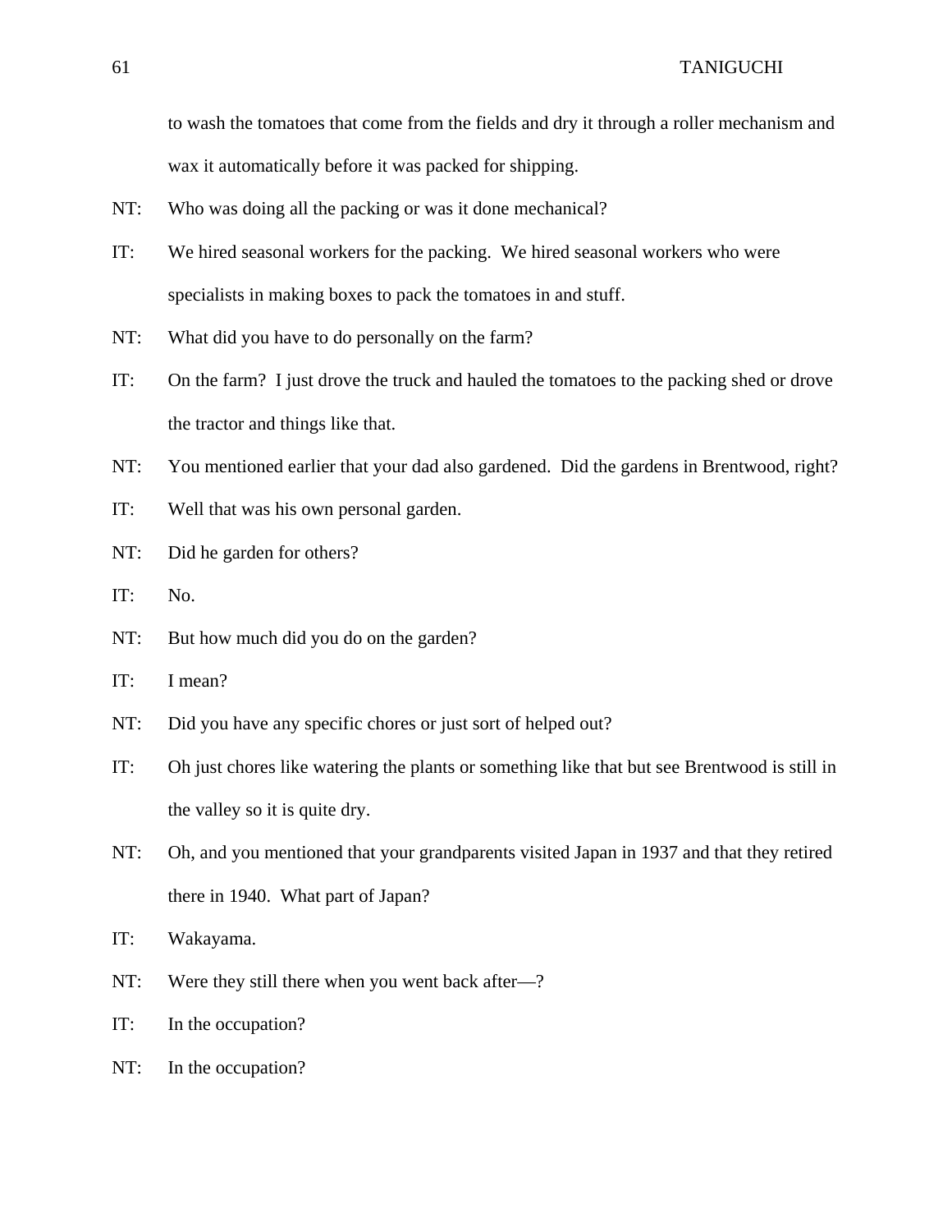to wash the tomatoes that come from the fields and dry it through a roller mechanism and wax it automatically before it was packed for shipping.

NT: Who was doing all the packing or was it done mechanical?

IT: We hired seasonal workers for the packing. We hired seasonal workers who were specialists in making boxes to pack the tomatoes in and stuff.

NT: What did you have to do personally on the farm?

IT: On the farm? I just drove the truck and hauled the tomatoes to the packing shed or drove the tractor and things like that.

NT: You mentioned earlier that your dad also gardened. Did the gardens in Brentwood, right?

IT: Well that was his own personal garden.

NT: Did he garden for others?

IT: No.

NT: But how much did you do on the garden?

IT: I mean?

NT: Did you have any specific chores or just sort of helped out?

IT: Oh just chores like watering the plants or something like that but see Brentwood is still in the valley so it is quite dry.

NT: Oh, and you mentioned that your grandparents visited Japan in 1937 and that they retired there in 1940. What part of Japan?

IT: Wakayama.

NT: Were they still there when you went back after—?

IT: In the occupation?

NT: In the occupation?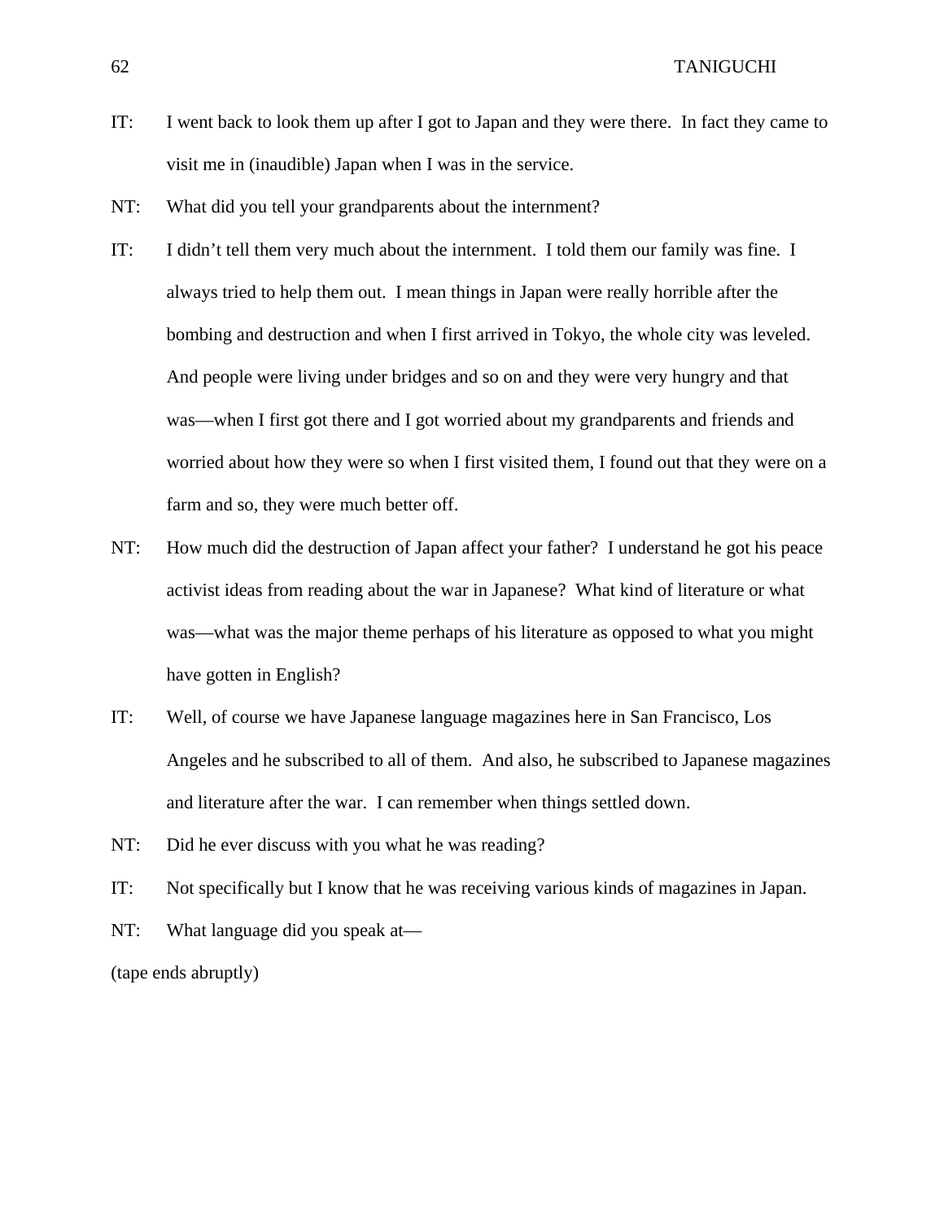IT: I went back to look them up after I got to Japan and they were there. In fact they came to visit me in (inaudible) Japan when I was in the service.

NT: What did you tell your grandparents about the internment?

IT: I didn't tell them very much about the internment. I told them our family was fine. I always tried to help them out. I mean things in Japan were really horrible after the bombing and destruction and when I first arrived in Tokyo, the whole city was leveled. And people were living under bridges and so on and they were very hungry and that was—when I first got there and I got worried about my grandparents and friends and worried about how they were so when I first visited them, I found out that they were on a farm and so, they were much better off.

NT: How much did the destruction of Japan affect your father? I understand he got his peace activist ideas from reading about the war in Japanese? What kind of literature or what was—what was the major theme perhaps of his literature as opposed to what you might have gotten in English?

IT: Well, of course we have Japanese language magazines here in San Francisco, Los Angeles and he subscribed to all of them. And also, he subscribed to Japanese magazines and literature after the war. I can remember when things settled down.

NT: Did he ever discuss with you what he was reading?

IT: Not specifically but I know that he was receiving various kinds of magazines in Japan.

NT: What language did you speak at—

(tape ends abruptly)